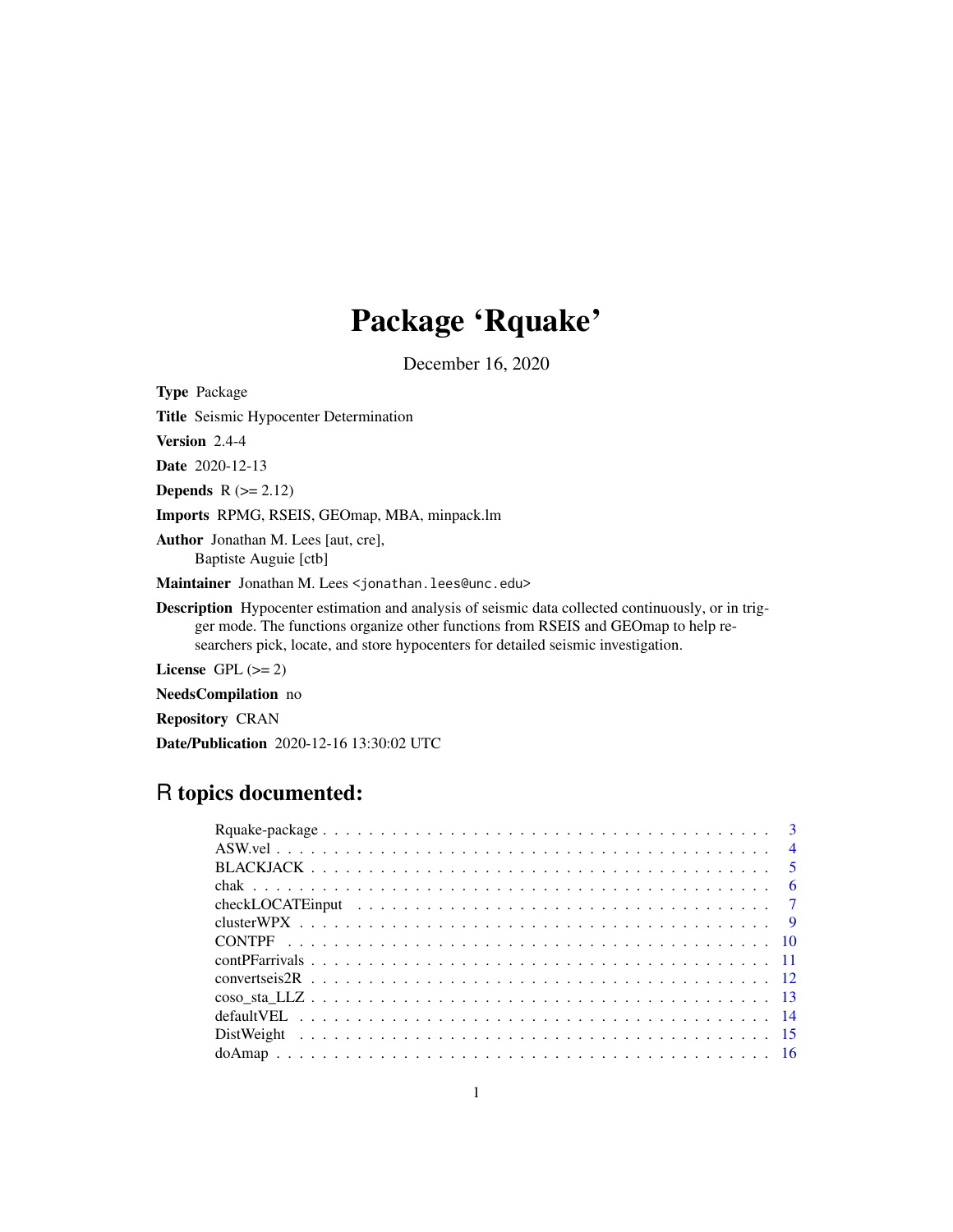# Package 'Rquake'

December 16, 2020

**Type** Package

**Title** Seismic Hypocenter Determination

**Version** 2.4-4

**Date** 2020-12-13

**Depends** R (>= 2.12)

**Imports** RPMG, RSEIS, GEOmap, MBA, minpack.lm

**Author** Jonathan M. Lees [aut, cre],
Baptiste Auguie [ctb]

**Maintainer** Jonathan M. Lees <jonathan.lees@unc.edu>

**Description** Hypocenter estimation and analysis of seismic data collected continuously, or in trigger mode. The functions organize other functions from RSEIS and GEOmap to help researchers pick, locate, and store hypocenters for detailed seismic investigation.

**License** GPL (>= 2)

**NeedsCompilation** no

**Repository** CRAN

**Date/Publication** 2020-12-16 13:30:02 UTC

## R topics documented:

| | |
|---|---|
| Rquake-package | 3 |
| ASW.vel | 4 |
| BLACKJACK | 5 |
| chak | 6 |
| checkLOCATEinput | 7 |
| clusterWPX | 9 |
| CONTPF | 10 |
| contPFarrivals | 11 |
| convertseis2R | 12 |
| coso_sta_LLZ | 13 |
| defaultVEL | 14 |
| DistWeight | 15 |
| doAmap | 16 |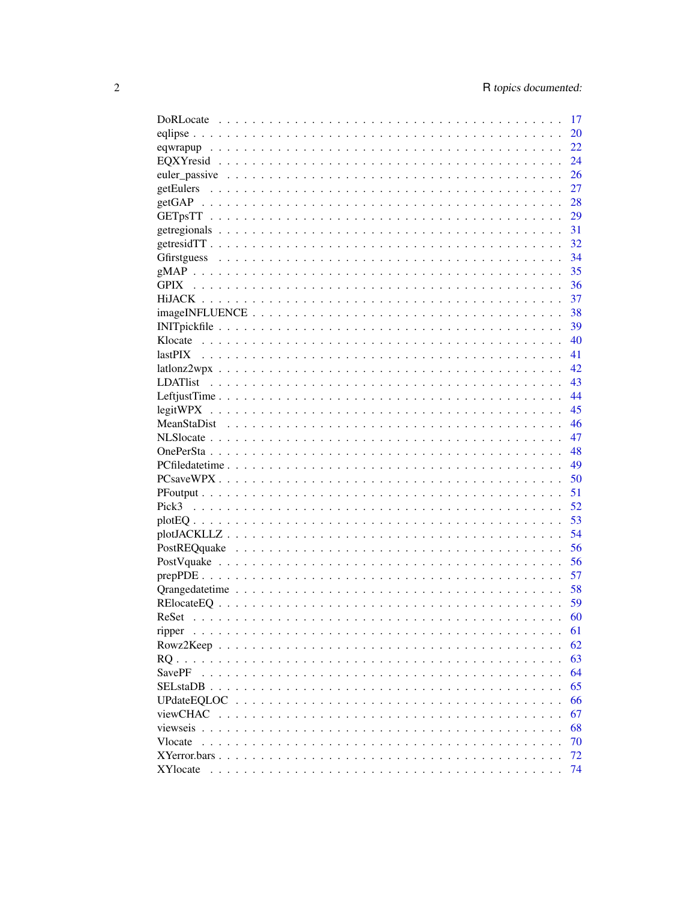DoRLocate . . . . . . . . . . . . . . . . . . . . . . . . . . . . . . . . . . . . . 17
eqlipse . . . . . . . . . . . . . . . . . . . . . . . . . . . . . . . . . . . . . . . 20
eqwrapup . . . . . . . . . . . . . . . . . . . . . . . . . . . . . . . . . . . . . 22
EQXYresid . . . . . . . . . . . . . . . . . . . . . . . . . . . . . . . . . . . . . 24
euler_passive . . . . . . . . . . . . . . . . . . . . . . . . . . . . . . . . . . . 26
getEulers . . . . . . . . . . . . . . . . . . . . . . . . . . . . . . . . . . . . . 27
getGAP . . . . . . . . . . . . . . . . . . . . . . . . . . . . . . . . . . . . . . 28
GETpsTT . . . . . . . . . . . . . . . . . . . . . . . . . . . . . . . . . . . . . . 29
getregionals . . . . . . . . . . . . . . . . . . . . . . . . . . . . . . . . . . . 31
getresidTT . . . . . . . . . . . . . . . . . . . . . . . . . . . . . . . . . . . . 32
Gfirstguess . . . . . . . . . . . . . . . . . . . . . . . . . . . . . . . . . . . . 34
gMAP . . . . . . . . . . . . . . . . . . . . . . . . . . . . . . . . . . . . . . . 35
GPIX . . . . . . . . . . . . . . . . . . . . . . . . . . . . . . . . . . . . . . . 36
HiJACK . . . . . . . . . . . . . . . . . . . . . . . . . . . . . . . . . . . . . . 37
imageINFLUENCE . . . . . . . . . . . . . . . . . . . . . . . . . . . . . . . . . . 38
INITpickfile . . . . . . . . . . . . . . . . . . . . . . . . . . . . . . . . . . . 39
Klocate . . . . . . . . . . . . . . . . . . . . . . . . . . . . . . . . . . . . . . 40
lastPIX . . . . . . . . . . . . . . . . . . . . . . . . . . . . . . . . . . . . . . 41
latlonz2wpx . . . . . . . . . . . . . . . . . . . . . . . . . . . . . . . . . . . . 42
LDATlist . . . . . . . . . . . . . . . . . . . . . . . . . . . . . . . . . . . . . 43
LeftjustTime . . . . . . . . . . . . . . . . . . . . . . . . . . . . . . . . . . . 44
legitWPX . . . . . . . . . . . . . . . . . . . . . . . . . . . . . . . . . . . . . 45
MeanStaDist . . . . . . . . . . . . . . . . . . . . . . . . . . . . . . . . . . . . 46
NLSlocate . . . . . . . . . . . . . . . . . . . . . . . . . . . . . . . . . . . . . 47
OnePerSta . . . . . . . . . . . . . . . . . . . . . . . . . . . . . . . . . . . . . 48
PCfiledatetime . . . . . . . . . . . . . . . . . . . . . . . . . . . . . . . . . . 49
PCsaveWPX . . . . . . . . . . . . . . . . . . . . . . . . . . . . . . . . . . . . . 50
PFoutput . . . . . . . . . . . . . . . . . . . . . . . . . . . . . . . . . . . . . 51
Pick3 . . . . . . . . . . . . . . . . . . . . . . . . . . . . . . . . . . . . . . . 52
plotEQ . . . . . . . . . . . . . . . . . . . . . . . . . . . . . . . . . . . . . . 53
plotJACKLLZ . . . . . . . . . . . . . . . . . . . . . . . . . . . . . . . . . . . . 54
PostREQquake . . . . . . . . . . . . . . . . . . . . . . . . . . . . . . . . . . . 56
PostVquake . . . . . . . . . . . . . . . . . . . . . . . . . . . . . . . . . . . . 56
prepPDE . . . . . . . . . . . . . . . . . . . . . . . . . . . . . . . . . . . . . . 57
Qrangedatetime . . . . . . . . . . . . . . . . . . . . . . . . . . . . . . . . . . 58
RElocateEQ . . . . . . . . . . . . . . . . . . . . . . . . . . . . . . . . . . . . 59
ReSet . . . . . . . . . . . . . . . . . . . . . . . . . . . . . . . . . . . . . . . 60
ripper . . . . . . . . . . . . . . . . . . . . . . . . . . . . . . . . . . . . . . 61
Rowz2Keep . . . . . . . . . . . . . . . . . . . . . . . . . . . . . . . . . . . . . 62
RQ . . . . . . . . . . . . . . . . . . . . . . . . . . . . . . . . . . . . . . . . 63
SavePF . . . . . . . . . . . . . . . . . . . . . . . . . . . . . . . . . . . . . . 64
SELstaDB . . . . . . . . . . . . . . . . . . . . . . . . . . . . . . . . . . . . . 65
UPdateEQLOC . . . . . . . . . . . . . . . . . . . . . . . . . . . . . . . . . . . . 66
viewCHAC . . . . . . . . . . . . . . . . . . . . . . . . . . . . . . . . . . . . . 67
viewseis . . . . . . . . . . . . . . . . . . . . . . . . . . . . . . . . . . . . . 68
Vlocate . . . . . . . . . . . . . . . . . . . . . . . . . . . . . . . . . . . . . . 70
XYerror.bars . . . . . . . . . . . . . . . . . . . . . . . . . . . . . . . . . . . 72
XYlocate . . . . . . . . . . . . . . . . . . . . . . . . . . . . . . . . . . . . . 74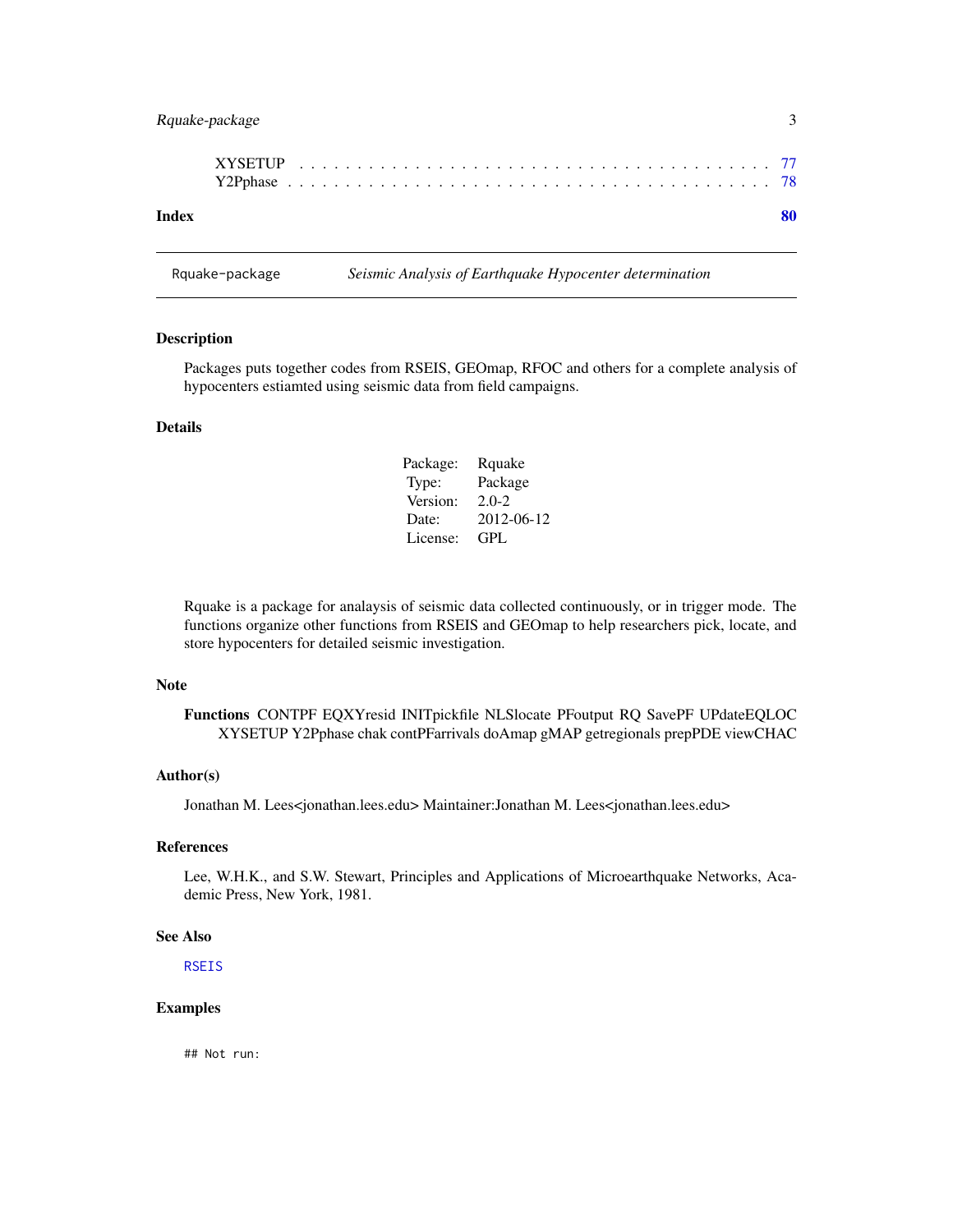XYSETUP . . . . . . . . . . . . . . . . . . . . . . . . . . . . . . . . . . . . . . . 77
Y2Pphase . . . . . . . . . . . . . . . . . . . . . . . . . . . . . . . . . . . . . . . 78

**Index** **80**

---

Rquake-package *Seismic Analysis of Earthquake Hypocenter determination*

---

## Description

Packages puts together codes from RSEIS, GEOmap, RFOC and others for a complete analysis of hypocenters estiamted using seismic data from field campaigns.

## Details

| | |
|---|---|
| Package: | Rquake |
| Type: | Package |
| Version: | 2.0-2 |
| Date: | 2012-06-12 |
| License: | GPL |

Rquake is a package for analaysis of seismic data collected continuously, or in trigger mode. The functions organize other functions from RSEIS and GEOmap to help researchers pick, locate, and store hypocenters for detailed seismic investigation.

## Note

**Functions** CONTPF EQXYresid INITpickfile NLSlocate PFoutput RQ SavePF UPdateEQLOC XYSETUP Y2Pphase chak contPFarrivals doAmap gMAP getregionals prepPDE viewCHAC

## Author(s)

Jonathan M. Lees<jonathan.lees.edu> Maintainer:Jonathan M. Lees<jonathan.lees.edu>

## References

Lee, W.H.K., and S.W. Stewart, Principles and Applications of Microearthquake Networks, Academic Press, New York, 1981.

## See Also

`RSEIS`

## Examples

```
## Not run:
```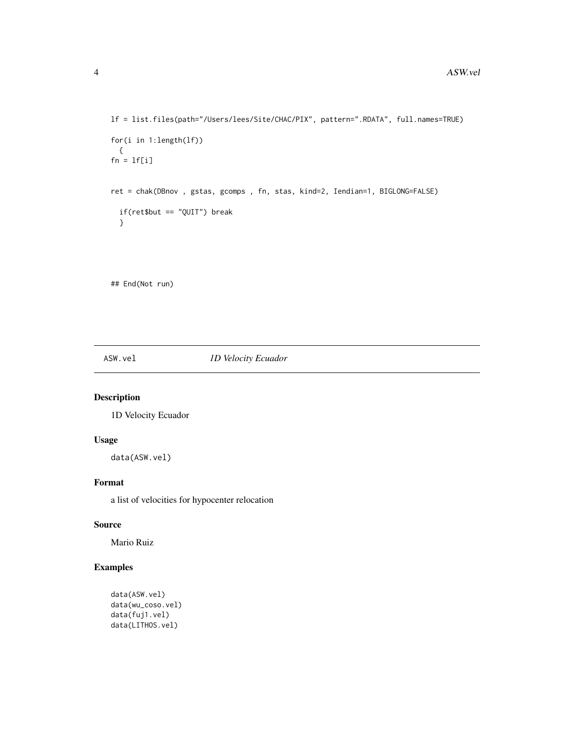```
lf = list.files(path="/Users/lees/Site/CHAC/PIX", pattern=".RDATA", full.names=TRUE)

for(i in 1:length(lf))
  {
fn = lf[i]


ret = chak(DBnov , gstas, gcomps , fn, stas, kind=2, Iendian=1, BIGLONG=FALSE)

  if(ret$but == "QUIT") break
  }




## End(Not run)
```

## ASW.vel *1D Velocity Ecuador*

### Description

1D Velocity Ecuador

### Usage

```
data(ASW.vel)
```

### Format

a list of velocities for hypocenter relocation

### Source

Mario Ruiz

### Examples

```
data(ASW.vel)
data(wu_coso.vel)
data(fuj1.vel)
data(LITHOS.vel)
```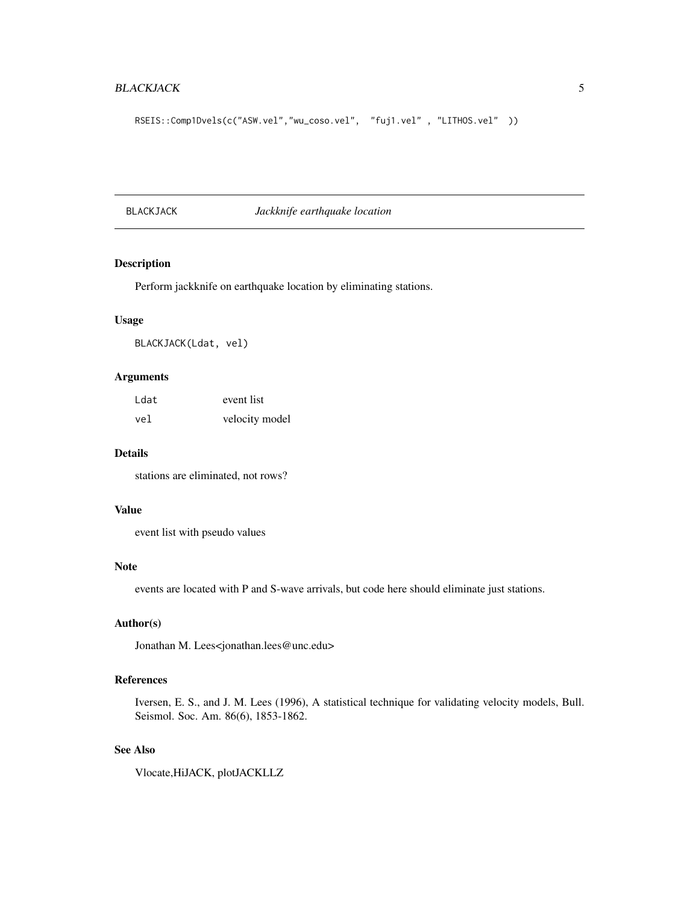```
RSEIS::Comp1Dvels(c("ASW.vel","wu_coso.vel",  "fuj1.vel" , "LITHOS.vel"  ))
```

---

## BLACKJACK *Jackknife earthquake location*

---

### Description

Perform jackknife on earthquake location by eliminating stations.

### Usage

```
BLACKJACK(Ldat, vel)
```

### Arguments

| | |
|---|---|
| Ldat | event list |
| vel | velocity model |

### Details

stations are eliminated, not rows?

### Value

event list with pseudo values

### Note

events are located with P and S-wave arrivals, but code here should eliminate just stations.

### Author(s)

Jonathan M. Lees<jonathan.lees@unc.edu>

### References

Iversen, E. S., and J. M. Lees (1996), A statistical technique for validating velocity models, Bull. Seismol. Soc. Am. 86(6), 1853-1862.

### See Also

Vlocate,HiJACK, plotJACKLLZ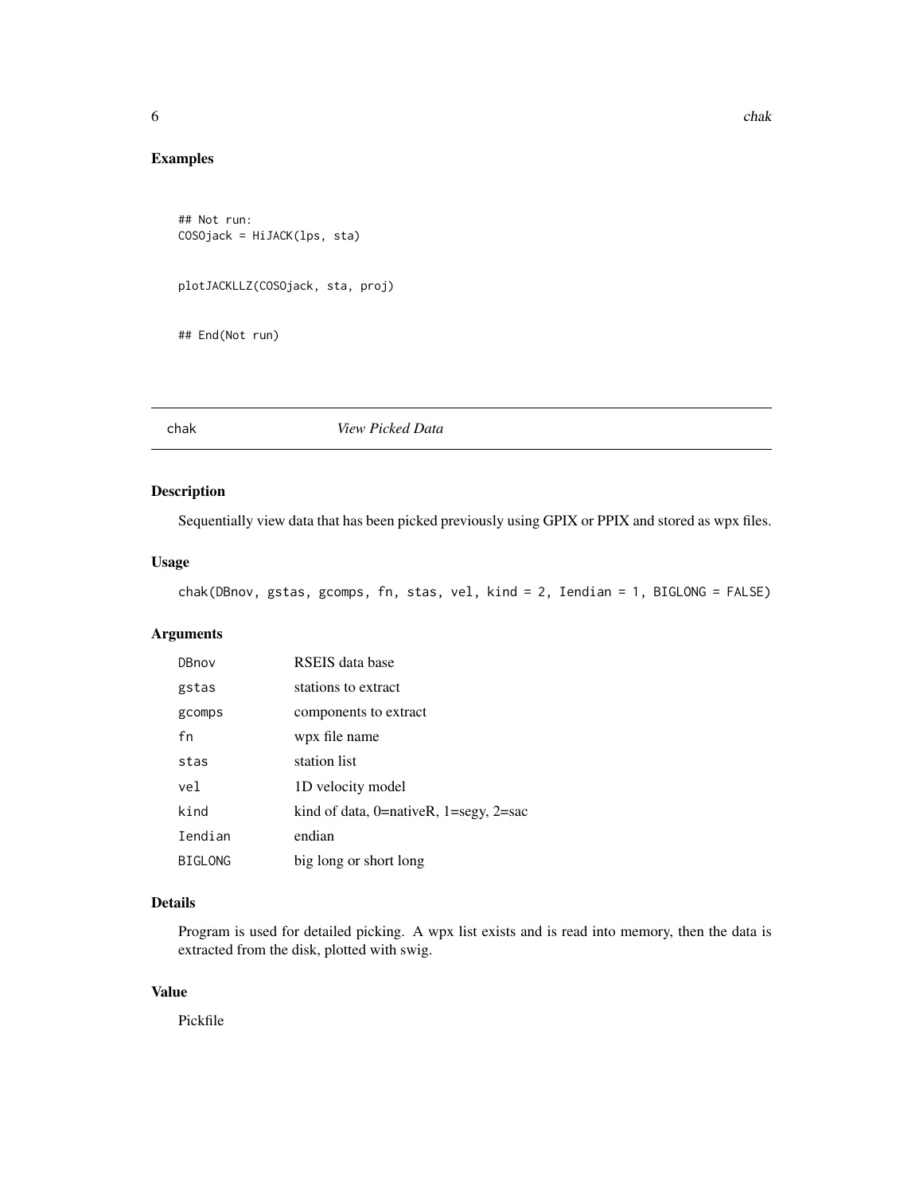## Examples

```
## Not run:
COSOjack = HiJACK(lps, sta)


plotJACKLLZ(COSOjack, sta, proj)


## End(Not run)
```

---

## chak *View Picked Data*

---

### Description

Sequentially view data that has been picked previously using GPIX or PPIX and stored as wpx files.

### Usage

```
chak(DBnov, gstas, gcomps, fn, stas, vel, kind = 2, Iendian = 1, BIGLONG = FALSE)
```

### Arguments

| | |
|---|---|
| DBnov | RSEIS data base |
| gstas | stations to extract |
| gcomps | components to extract |
| fn | wpx file name |
| stas | station list |
| vel | 1D velocity model |
| kind | kind of data, 0=nativeR, 1=segy, 2=sac |
| Iendian | endian |
| BIGLONG | big long or short long |

### Details

Program is used for detailed picking. A wpx list exists and is read into memory, then the data is extracted from the disk, plotted with swig.

### Value

Pickfile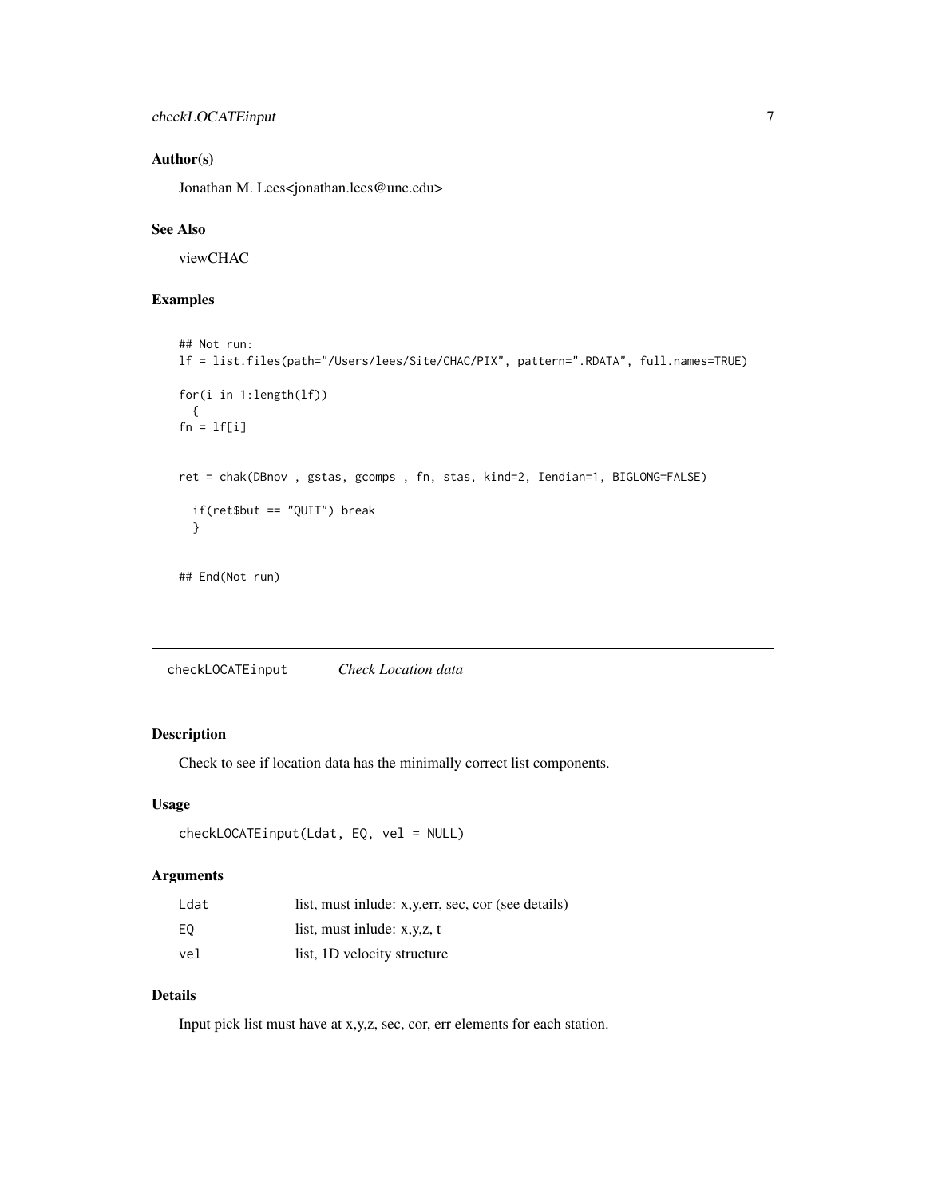### Author(s)

Jonathan M. Lees<jonathan.lees@unc.edu>

### See Also

viewCHAC

### Examples

```
## Not run:
lf = list.files(path="/Users/lees/Site/CHAC/PIX", pattern=".RDATA", full.names=TRUE)

for(i in 1:length(lf))
  {
fn = lf[i]


ret = chak(DBnov , gstas, gcomps , fn, stas, kind=2, Iendian=1, BIGLONG=FALSE)

  if(ret$but == "QUIT") break
  }


## End(Not run)
```

---

## checkLOCATEinput *Check Location data*

---

### Description

Check to see if location data has the minimally correct list components.

### Usage

```
checkLOCATEinput(Ldat, EQ, vel = NULL)
```

### Arguments

| | |
|---|---|
| Ldat | list, must inlude: x,y,err, sec, cor (see details) |
| EQ | list, must inlude: x,y,z, t |
| vel | list, 1D velocity structure |

### Details

Input pick list must have at x,y,z, sec, cor, err elements for each station.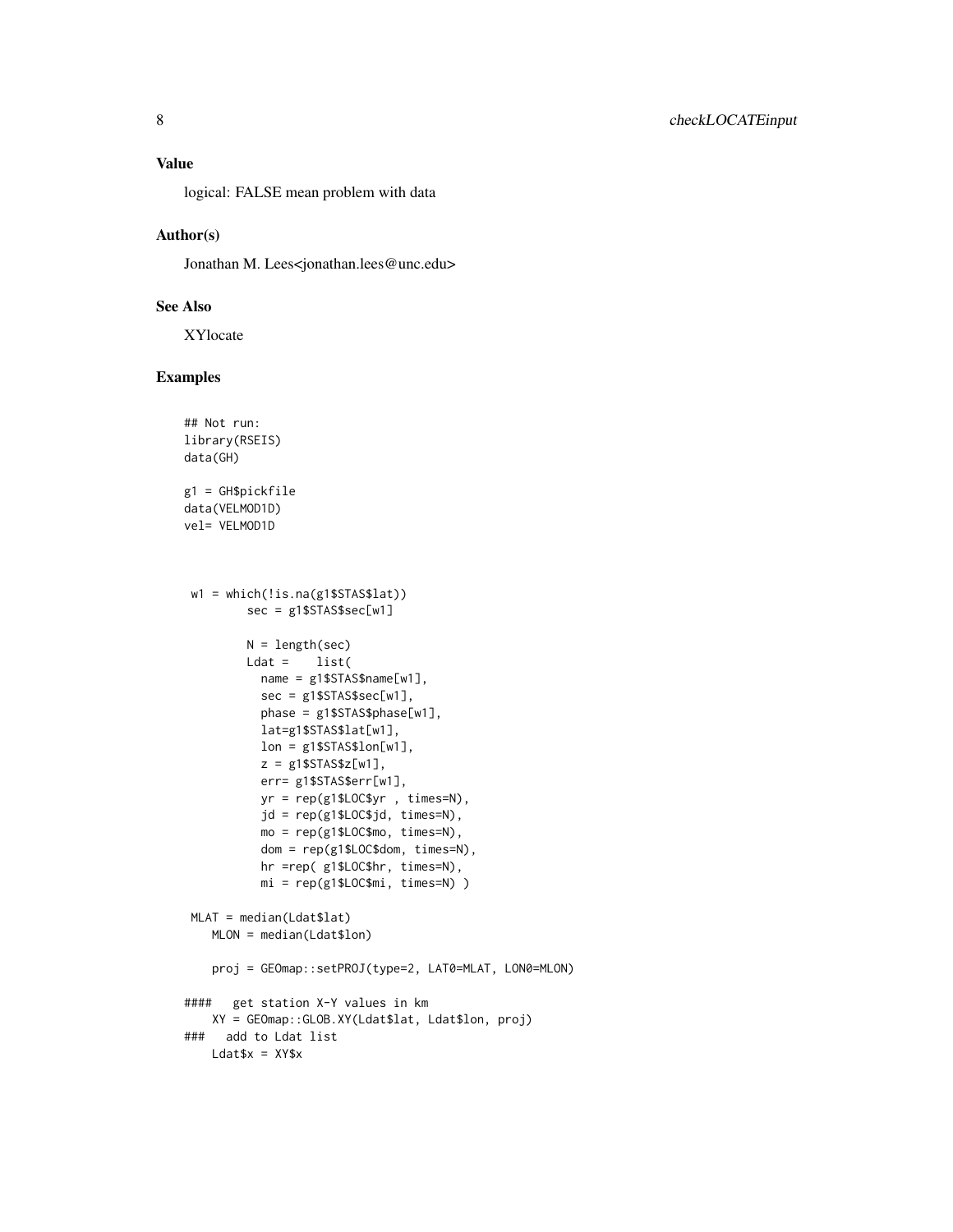## Value

logical: FALSE mean problem with data

## Author(s)

Jonathan M. Lees<jonathan.lees@unc.edu>

## See Also

XYlocate

## Examples

```
## Not run:
library(RSEIS)
data(GH)

g1 = GH$pickfile
data(VELMOD1D)
vel= VELMOD1D



 w1 = which(!is.na(g1$STAS$lat))
         sec = g1$STAS$sec[w1]

         N = length(sec)
         Ldat =    list(
           name = g1$STAS$name[w1],
           sec = g1$STAS$sec[w1],
           phase = g1$STAS$phase[w1],
           lat=g1$STAS$lat[w1],
           lon = g1$STAS$lon[w1],
           z = g1$STAS$z[w1],
           err= g1$STAS$err[w1],
           yr = rep(g1$LOC$yr , times=N),
           jd = rep(g1$LOC$jd, times=N),
           mo = rep(g1$LOC$mo, times=N),
           dom = rep(g1$LOC$dom, times=N),
           hr =rep( g1$LOC$hr, times=N),
           mi = rep(g1$LOC$mi, times=N) )

 MLAT = median(Ldat$lat)
    MLON = median(Ldat$lon)

    proj = GEOmap::setPROJ(type=2, LAT0=MLAT, LON0=MLON)

####   get station X-Y values in km
    XY = GEOmap::GLOB.XY(Ldat$lat, Ldat$lon, proj)
###   add to Ldat list
    Ldat$x = XY$x
```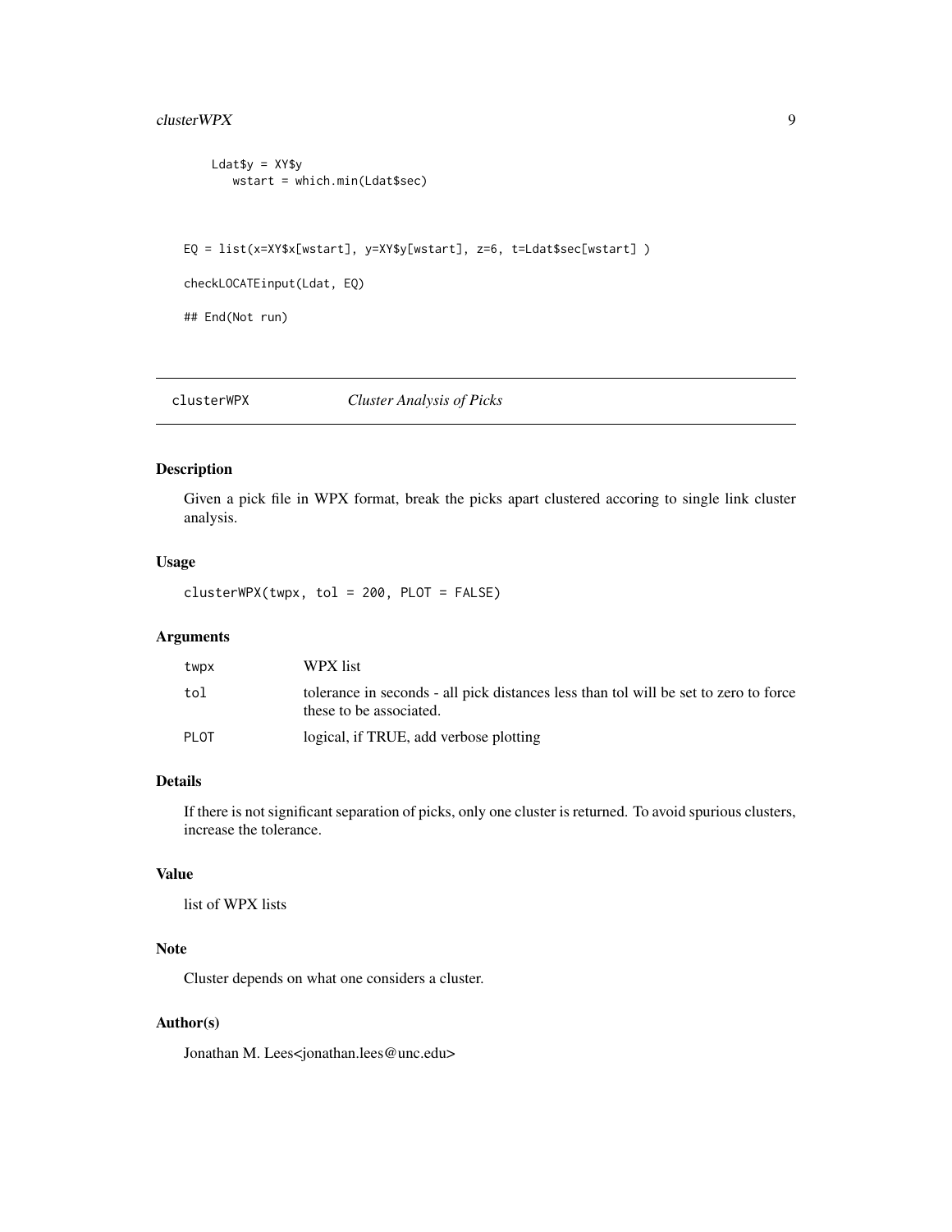```
    Ldat$y = XY$y
       wstart = which.min(Ldat$sec)


EQ = list(x=XY$x[wstart], y=XY$y[wstart], z=6, t=Ldat$sec[wstart] )

checkLOCATEinput(Ldat, EQ)

## End(Not run)
```

---

## clusterWPX &nbsp;&nbsp;&nbsp;&nbsp; *Cluster Analysis of Picks*

---

### Description

Given a pick file in WPX format, break the picks apart clustered accoring to single link cluster analysis.

### Usage

```
clusterWPX(twpx, tol = 200, PLOT = FALSE)
```

### Arguments

| | |
|---|---|
| `twpx` | WPX list |
| `tol` | tolerance in seconds - all pick distances less than tol will be set to zero to force these to be associated. |
| `PLOT` | logical, if TRUE, add verbose plotting |

### Details

If there is not significant separation of picks, only one cluster is returned. To avoid spurious clusters, increase the tolerance.

### Value

list of WPX lists

### Note

Cluster depends on what one considers a cluster.

### Author(s)

Jonathan M. Lees<jonathan.lees@unc.edu>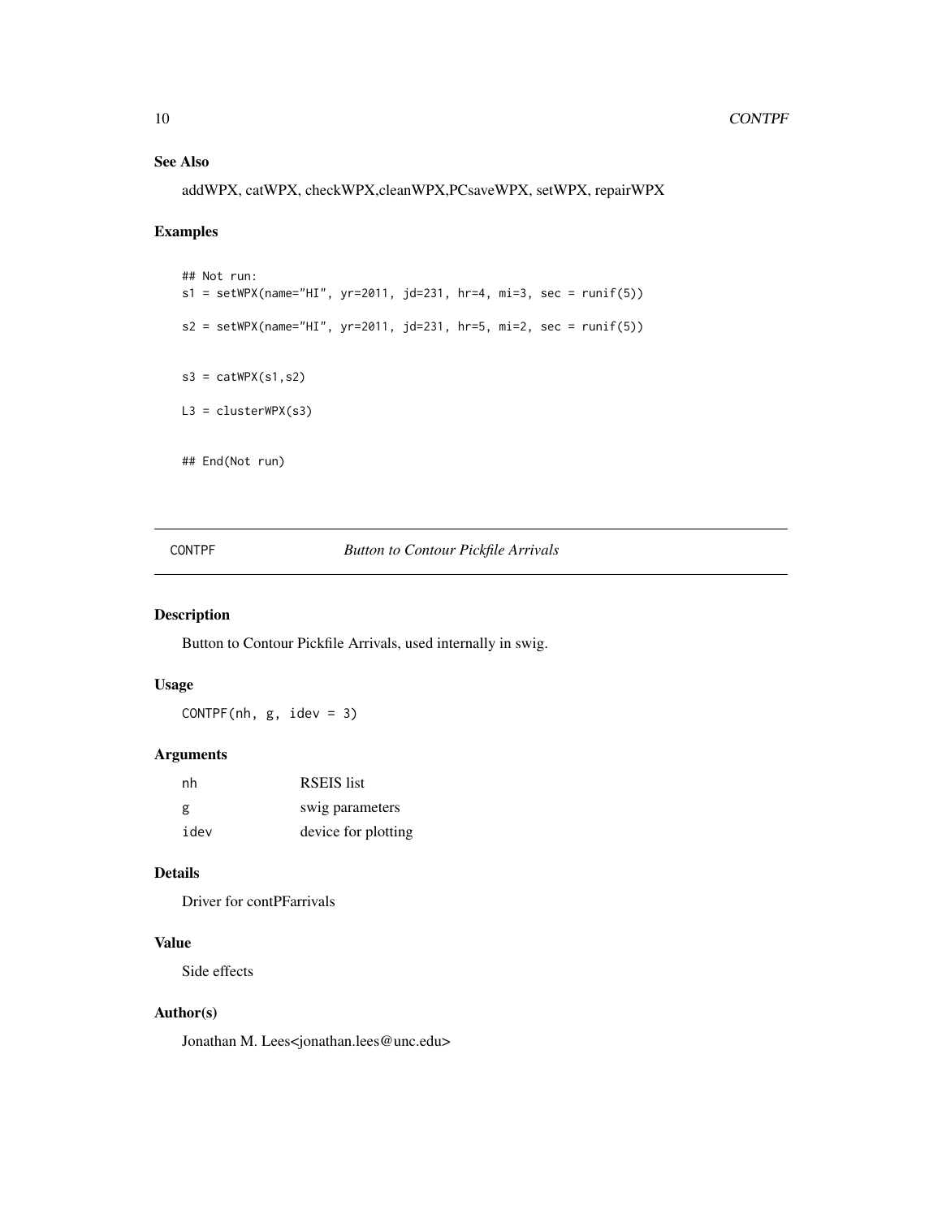## See Also

addWPX, catWPX, checkWPX,cleanWPX,PCsaveWPX, setWPX, repairWPX

## Examples

```
## Not run:
s1 = setWPX(name="HI", yr=2011, jd=231, hr=4, mi=3, sec = runif(5))

s2 = setWPX(name="HI", yr=2011, jd=231, hr=5, mi=2, sec = runif(5))


s3 = catWPX(s1,s2)

L3 = clusterWPX(s3)


## End(Not run)
```

---

# CONTPF *Button to Contour Pickfile Arrivals*

---

## Description

Button to Contour Pickfile Arrivals, used internally in swig.

## Usage

```
CONTPF(nh, g, idev = 3)
```

## Arguments

| | |
|---|---|
| nh | RSEIS list |
| g | swig parameters |
| idev | device for plotting |

## Details

Driver for contPFarrivals

## Value

Side effects

## Author(s)

Jonathan M. Lees<jonathan.lees@unc.edu>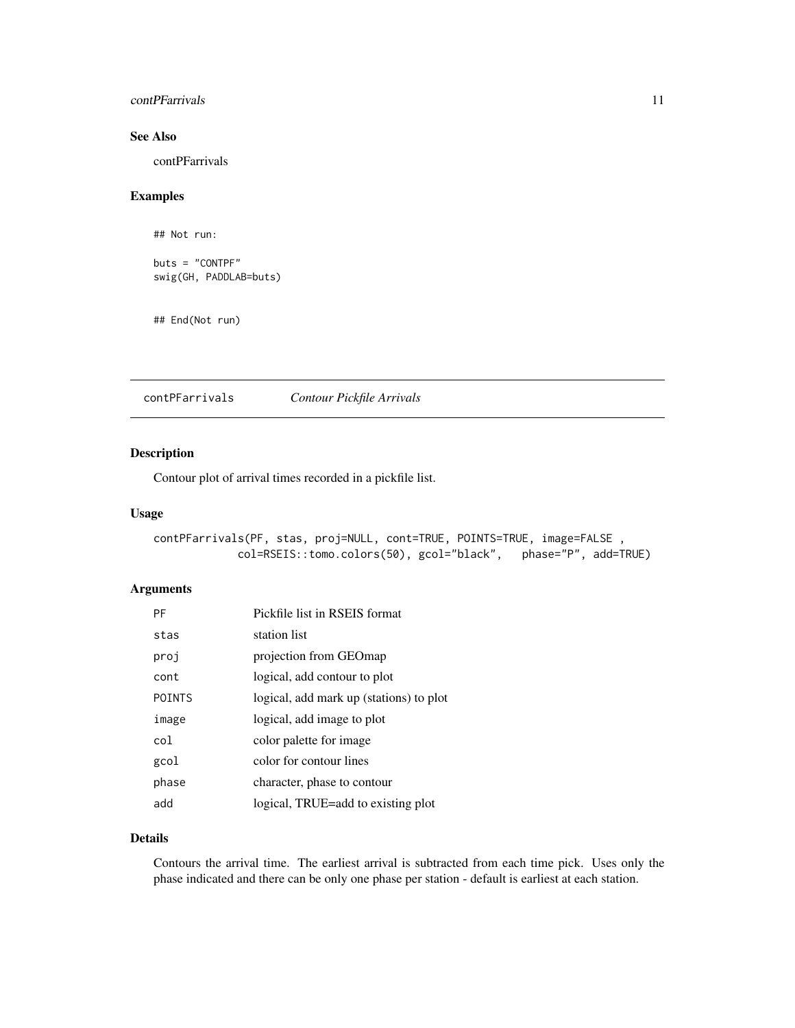## See Also

contPFarrivals

## Examples

```
## Not run:

buts = "CONTPF"
swig(GH, PADDLAB=buts)


## End(Not run)
```

---

# contPFarrivals *Contour Pickfile Arrivals*

## Description

Contour plot of arrival times recorded in a pickfile list.

## Usage

```
contPFarrivals(PF, stas, proj=NULL, cont=TRUE, POINTS=TRUE, image=FALSE ,
             col=RSEIS::tomo.colors(50), gcol="black",   phase="P", add=TRUE)
```

## Arguments

| | |
|---|---|
| PF | Pickfile list in RSEIS format |
| stas | station list |
| proj | projection from GEOmap |
| cont | logical, add contour to plot |
| POINTS | logical, add mark up (stations) to plot |
| image | logical, add image to plot |
| col | color palette for image |
| gcol | color for contour lines |
| phase | character, phase to contour |
| add | logical, TRUE=add to existing plot |

## Details

Contours the arrival time. The earliest arrival is subtracted from each time pick. Uses only the phase indicated and there can be only one phase per station - default is earliest at each station.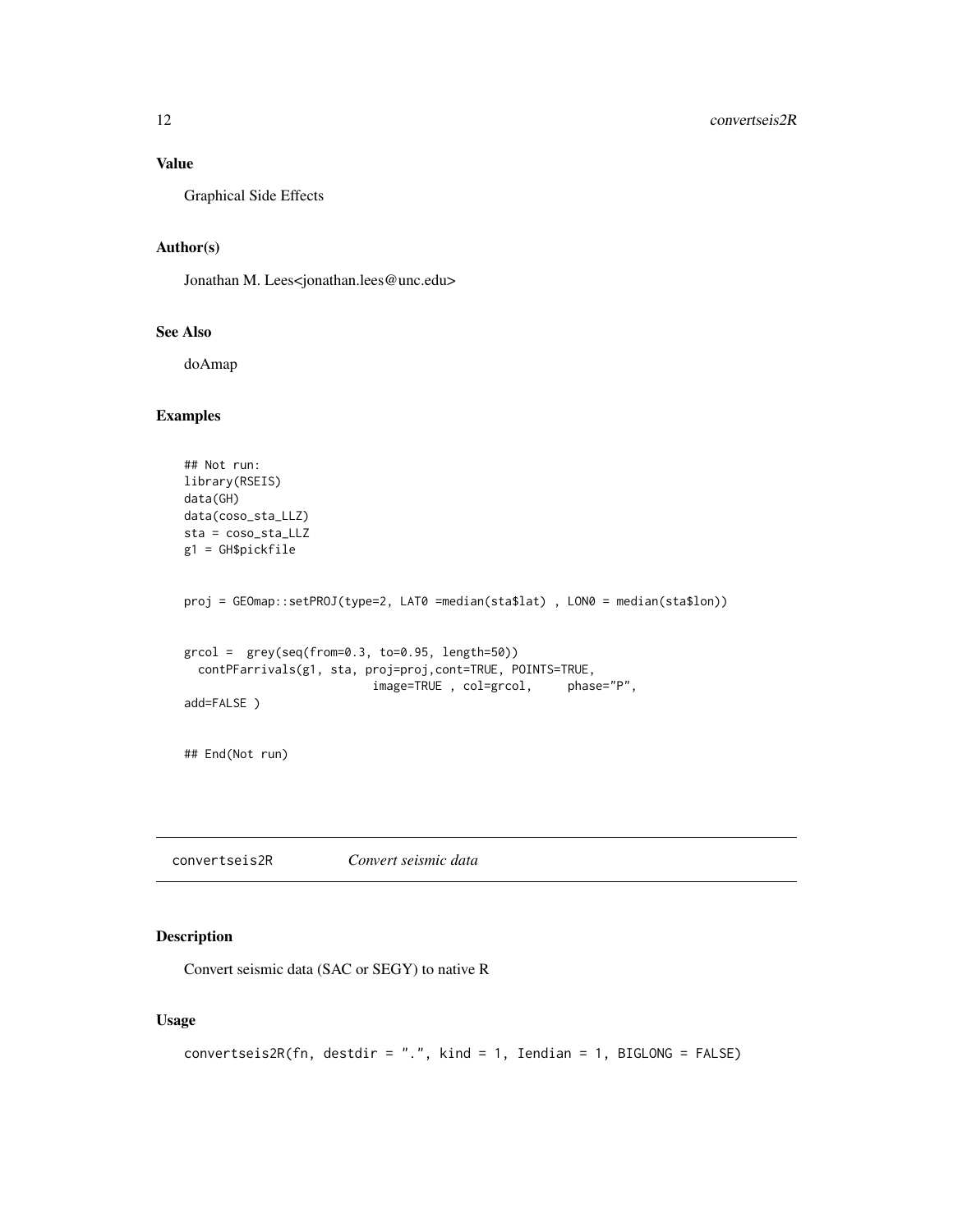### Value

Graphical Side Effects

### Author(s)

Jonathan M. Lees<jonathan.lees@unc.edu>

### See Also

doAmap

### Examples

```
## Not run:
library(RSEIS)
data(GH)
data(coso_sta_LLZ)
sta = coso_sta_LLZ
g1 = GH$pickfile


proj = GEOmap::setPROJ(type=2, LAT0 =median(sta$lat) , LON0 = median(sta$lon))


grcol =  grey(seq(from=0.3, to=0.95, length=50))
  contPFarrivals(g1, sta, proj=proj,cont=TRUE, POINTS=TRUE,
                           image=TRUE , col=grcol,     phase="P",
add=FALSE )


## End(Not run)
```

---

## convertseis2R    *Convert seismic data*

### Description

Convert seismic data (SAC or SEGY) to native R

### Usage

```
convertseis2R(fn, destdir = ".", kind = 1, Iendian = 1, BIGLONG = FALSE)
```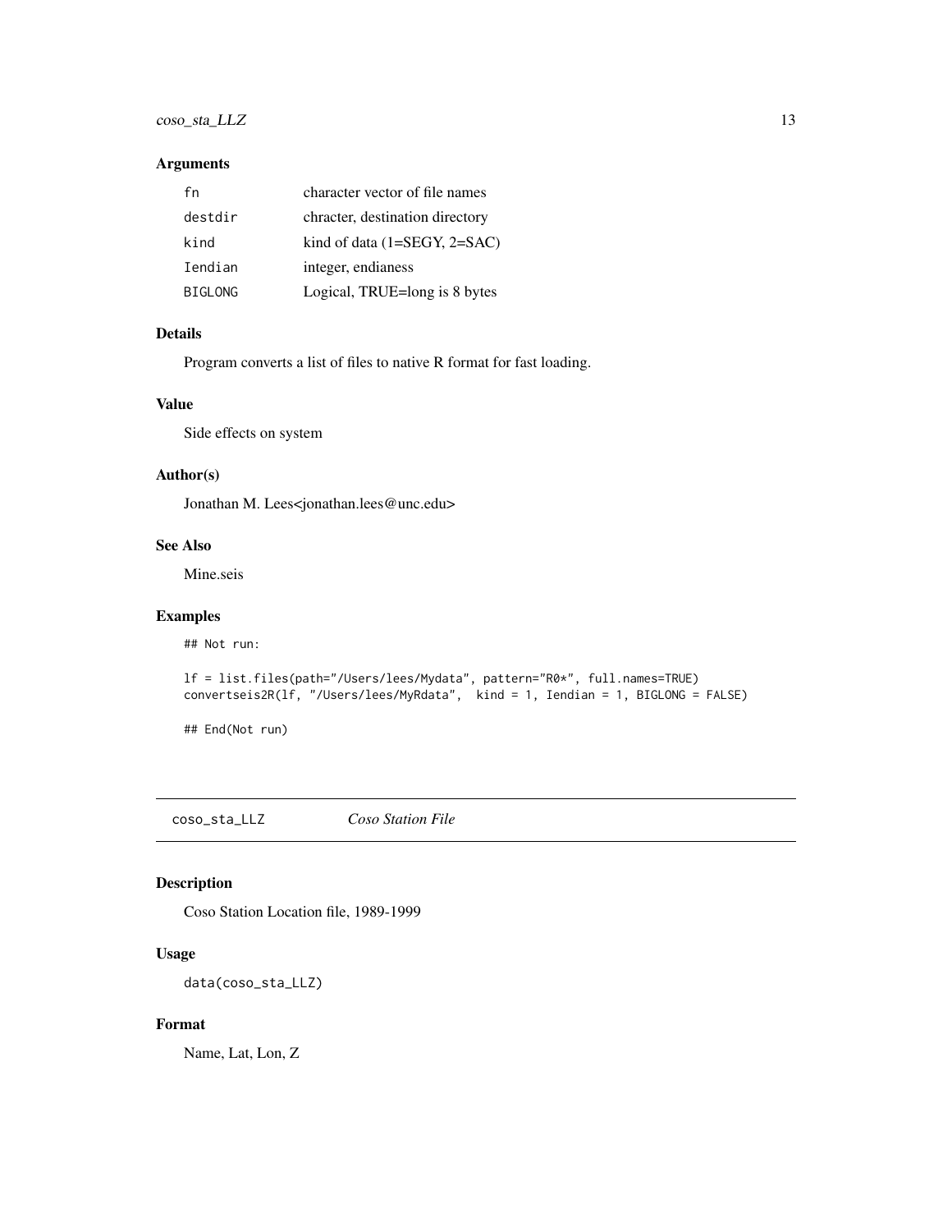### Arguments

| | |
|---|---|
| `fn` | character vector of file names |
| `destdir` | chracter, destination directory |
| `kind` | kind of data (1=SEGY, 2=SAC) |
| `Iendian` | integer, endianess |
| `BIGLONG` | Logical, TRUE=long is 8 bytes |

### Details

Program converts a list of files to native R format for fast loading.

### Value

Side effects on system

### Author(s)

Jonathan M. Lees<jonathan.lees@unc.edu>

### See Also

Mine.seis

### Examples

```
## Not run:

lf = list.files(path="/Users/lees/Mydata", pattern="R0*", full.names=TRUE)
convertseis2R(lf, "/Users/lees/MyRdata",  kind = 1, Iendian = 1, BIGLONG = FALSE)

## End(Not run)
```

---

## coso_sta_LLZ *Coso Station File*

### Description

Coso Station Location file, 1989-1999

### Usage

```
data(coso_sta_LLZ)
```

### Format

Name, Lat, Lon, Z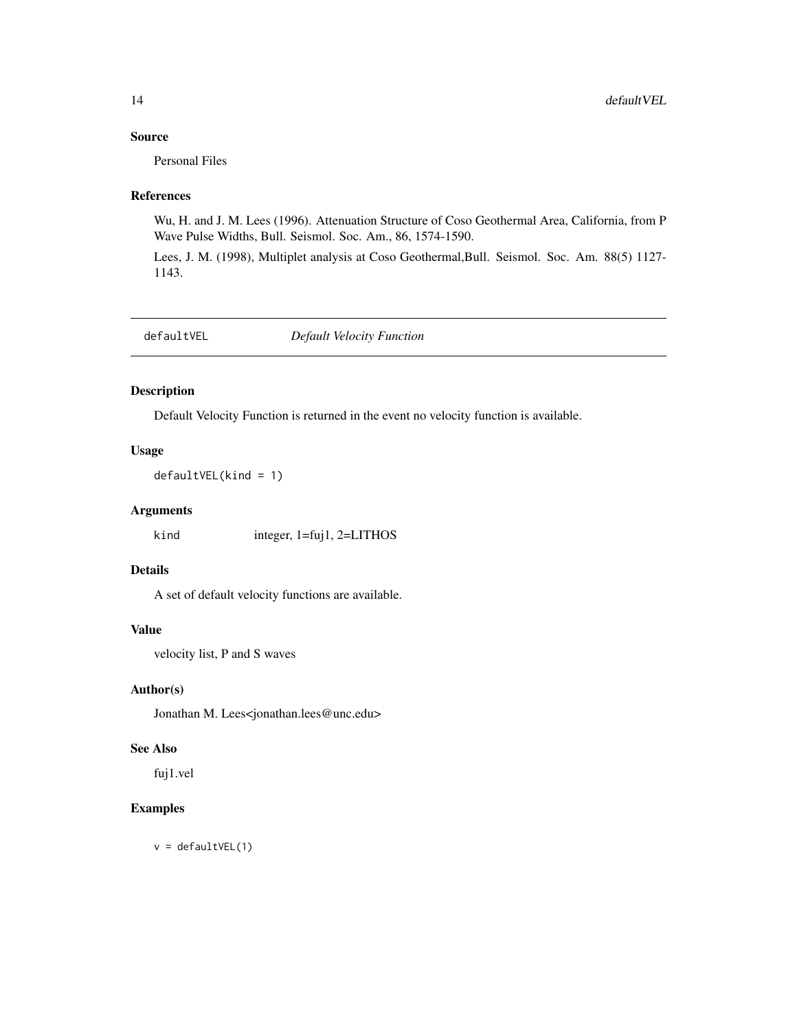## Source

Personal Files

## References

Wu, H. and J. M. Lees (1996). Attenuation Structure of Coso Geothermal Area, California, from P Wave Pulse Widths, Bull. Seismol. Soc. Am., 86, 1574-1590.

Lees, J. M. (1998), Multiplet analysis at Coso Geothermal,Bull. Seismol. Soc. Am. 88(5) 1127-1143.

---

# defaultVEL *Default Velocity Function*

## Description

Default Velocity Function is returned in the event no velocity function is available.

## Usage

```
defaultVEL(kind = 1)
```

## Arguments

| | |
|---|---|
| kind | integer, 1=fuj1, 2=LITHOS |

## Details

A set of default velocity functions are available.

## Value

velocity list, P and S waves

## Author(s)

Jonathan M. Lees<jonathan.lees@unc.edu>

## See Also

fuj1.vel

## Examples

```
v = defaultVEL(1)
```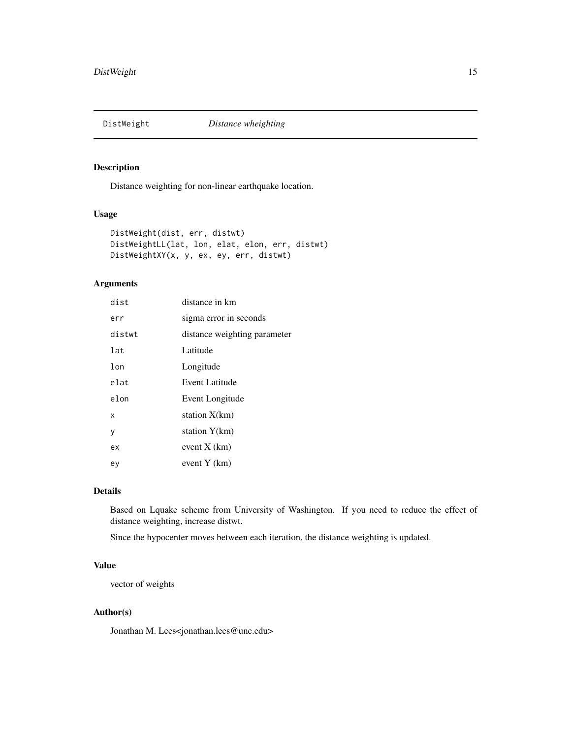DistWeight    *Distance wheighting*

## Description

Distance weighting for non-linear earthquake location.

## Usage

```
DistWeight(dist, err, distwt)
DistWeightLL(lat, lon, elat, elon, err, distwt)
DistWeightXY(x, y, ex, ey, err, distwt)
```

## Arguments

| | |
|---|---|
| `dist` | distance in km |
| `err` | sigma error in seconds |
| `distwt` | distance weighting parameter |
| `lat` | Latitude |
| `lon` | Longitude |
| `elat` | Event Latitude |
| `elon` | Event Longitude |
| `x` | station X(km) |
| `y` | station Y(km) |
| `ex` | event X (km) |
| `ey` | event Y (km) |

## Details

Based on Lquake scheme from University of Washington. If you need to reduce the effect of distance weighting, increase distwt.

Since the hypocenter moves between each iteration, the distance weighting is updated.

## Value

vector of weights

## Author(s)

Jonathan M. Lees<jonathan.lees@unc.edu>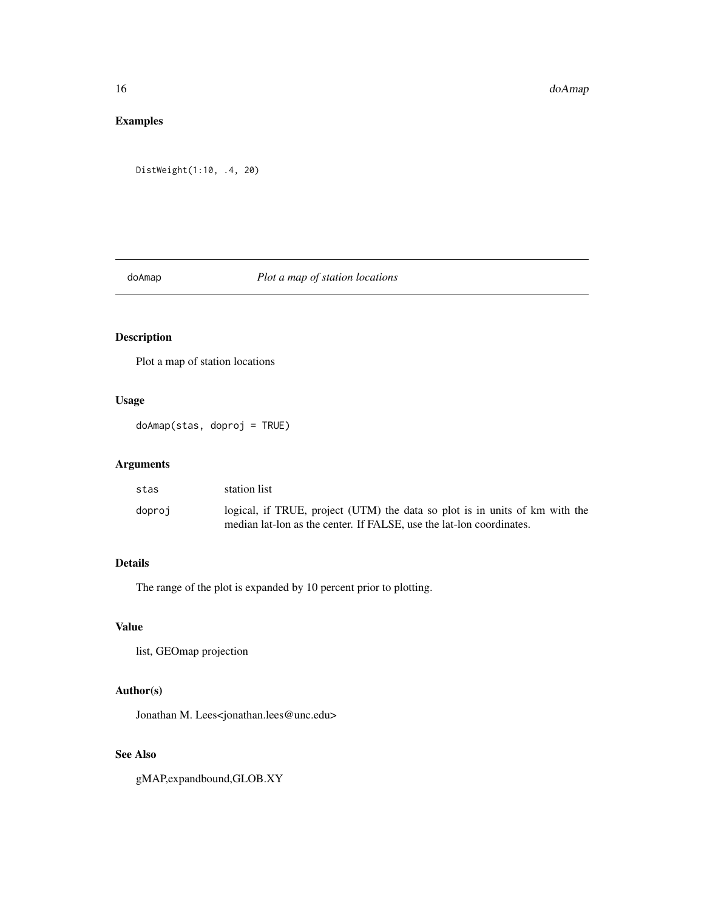## Examples

```
DistWeight(1:10, .4, 20)
```

---

doAmap *Plot a map of station locations*

---

## Description

Plot a map of station locations

## Usage

```
doAmap(stas, doproj = TRUE)
```

## Arguments

| | |
|---|---|
| stas | station list |
| doproj | logical, if TRUE, project (UTM) the data so plot is in units of km with the median lat-lon as the center. If FALSE, use the lat-lon coordinates. |

## Details

The range of the plot is expanded by 10 percent prior to plotting.

## Value

list, GEOmap projection

## Author(s)

Jonathan M. Lees<jonathan.lees@unc.edu>

## See Also

gMAP,expandbound,GLOB.XY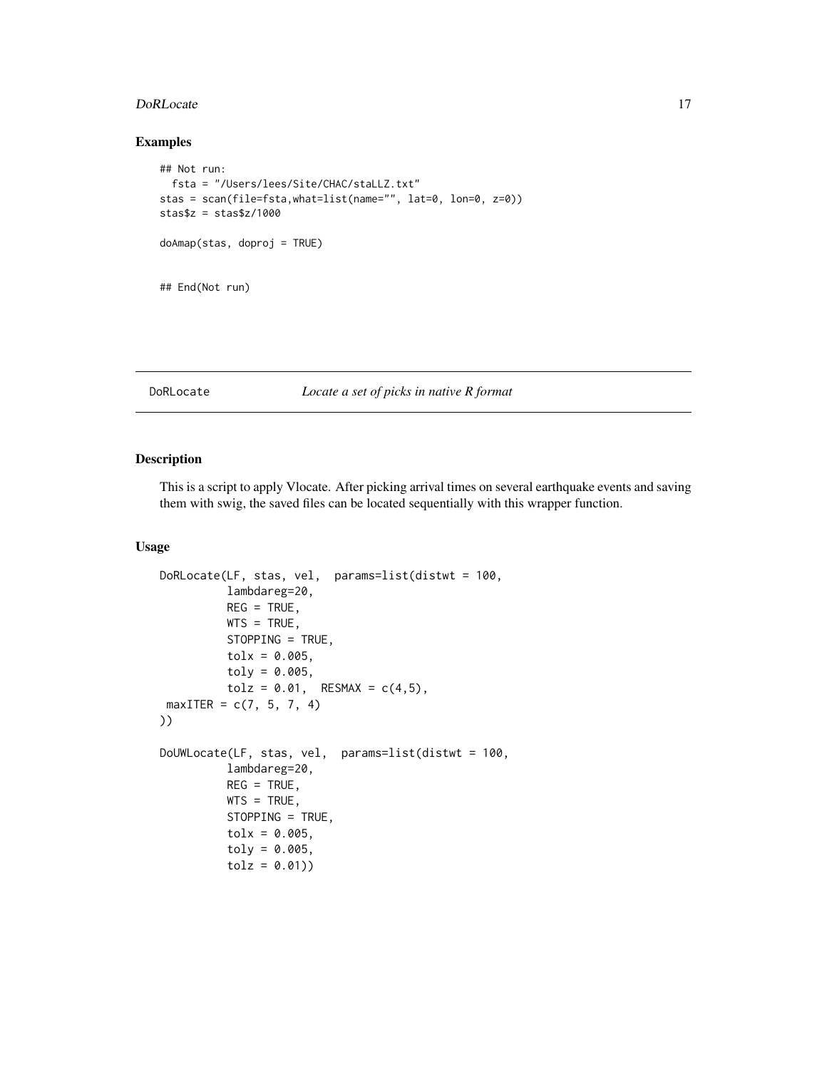## Examples

```
## Not run:
  fsta = "/Users/lees/Site/CHAC/staLLZ.txt"
stas = scan(file=fsta,what=list(name="", lat=0, lon=0, z=0))
stas$z = stas$z/1000

doAmap(stas, doproj = TRUE)


## End(Not run)
```

---

# DoRLocate *Locate a set of picks in native R format*

---

## Description

This is a script to apply Vlocate. After picking arrival times on several earthquake events and saving them with swig, the saved files can be located sequentially with this wrapper function.

## Usage

```
DoRLocate(LF, stas, vel,  params=list(distwt = 100,
          lambdareg=20,
          REG = TRUE,
          WTS = TRUE,
          STOPPING = TRUE,
          tolx = 0.005,
          toly = 0.005,
          tolz = 0.01,  RESMAX = c(4,5),
 maxITER = c(7, 5, 7, 4)
))

DoUWLocate(LF, stas, vel,  params=list(distwt = 100,
          lambdareg=20,
          REG = TRUE,
          WTS = TRUE,
          STOPPING = TRUE,
          tolx = 0.005,
          toly = 0.005,
          tolz = 0.01))
```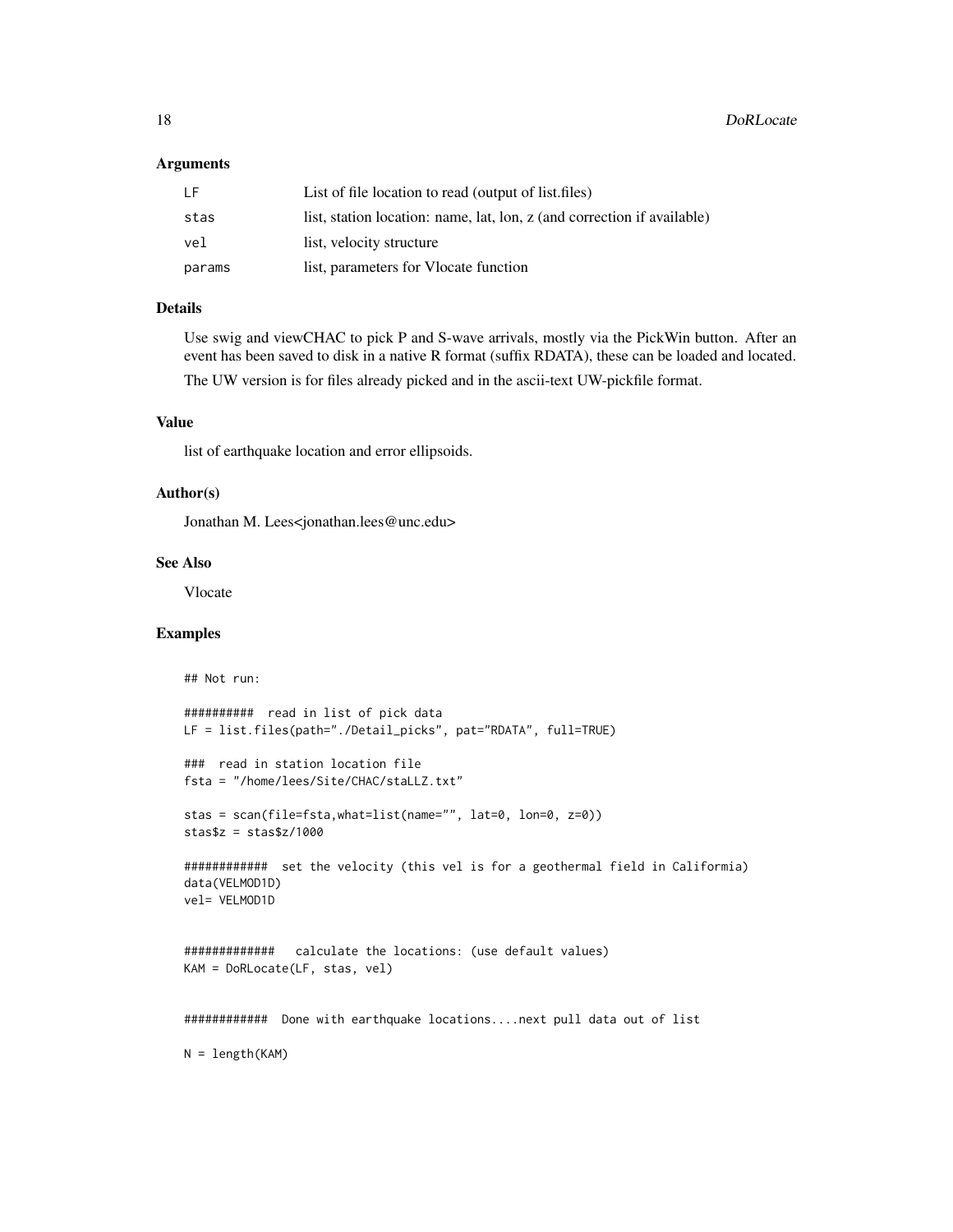### Arguments

| | |
|---|---|
| LF | List of file location to read (output of list.files) |
| stas | list, station location: name, lat, lon, z (and correction if available) |
| vel | list, velocity structure |
| params | list, parameters for Vlocate function |

### Details

Use swig and viewCHAC to pick P and S-wave arrivals, mostly via the PickWin button. After an event has been saved to disk in a native R format (suffix RDATA), these can be loaded and located.

The UW version is for files already picked and in the ascii-text UW-pickfile format.

### Value

list of earthquake location and error ellipsoids.

### Author(s)

Jonathan M. Lees<jonathan.lees@unc.edu>

### See Also

Vlocate

### Examples

```
## Not run:

##########  read in list of pick data
LF = list.files(path="./Detail_picks", pat="RDATA", full=TRUE)

###  read in station location file
fsta = "/home/lees/Site/CHAC/staLLZ.txt"

stas = scan(file=fsta,what=list(name="", lat=0, lon=0, z=0))
stas$z = stas$z/1000

############  set the velocity (this vel is for a geothermal field in Califormia)
data(VELMOD1D)
vel= VELMOD1D


#############   calculate the locations: (use default values)
KAM = DoRLocate(LF, stas, vel)


############  Done with earthquake locations....next pull data out of list

N = length(KAM)
```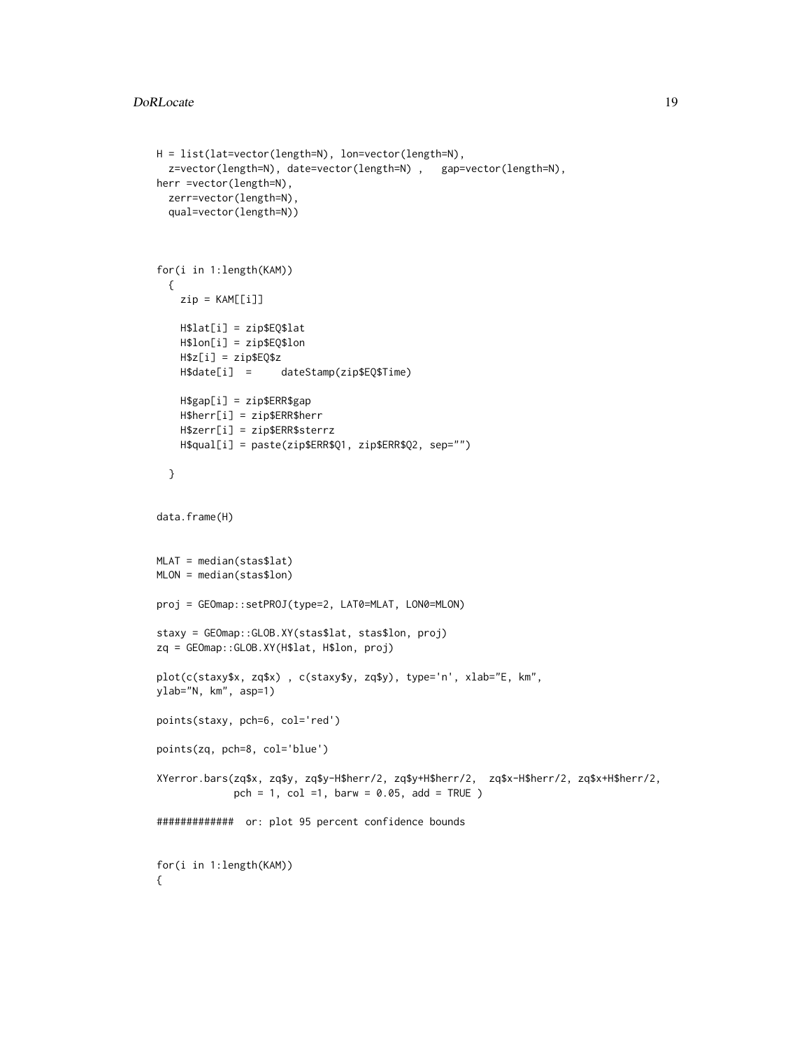```
H = list(lat=vector(length=N), lon=vector(length=N),
  z=vector(length=N), date=vector(length=N) ,   gap=vector(length=N),
herr =vector(length=N),
  zerr=vector(length=N),
  qual=vector(length=N))



for(i in 1:length(KAM))
  {
    zip = KAM[[i]]

    H$lat[i] = zip$EQ$lat
    H$lon[i] = zip$EQ$lon
    H$z[i] = zip$EQ$z
    H$date[i]  =     dateStamp(zip$EQ$Time)

    H$gap[i] = zip$ERR$gap
    H$herr[i] = zip$ERR$herr
    H$zerr[i] = zip$ERR$sterrz
    H$qual[i] = paste(zip$ERR$Q1, zip$ERR$Q2, sep="")

  }


data.frame(H)


MLAT = median(stas$lat)
MLON = median(stas$lon)

proj = GEOmap::setPROJ(type=2, LAT0=MLAT, LON0=MLON)

staxy = GEOmap::GLOB.XY(stas$lat, stas$lon, proj)
zq = GEOmap::GLOB.XY(H$lat, H$lon, proj)

plot(c(staxy$x, zq$x) , c(staxy$y, zq$y), type='n', xlab="E, km",
ylab="N, km", asp=1)

points(staxy, pch=6, col='red')

points(zq, pch=8, col='blue')

XYerror.bars(zq$x, zq$y, zq$y-H$herr/2, zq$y+H$herr/2,  zq$x-H$herr/2, zq$x+H$herr/2,
             pch = 1, col =1, barw = 0.05, add = TRUE )

#############  or: plot 95 percent confidence bounds


for(i in 1:length(KAM))
{
```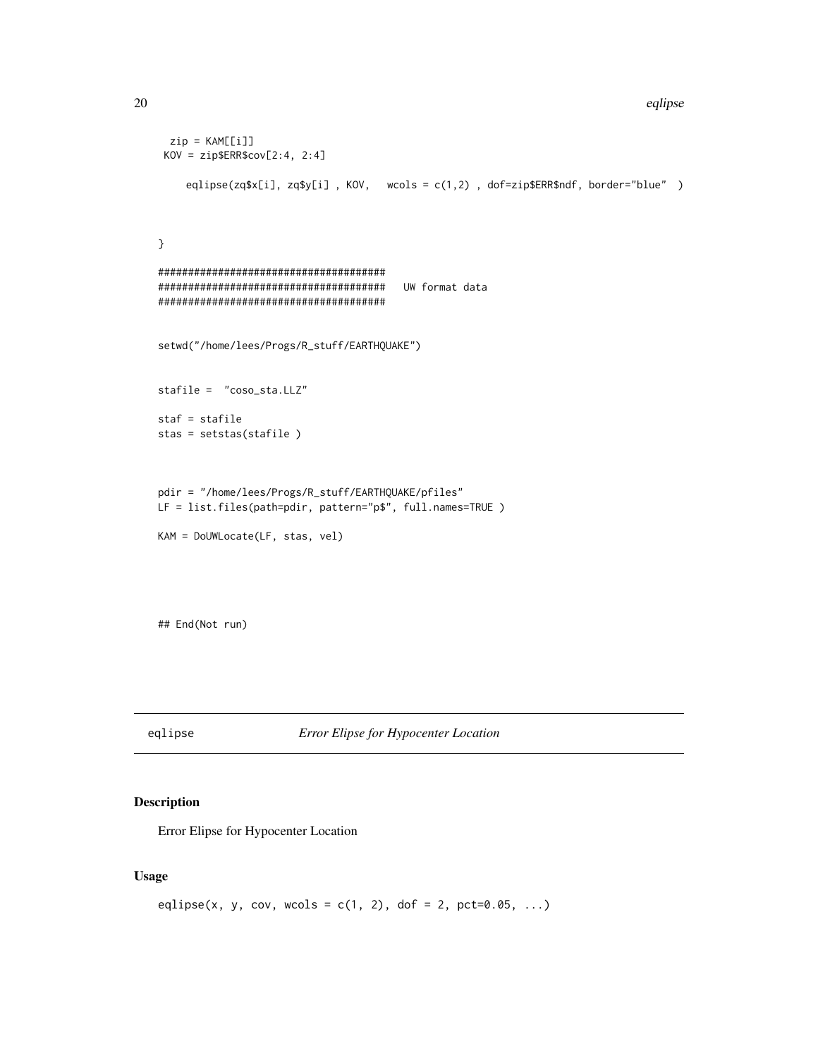```
  zip = KAM[[i]]
 KOV = zip$ERR$cov[2:4, 2:4]

     eqlipse(zq$x[i], zq$y[i] , KOV,   wcols = c(1,2) , dof=zip$ERR$ndf, border="blue"  )


}

######################################
######################################   UW format data
######################################


setwd("/home/lees/Progs/R_stuff/EARTHQUAKE")


stafile =  "coso_sta.LLZ"

staf = stafile
stas = setstas(stafile )


pdir = "/home/lees/Progs/R_stuff/EARTHQUAKE/pfiles"
LF = list.files(path=pdir, pattern="p$", full.names=TRUE )

KAM = DoUWLocate(LF, stas, vel)




## End(Not run)
```

---

eqlipse — *Error Elipse for Hypocenter Location*

---

## Description

Error Elipse for Hypocenter Location

## Usage

```
eqlipse(x, y, cov, wcols = c(1, 2), dof = 2, pct=0.05, ...)
```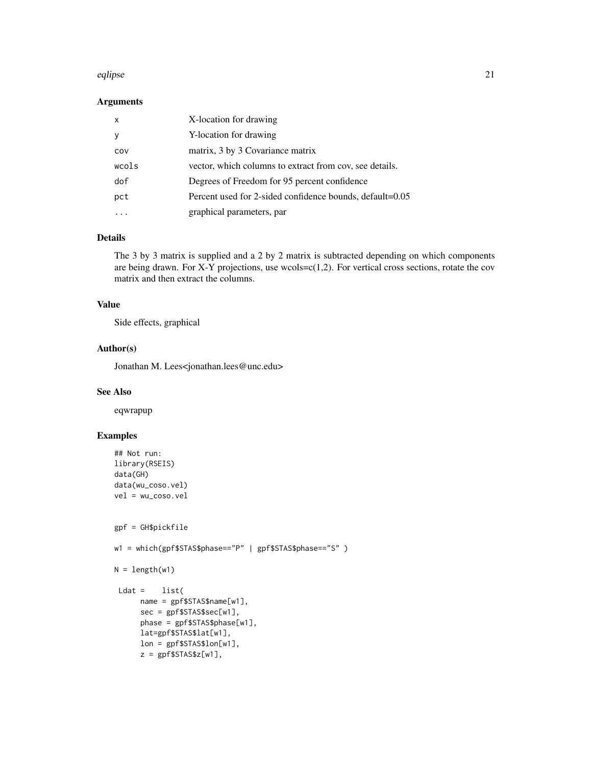### Arguments

| | |
|---|---|
| x | X-location for drawing |
| y | Y-location for drawing |
| cov | matrix, 3 by 3 Covariance matrix |
| wcols | vector, which columns to extract from cov, see details. |
| dof | Degrees of Freedom for 95 percent confidence |
| pct | Percent used for 2-sided confidence bounds, default=0.05 |
| ... | graphical parameters, par |

### Details

The 3 by 3 matrix is supplied and a 2 by 2 matrix is subtracted depending on which components are being drawn. For X-Y projections, use wcols=c(1,2). For vertical cross sections, rotate the cov matrix and then extract the columns.

### Value

Side effects, graphical

### Author(s)

Jonathan M. Lees<jonathan.lees@unc.edu>

### See Also

eqwrapup

### Examples

```
## Not run:
library(RSEIS)
data(GH)
data(wu_coso.vel)
vel = wu_coso.vel


gpf = GH$pickfile

w1 = which(gpf$STAS$phase=="P" | gpf$STAS$phase=="S" )

N = length(w1)

 Ldat =    list(
      name = gpf$STAS$name[w1],
      sec = gpf$STAS$sec[w1],
      phase = gpf$STAS$phase[w1],
      lat=gpf$STAS$lat[w1],
      lon = gpf$STAS$lon[w1],
      z = gpf$STAS$z[w1],
```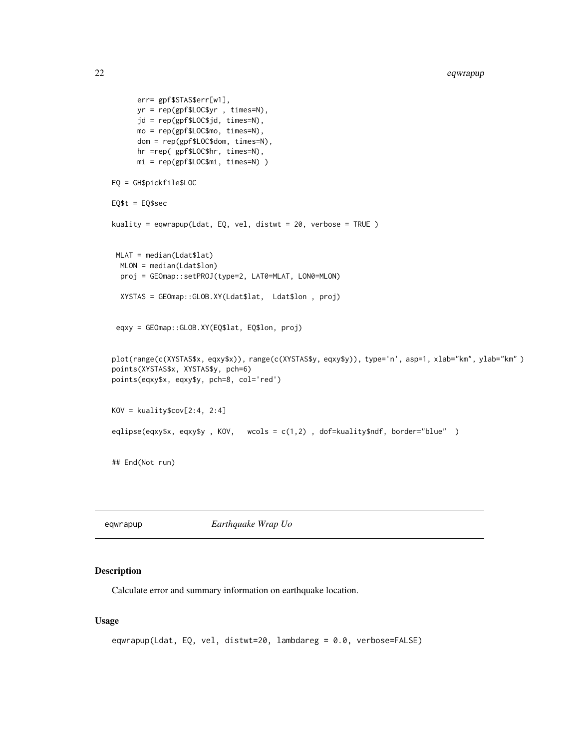```
      err= gpf$STAS$err[w1],
      yr = rep(gpf$LOC$yr , times=N),
      jd = rep(gpf$LOC$jd, times=N),
      mo = rep(gpf$LOC$mo, times=N),
      dom = rep(gpf$LOC$dom, times=N),
      hr =rep( gpf$LOC$hr, times=N),
      mi = rep(gpf$LOC$mi, times=N) )

EQ = GH$pickfile$LOC

EQ$t = EQ$sec

kuality = eqwrapup(Ldat, EQ, vel, distwt = 20, verbose = TRUE )


 MLAT = median(Ldat$lat)
  MLON = median(Ldat$lon)
  proj = GEOmap::setPROJ(type=2, LAT0=MLAT, LON0=MLON)

  XYSTAS = GEOmap::GLOB.XY(Ldat$lat,  Ldat$lon , proj)


 eqxy = GEOmap::GLOB.XY(EQ$lat, EQ$lon, proj)


plot(range(c(XYSTAS$x, eqxy$x)), range(c(XYSTAS$y, eqxy$y)), type='n', asp=1, xlab="km", ylab="km" )
points(XYSTAS$x, XYSTAS$y, pch=6)
points(eqxy$x, eqxy$y, pch=8, col='red')


KOV = kuality$cov[2:4, 2:4]

eqlipse(eqxy$x, eqxy$y , KOV,   wcols = c(1,2) , dof=kuality$ndf, border="blue"  )


## End(Not run)
```

---

eqwrapup *Earthquake Wrap Uo*

---

## Description

Calculate error and summary information on earthquake location.

## Usage

```
eqwrapup(Ldat, EQ, vel, distwt=20, lambdareg = 0.0, verbose=FALSE)
```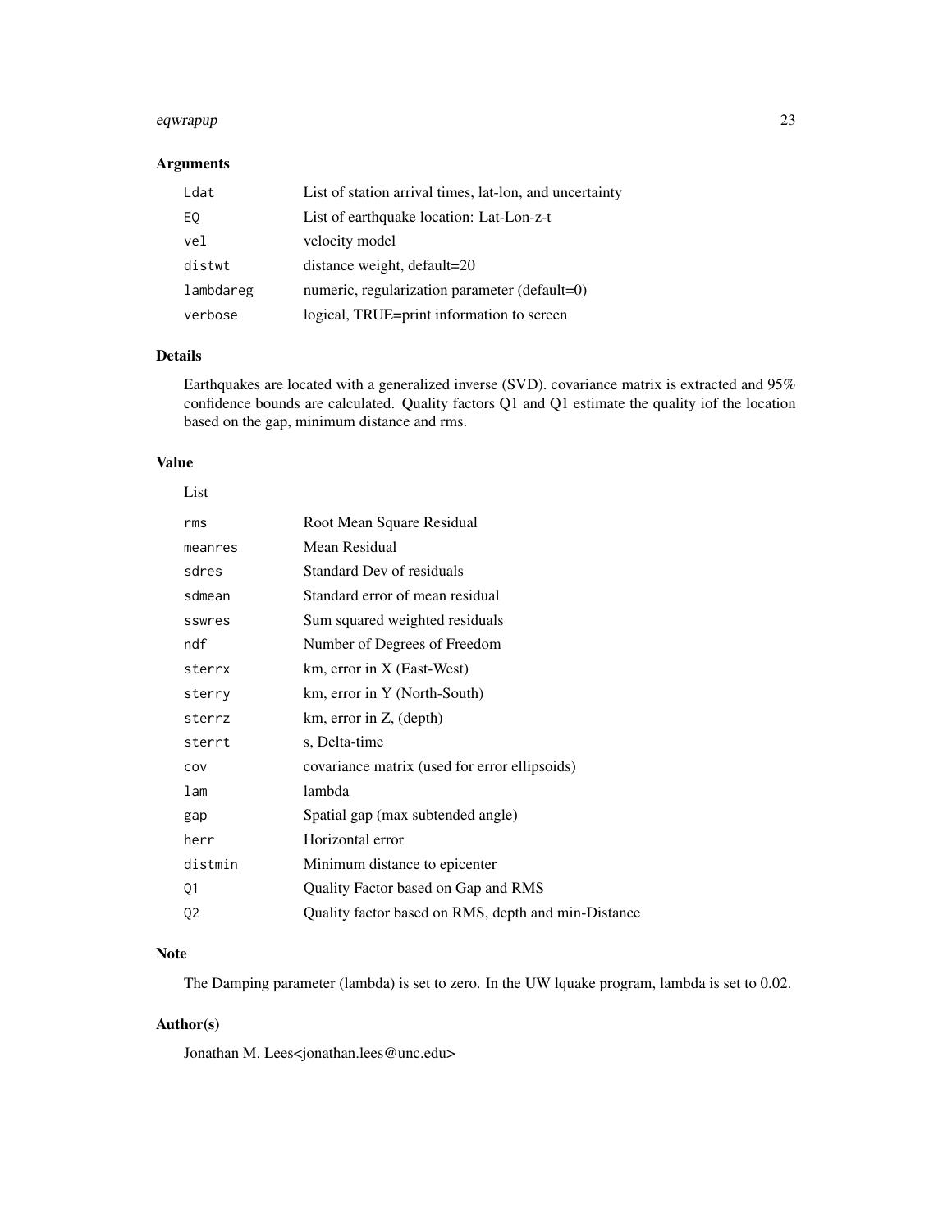## Arguments

| | |
|---|---|
| Ldat | List of station arrival times, lat-lon, and uncertainty |
| EQ | List of earthquake location: Lat-Lon-z-t |
| vel | velocity model |
| distwt | distance weight, default=20 |
| lambdareg | numeric, regularization parameter (default=0) |
| verbose | logical, TRUE=print information to screen |

## Details

Earthquakes are located with a generalized inverse (SVD). covariance matrix is extracted and 95% confidence bounds are calculated. Quality factors Q1 and Q1 estimate the quality iof the location based on the gap, minimum distance and rms.

## Value

List

| | |
|---|---|
| rms | Root Mean Square Residual |
| meanres | Mean Residual |
| sdres | Standard Dev of residuals |
| sdmean | Standard error of mean residual |
| sswres | Sum squared weighted residuals |
| ndf | Number of Degrees of Freedom |
| sterrx | km, error in X (East-West) |
| sterry | km, error in Y (North-South) |
| sterrz | km, error in Z, (depth) |
| sterrt | s, Delta-time |
| cov | covariance matrix (used for error ellipsoids) |
| lam | lambda |
| gap | Spatial gap (max subtended angle) |
| herr | Horizontal error |
| distmin | Minimum distance to epicenter |
| Q1 | Quality Factor based on Gap and RMS |
| Q2 | Quality factor based on RMS, depth and min-Distance |

## Note

The Damping parameter (lambda) is set to zero. In the UW lquake program, lambda is set to 0.02.

## Author(s)

Jonathan M. Lees<jonathan.lees@unc.edu>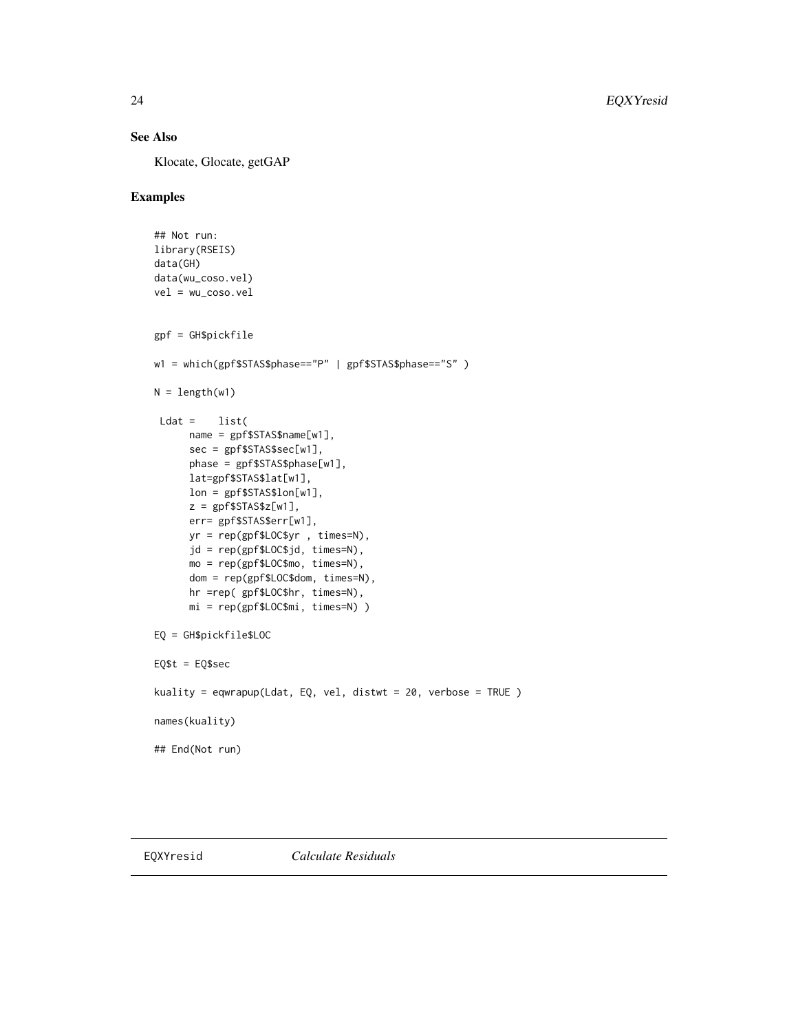## See Also

Klocate, Glocate, getGAP

## Examples

```
## Not run:
library(RSEIS)
data(GH)
data(wu_coso.vel)
vel = wu_coso.vel


gpf = GH$pickfile

w1 = which(gpf$STAS$phase=="P" | gpf$STAS$phase=="S" )

N = length(w1)

 Ldat =    list(
      name = gpf$STAS$name[w1],
      sec = gpf$STAS$sec[w1],
      phase = gpf$STAS$phase[w1],
      lat=gpf$STAS$lat[w1],
      lon = gpf$STAS$lon[w1],
      z = gpf$STAS$z[w1],
      err= gpf$STAS$err[w1],
      yr = rep(gpf$LOC$yr , times=N),
      jd = rep(gpf$LOC$jd, times=N),
      mo = rep(gpf$LOC$mo, times=N),
      dom = rep(gpf$LOC$dom, times=N),
      hr =rep( gpf$LOC$hr, times=N),
      mi = rep(gpf$LOC$mi, times=N) )

EQ = GH$pickfile$LOC

EQ$t = EQ$sec

kuality = eqwrapup(Ldat, EQ, vel, distwt = 20, verbose = TRUE )

names(kuality)

## End(Not run)
```

---

EQXYresid *Calculate Residuals*

---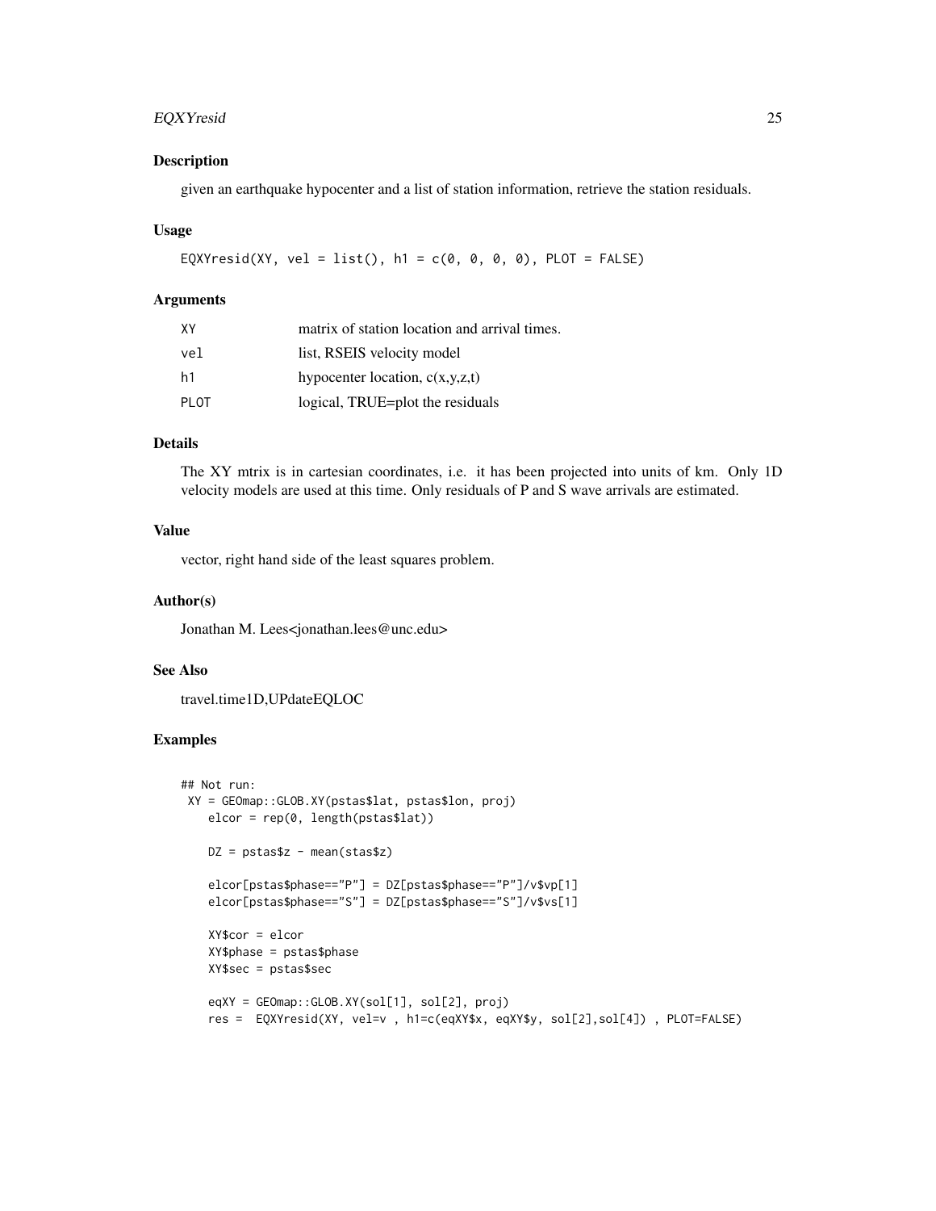## Description

given an earthquake hypocenter and a list of station information, retrieve the station residuals.

## Usage

```
EQXYresid(XY, vel = list(), h1 = c(0, 0, 0, 0), PLOT = FALSE)
```

## Arguments

| | |
|---|---|
| XY | matrix of station location and arrival times. |
| vel | list, RSEIS velocity model |
| h1 | hypocenter location, c(x,y,z,t) |
| PLOT | logical, TRUE=plot the residuals |

## Details

The XY mtrix is in cartesian coordinates, i.e. it has been projected into units of km. Only 1D velocity models are used at this time. Only residuals of P and S wave arrivals are estimated.

## Value

vector, right hand side of the least squares problem.

## Author(s)

Jonathan M. Lees<jonathan.lees@unc.edu>

## See Also

travel.time1D,UPdateEQLOC

## Examples

```
## Not run:
 XY = GEOmap::GLOB.XY(pstas$lat, pstas$lon, proj)
    elcor = rep(0, length(pstas$lat))

    DZ = pstas$z - mean(stas$z)

    elcor[pstas$phase=="P"] = DZ[pstas$phase=="P"]/v$vp[1]
    elcor[pstas$phase=="S"] = DZ[pstas$phase=="S"]/v$vs[1]

    XY$cor = elcor
    XY$phase = pstas$phase
    XY$sec = pstas$sec

    eqXY = GEOmap::GLOB.XY(sol[1], sol[2], proj)
    res =  EQXYresid(XY, vel=v , h1=c(eqXY$x, eqXY$y, sol[2],sol[4]) , PLOT=FALSE)
```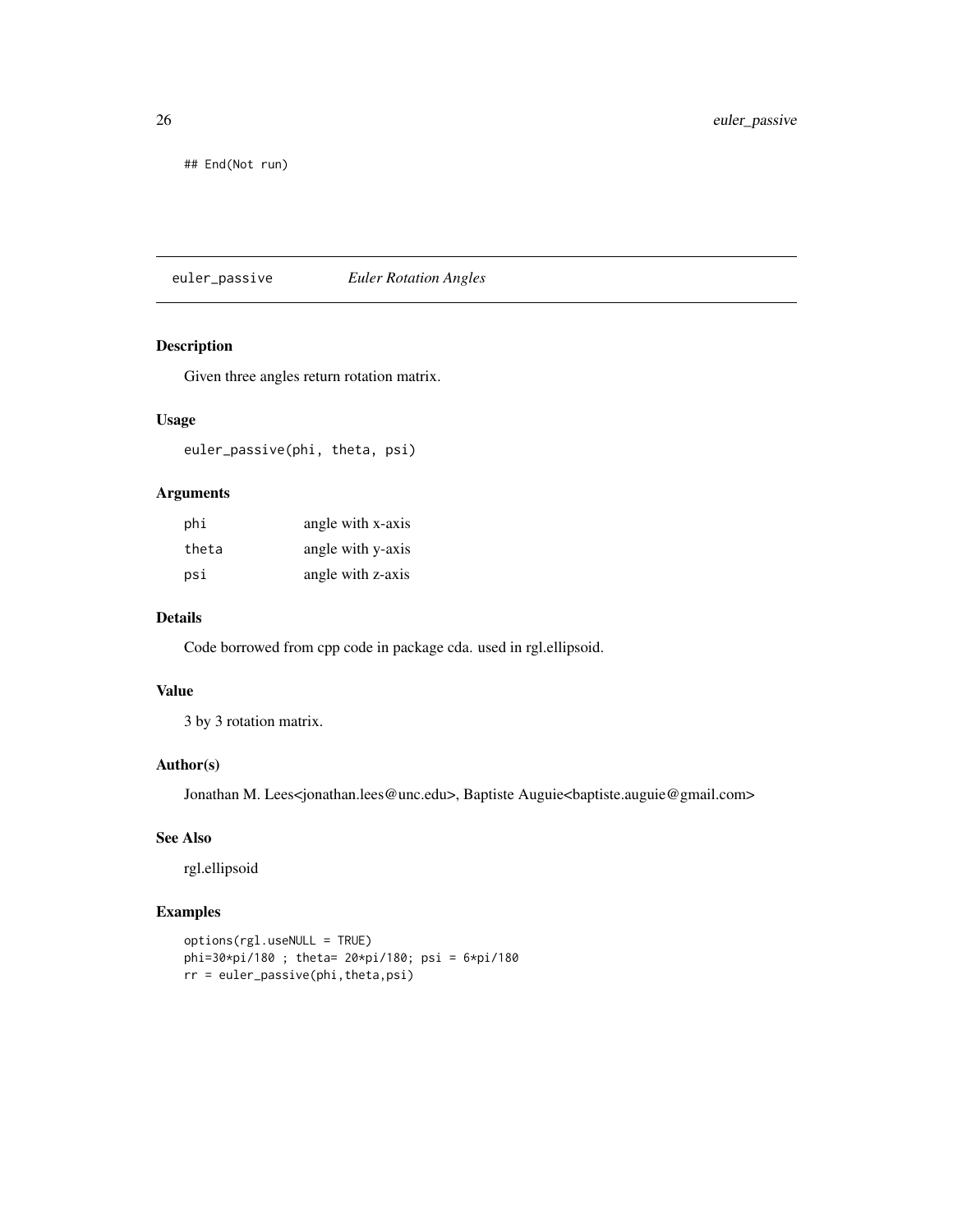```
## End(Not run)
```

---

## euler_passive *Euler Rotation Angles*

### Description

Given three angles return rotation matrix.

### Usage

```
euler_passive(phi, theta, psi)
```

### Arguments

| | |
|---|---|
| phi | angle with x-axis |
| theta | angle with y-axis |
| psi | angle with z-axis |

### Details

Code borrowed from cpp code in package cda. used in rgl.ellipsoid.

### Value

3 by 3 rotation matrix.

### Author(s)

Jonathan M. Lees<jonathan.lees@unc.edu>, Baptiste Auguie<baptiste.auguie@gmail.com>

### See Also

rgl.ellipsoid

### Examples

```
options(rgl.useNULL = TRUE)
phi=30*pi/180 ; theta= 20*pi/180; psi = 6*pi/180
rr = euler_passive(phi,theta,psi)
```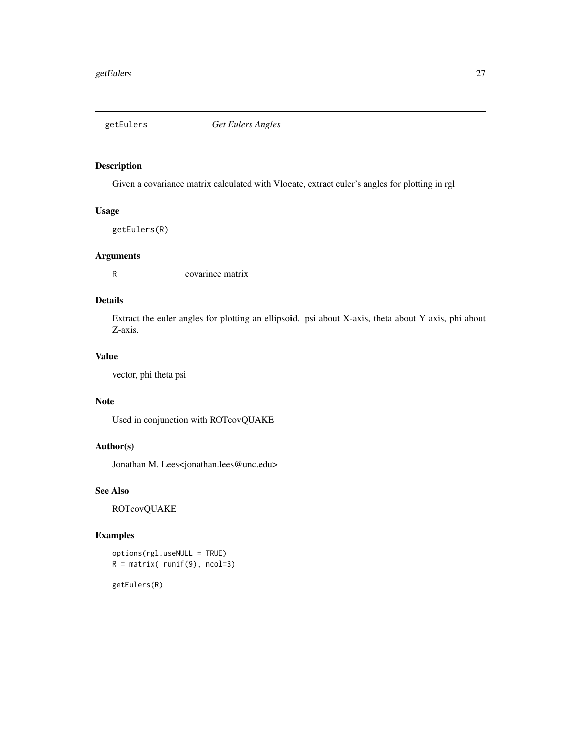getEulers *Get Eulers Angles*

## Description

Given a covariance matrix calculated with Vlocate, extract euler's angles for plotting in rgl

## Usage

```
getEulers(R)
```

## Arguments

| | |
|---|---|
| R | covarince matrix |

## Details

Extract the euler angles for plotting an ellipsoid. psi about X-axis, theta about Y axis, phi about Z-axis.

## Value

vector, phi theta psi

## Note

Used in conjunction with ROTcovQUAKE

## Author(s)

Jonathan M. Lees<jonathan.lees@unc.edu>

## See Also

ROTcovQUAKE

## Examples

```
options(rgl.useNULL = TRUE)
R = matrix( runif(9), ncol=3)

getEulers(R)
```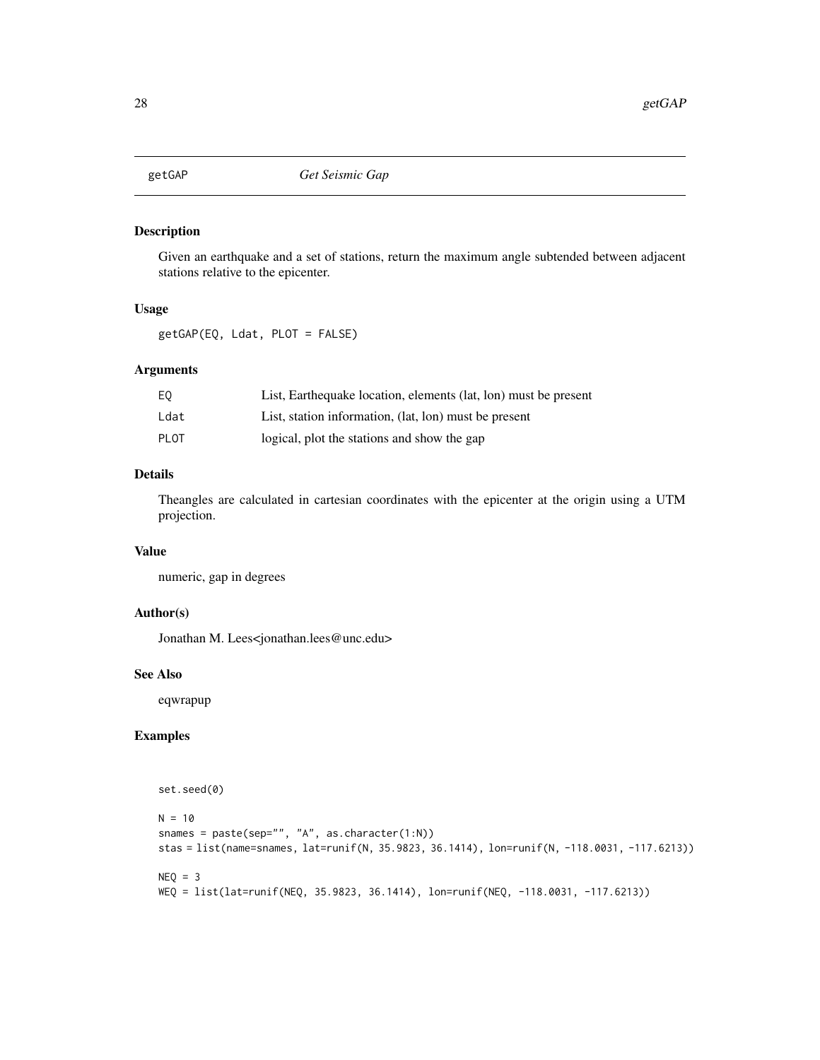## getGAP *Get Seismic Gap*

### Description

Given an earthquake and a set of stations, return the maximum angle subtended between adjacent stations relative to the epicenter.

### Usage

```
getGAP(EQ, Ldat, PLOT = FALSE)
```

### Arguments

| | |
|---|---|
| EQ | List, Earthequake location, elements (lat, lon) must be present |
| Ldat | List, station information, (lat, lon) must be present |
| PLOT | logical, plot the stations and show the gap |

### Details

Theangles are calculated in cartesian coordinates with the epicenter at the origin using a UTM projection.

### Value

numeric, gap in degrees

### Author(s)

Jonathan M. Lees<jonathan.lees@unc.edu>

### See Also

eqwrapup

### Examples

```
set.seed(0)

N = 10
snames = paste(sep="", "A", as.character(1:N))
stas = list(name=snames, lat=runif(N, 35.9823, 36.1414), lon=runif(N, -118.0031, -117.6213))

NEQ = 3
WEQ = list(lat=runif(NEQ, 35.9823, 36.1414), lon=runif(NEQ, -118.0031, -117.6213))
```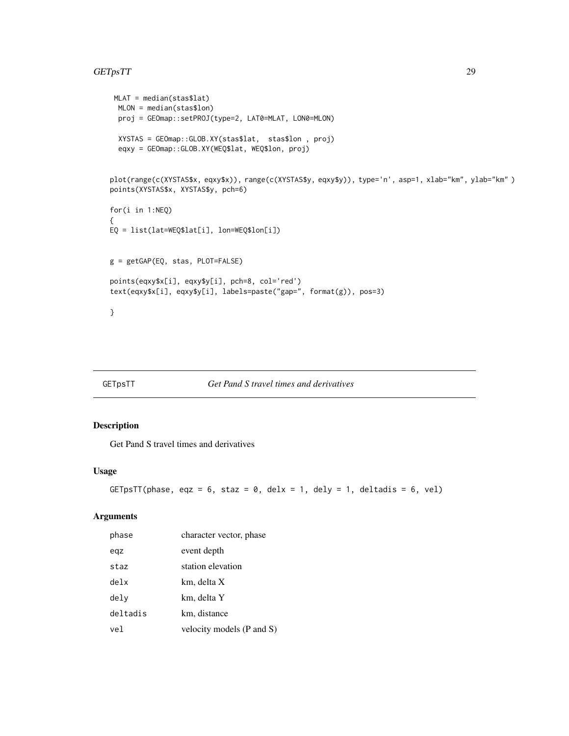```
 MLAT = median(stas$lat)
  MLON = median(stas$lon)
  proj = GEOmap::setPROJ(type=2, LAT0=MLAT, LON0=MLON)

  XYSTAS = GEOmap::GLOB.XY(stas$lat,  stas$lon , proj)
  eqxy = GEOmap::GLOB.XY(WEQ$lat, WEQ$lon, proj)


plot(range(c(XYSTAS$x, eqxy$x)), range(c(XYSTAS$y, eqxy$y)), type='n', asp=1, xlab="km", ylab="km" )
points(XYSTAS$x, XYSTAS$y, pch=6)

for(i in 1:NEQ)
{
EQ = list(lat=WEQ$lat[i], lon=WEQ$lon[i])


g = getGAP(EQ, stas, PLOT=FALSE)

points(eqxy$x[i], eqxy$y[i], pch=8, col='red')
text(eqxy$x[i], eqxy$y[i], labels=paste("gap=", format(g)), pos=3)

}
```

## GETpsTT — *Get Pand S travel times and derivatives*

### Description

Get Pand S travel times and derivatives

### Usage

```
GETpsTT(phase, eqz = 6, staz = 0, delx = 1, dely = 1, deltadis = 6, vel)
```

### Arguments

| | |
|---|---|
| phase | character vector, phase |
| eqz | event depth |
| staz | station elevation |
| delx | km, delta X |
| dely | km, delta Y |
| deltadis | km, distance |
| vel | velocity models (P and S) |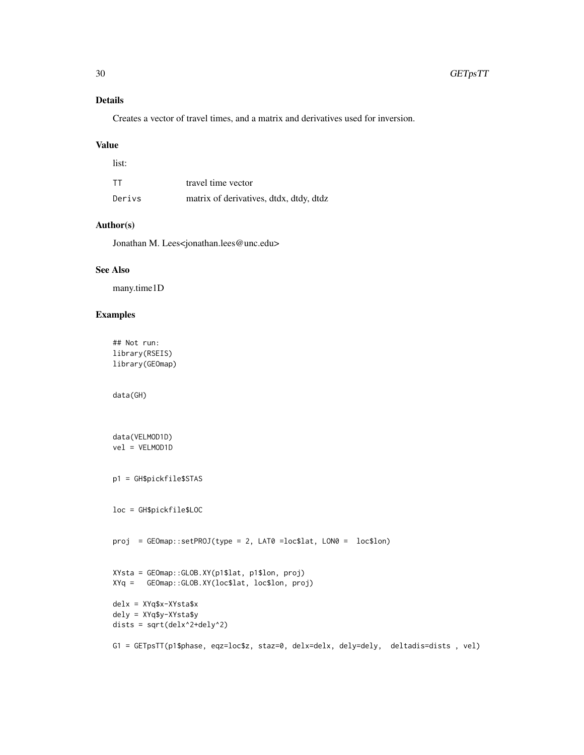## Details

Creates a vector of travel times, and a matrix and derivatives used for inversion.

## Value

list:

| | |
|---|---|
| TT | travel time vector |
| Derivs | matrix of derivatives, dtdx, dtdy, dtdz |

## Author(s)

Jonathan M. Lees<jonathan.lees@unc.edu>

## See Also

many.time1D

## Examples

```
## Not run:
library(RSEIS)
library(GEOmap)


data(GH)



data(VELMOD1D)
vel = VELMOD1D


p1 = GH$pickfile$STAS


loc = GH$pickfile$LOC


proj  = GEOmap::setPROJ(type = 2, LAT0 =loc$lat, LON0 =  loc$lon)


XYsta = GEOmap::GLOB.XY(p1$lat, p1$lon, proj)
XYq =   GEOmap::GLOB.XY(loc$lat, loc$lon, proj)

delx = XYq$x-XYsta$x
dely = XYq$y-XYsta$y
dists = sqrt(delx^2+dely^2)

G1 = GETpsTT(p1$phase, eqz=loc$z, staz=0, delx=delx, dely=dely,  deltadis=dists , vel)
```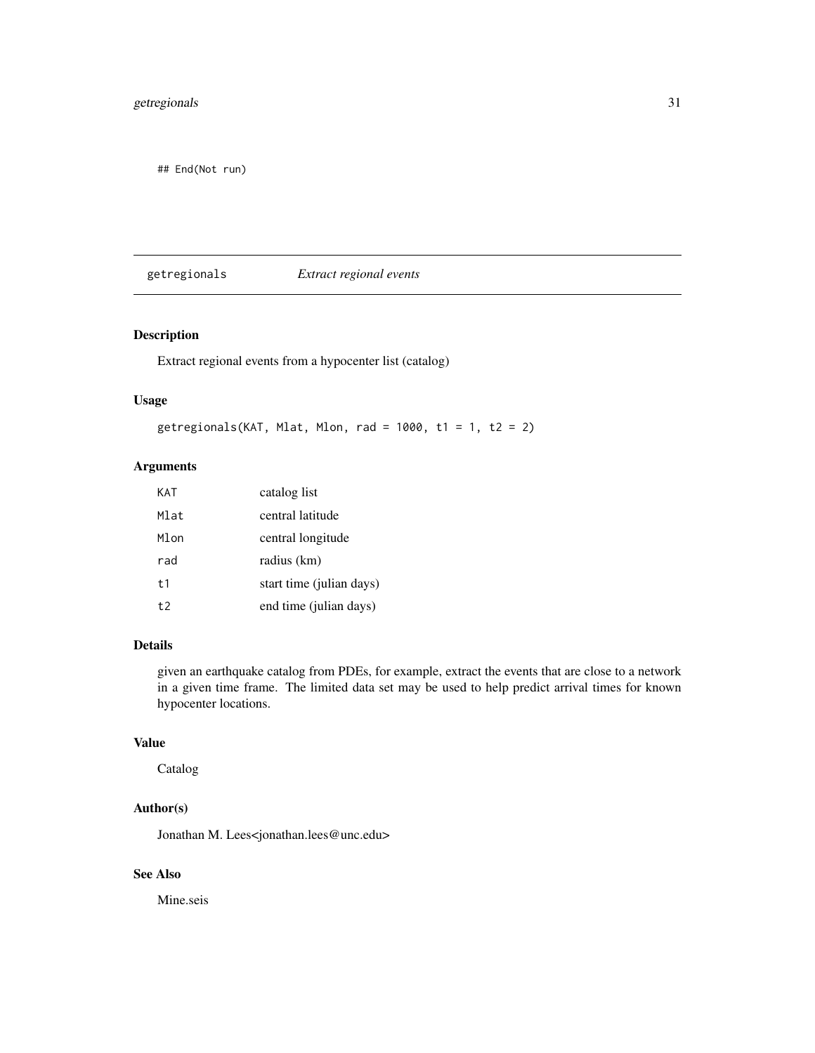```
## End(Not run)
```

## getregionals — *Extract regional events*

### Description

Extract regional events from a hypocenter list (catalog)

### Usage

```
getregionals(KAT, Mlat, Mlon, rad = 1000, t1 = 1, t2 = 2)
```

### Arguments

| | |
|---|---|
| KAT | catalog list |
| Mlat | central latitude |
| Mlon | central longitude |
| rad | radius (km) |
| t1 | start time (julian days) |
| t2 | end time (julian days) |

### Details

given an earthquake catalog from PDEs, for example, extract the events that are close to a network in a given time frame. The limited data set may be used to help predict arrival times for known hypocenter locations.

### Value

Catalog

### Author(s)

Jonathan M. Lees<jonathan.lees@unc.edu>

### See Also

Mine.seis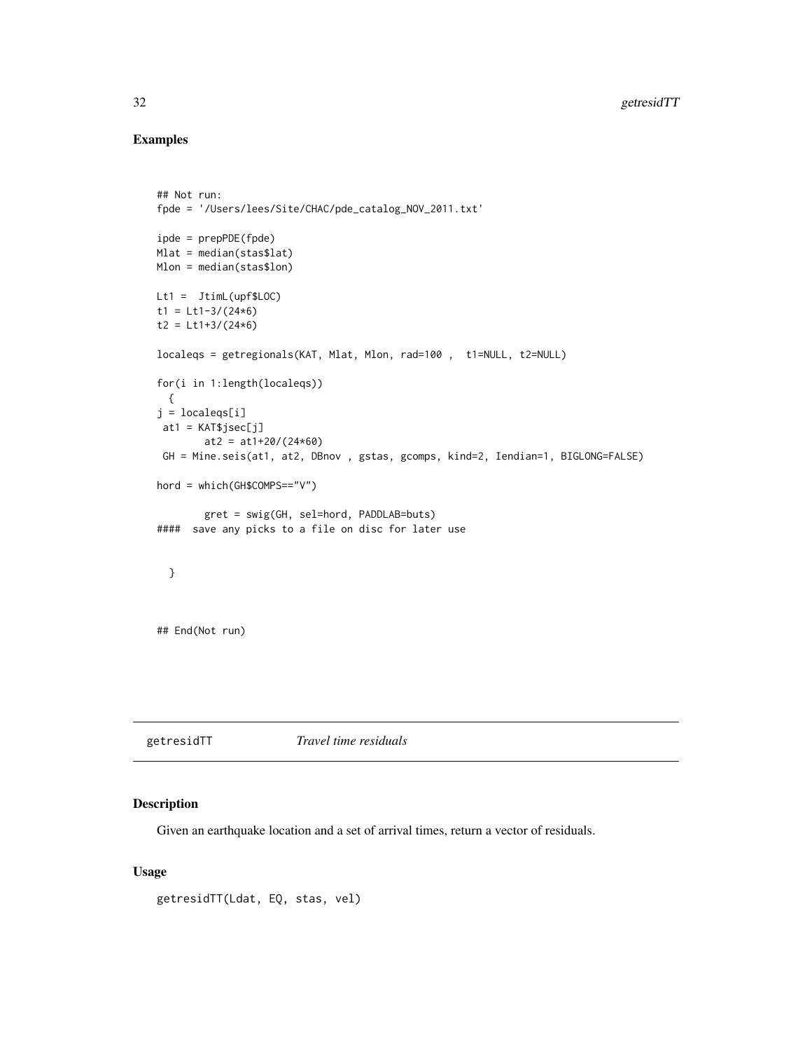## Examples

```
## Not run:
fpde = '/Users/lees/Site/CHAC/pde_catalog_NOV_2011.txt'

ipde = prepPDE(fpde)
Mlat = median(stas$lat)
Mlon = median(stas$lon)

Lt1 =  JtimL(upf$LOC)
t1 = Lt1-3/(24*6)
t2 = Lt1+3/(24*6)

localeqs = getregionals(KAT, Mlat, Mlon, rad=100 ,  t1=NULL, t2=NULL)

for(i in 1:length(localeqs))
  {
j = localeqs[i]
 at1 = KAT$jsec[j]
        at2 = at1+20/(24*60)
 GH = Mine.seis(at1, at2, DBnov , gstas, gcomps, kind=2, Iendian=1, BIGLONG=FALSE)

hord = which(GH$COMPS=="V")

        gret = swig(GH, sel=hord, PADDLAB=buts)
####  save any picks to a file on disc for later use


  }



## End(Not run)
```

---

## getresidTT *Travel time residuals*

### Description

Given an earthquake location and a set of arrival times, return a vector of residuals.

### Usage

```
getresidTT(Ldat, EQ, stas, vel)
```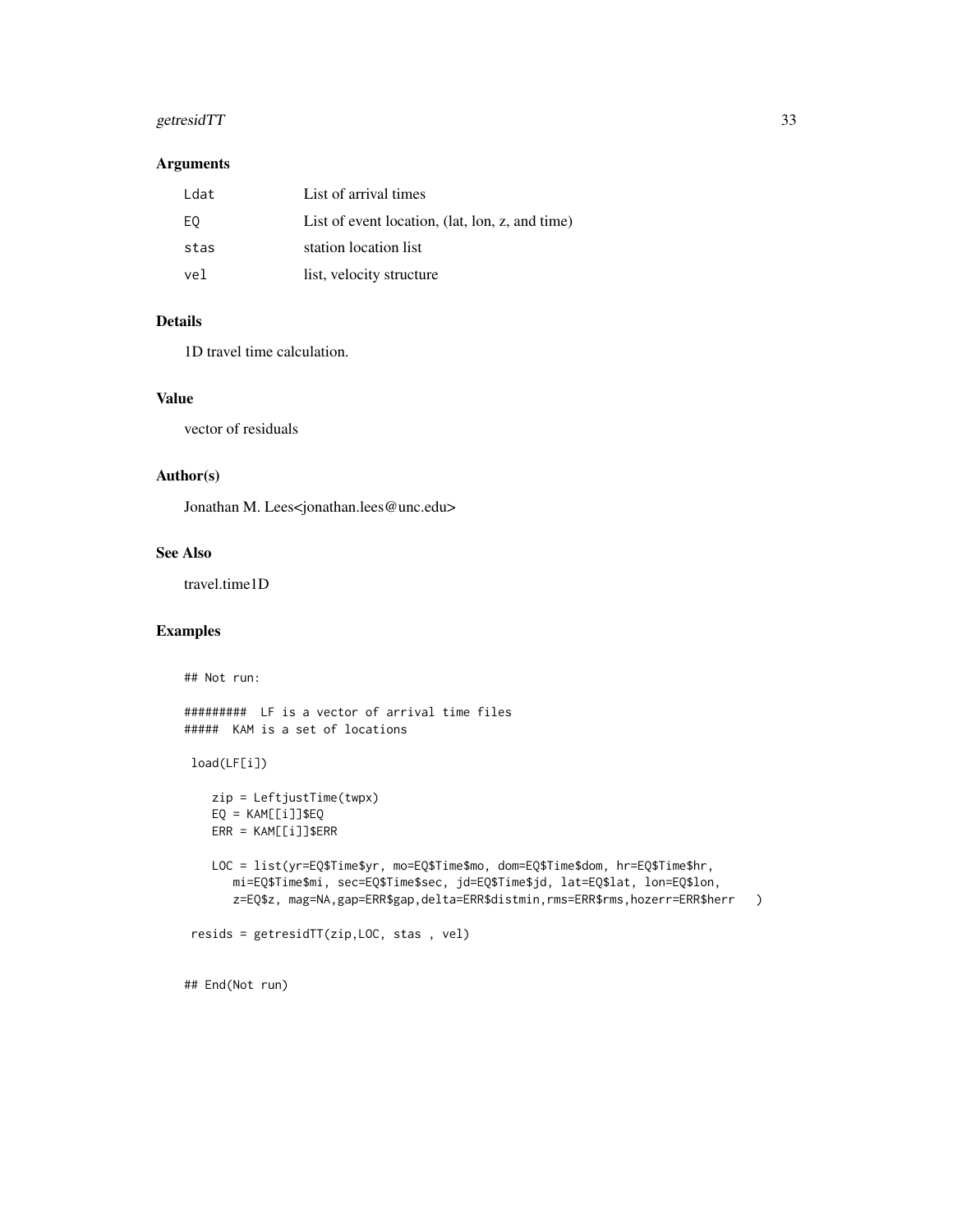## Arguments

| | |
|---|---|
| Ldat | List of arrival times |
| EQ | List of event location, (lat, lon, z, and time) |
| stas | station location list |
| vel | list, velocity structure |

## Details

1D travel time calculation.

## Value

vector of residuals

## Author(s)

Jonathan M. Lees<jonathan.lees@unc.edu>

## See Also

travel.time1D

## Examples

```
## Not run:

#########  LF is a vector of arrival time files
#####  KAM is a set of locations

 load(LF[i])

    zip = LeftjustTime(twpx)
    EQ = KAM[[i]]$EQ
    ERR = KAM[[i]]$ERR

    LOC = list(yr=EQ$Time$yr, mo=EQ$Time$mo, dom=EQ$Time$dom, hr=EQ$Time$hr,
       mi=EQ$Time$mi, sec=EQ$Time$sec, jd=EQ$Time$jd, lat=EQ$lat, lon=EQ$lon,
       z=EQ$z, mag=NA,gap=ERR$gap,delta=ERR$distmin,rms=ERR$rms,hozerr=ERR$herr   )

 resids = getresidTT(zip,LOC, stas , vel)


## End(Not run)
```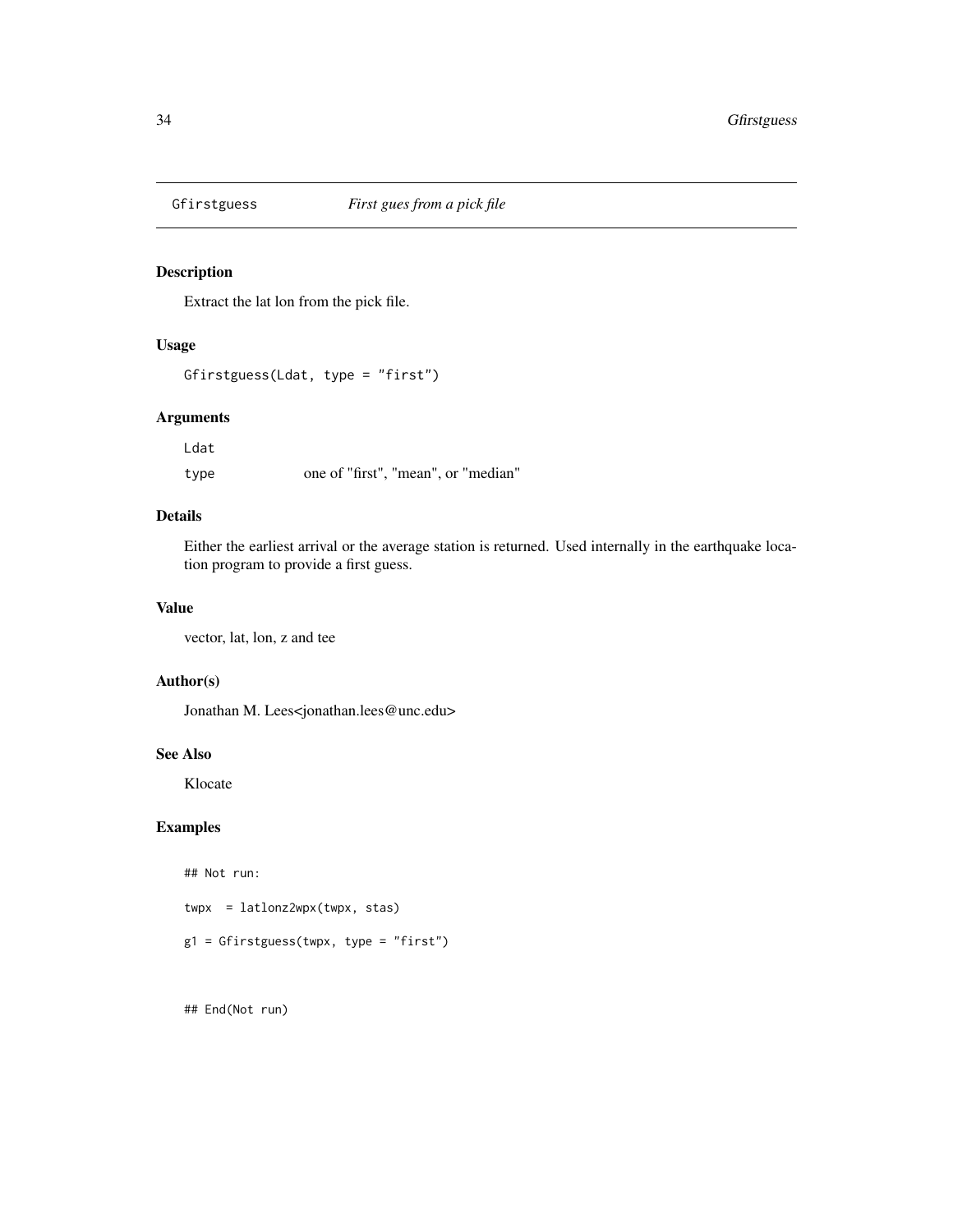Gfirstguess *First gues from a pick file*

## Description

Extract the lat lon from the pick file.

## Usage

```
Gfirstguess(Ldat, type = "first")
```

## Arguments

| | |
|---|---|
| Ldat | |
| type | one of "first", "mean", or "median" |

## Details

Either the earliest arrival or the average station is returned. Used internally in the earthquake location program to provide a first guess.

## Value

vector, lat, lon, z and tee

## Author(s)

Jonathan M. Lees<jonathan.lees@unc.edu>

## See Also

Klocate

## Examples

```
## Not run:

twpx  = latlonz2wpx(twpx, stas)

g1 = Gfirstguess(twpx, type = "first")


## End(Not run)
```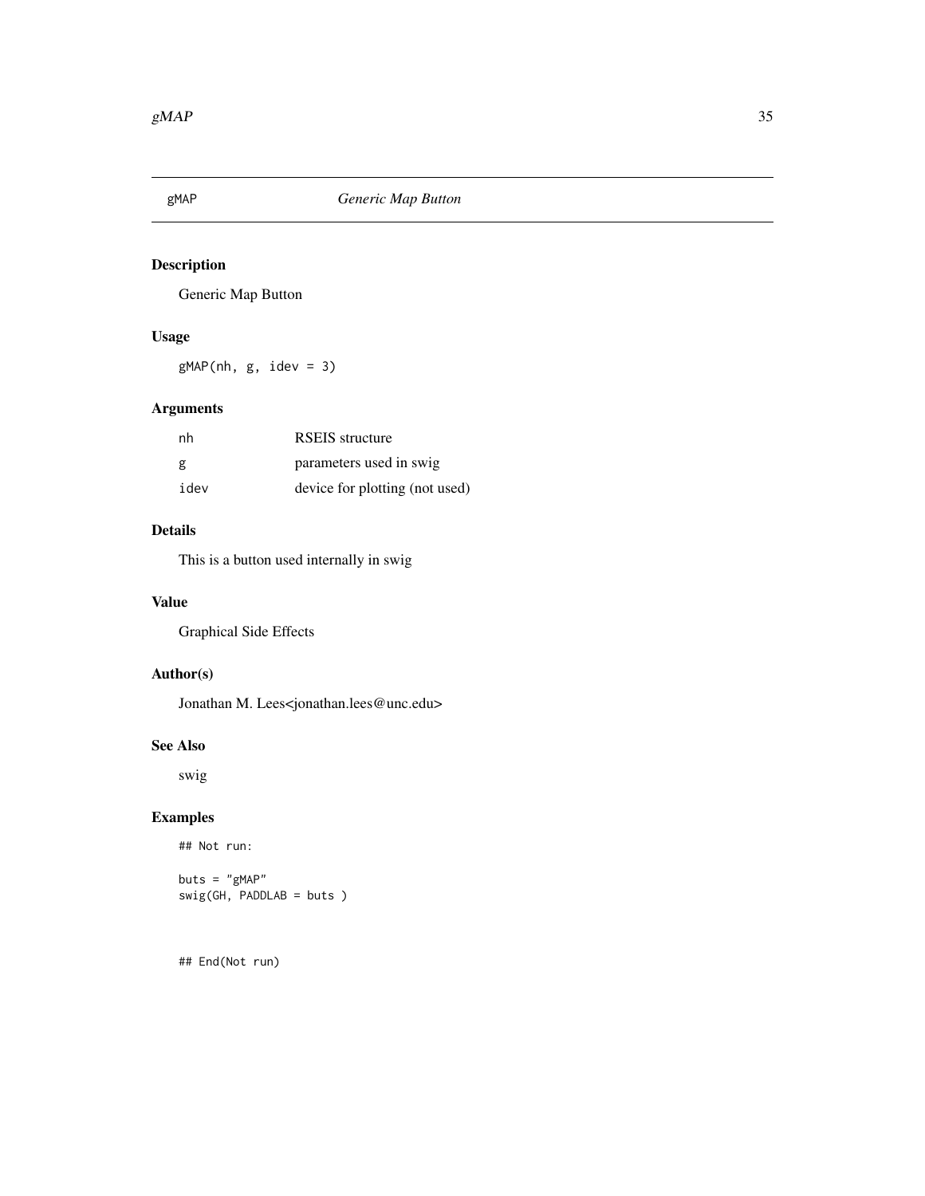# gMAP *Generic Map Button*

## Description

Generic Map Button

## Usage

```
gMAP(nh, g, idev = 3)
```

## Arguments

| | |
|---|---|
| nh | RSEIS structure |
| g | parameters used in swig |
| idev | device for plotting (not used) |

## Details

This is a button used internally in swig

## Value

Graphical Side Effects

## Author(s)

Jonathan M. Lees<jonathan.lees@unc.edu>

## See Also

swig

## Examples

```
## Not run:

buts = "gMAP"
swig(GH, PADDLAB = buts )


## End(Not run)
```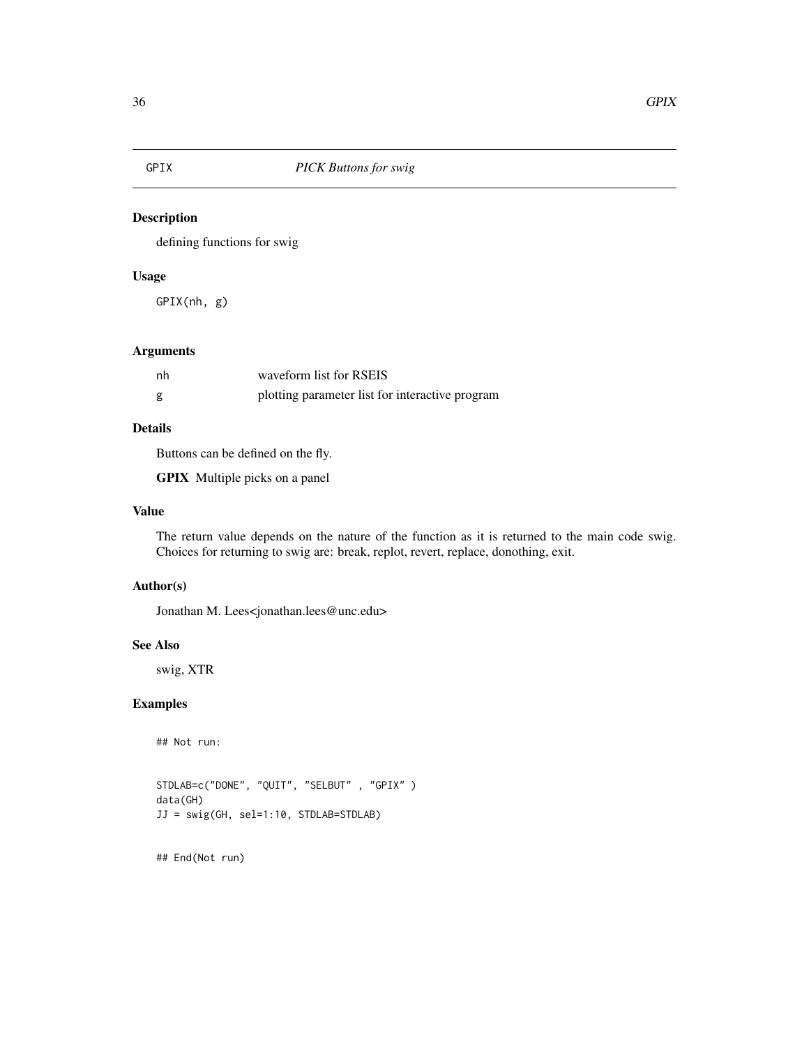# GPIX *PICK Buttons for swig*

## Description

defining functions for swig

## Usage

```
GPIX(nh, g)
```

## Arguments

| | |
|---|---|
| nh | waveform list for RSEIS |
| g | plotting parameter list for interactive program |

## Details

Buttons can be defined on the fly.

**GPIX** Multiple picks on a panel

## Value

The return value depends on the nature of the function as it is returned to the main code swig. Choices for returning to swig are: break, replot, revert, replace, donothing, exit.

## Author(s)

Jonathan M. Lees<jonathan.lees@unc.edu>

## See Also

swig, XTR

## Examples

```
## Not run:


STDLAB=c("DONE", "QUIT", "SELBUT" , "GPIX" )
data(GH)
JJ = swig(GH, sel=1:10, STDLAB=STDLAB)


## End(Not run)
```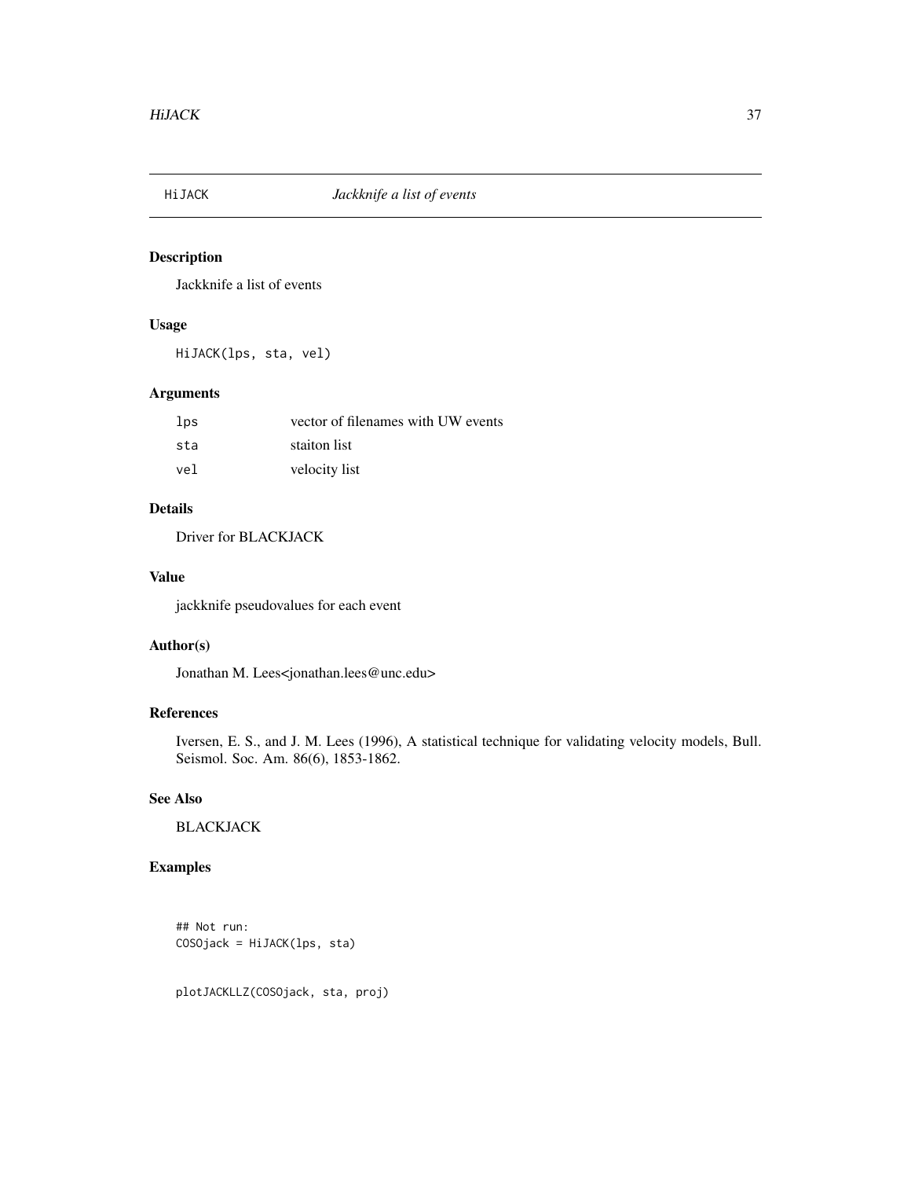## HiJACK *Jackknife a list of events*

### Description

Jackknife a list of events

### Usage

```
HiJACK(lps, sta, vel)
```

### Arguments

| | |
|---|---|
| lps | vector of filenames with UW events |
| sta | staiton list |
| vel | velocity list |

### Details

Driver for BLACKJACK

### Value

jackknife pseudovalues for each event

### Author(s)

Jonathan M. Lees<jonathan.lees@unc.edu>

### References

Iversen, E. S., and J. M. Lees (1996), A statistical technique for validating velocity models, Bull. Seismol. Soc. Am. 86(6), 1853-1862.

### See Also

BLACKJACK

### Examples

```
## Not run:
COSOjack = HiJACK(lps, sta)


plotJACKLLZ(COSOjack, sta, proj)
```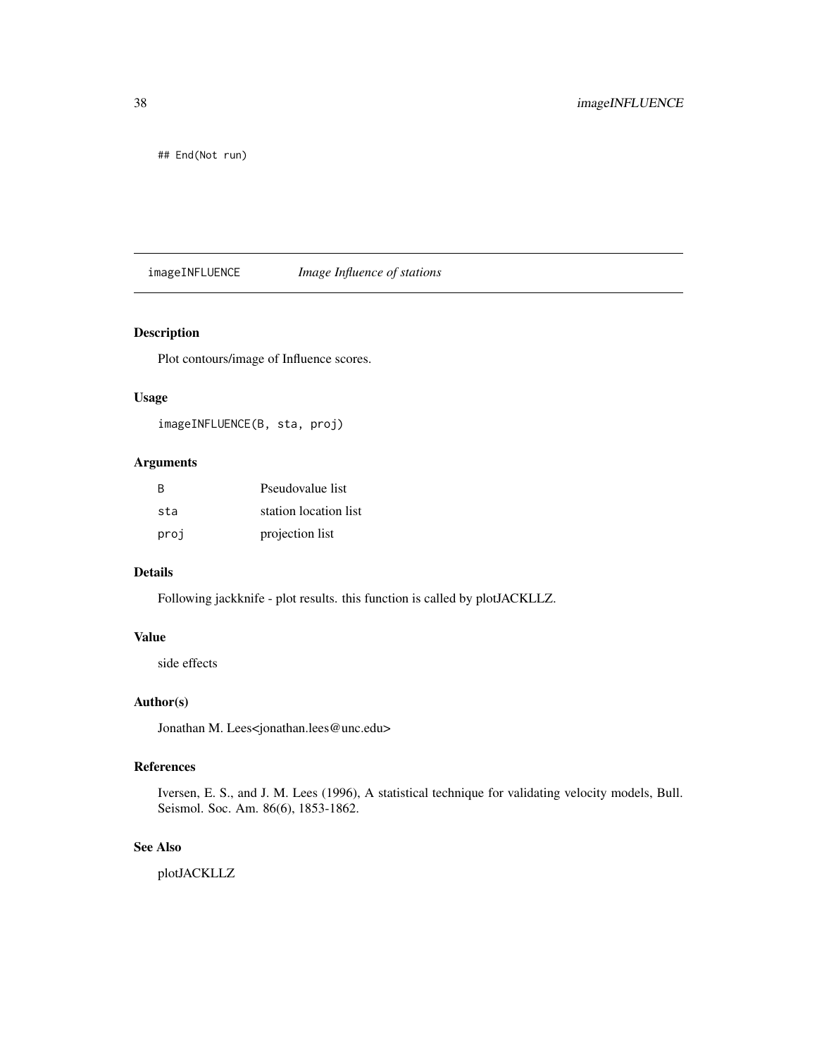```
## End(Not run)
```

## imageINFLUENCE — *Image Influence of stations*

### Description

Plot contours/image of Influence scores.

### Usage

```
imageINFLUENCE(B, sta, proj)
```

### Arguments

| | |
|---|---|
| B | Pseudovalue list |
| sta | station location list |
| proj | projection list |

### Details

Following jackknife - plot results. this function is called by plotJACKLLZ.

### Value

side effects

### Author(s)

Jonathan M. Lees<jonathan.lees@unc.edu>

### References

Iversen, E. S., and J. M. Lees (1996), A statistical technique for validating velocity models, Bull. Seismol. Soc. Am. 86(6), 1853-1862.

### See Also

plotJACKLLZ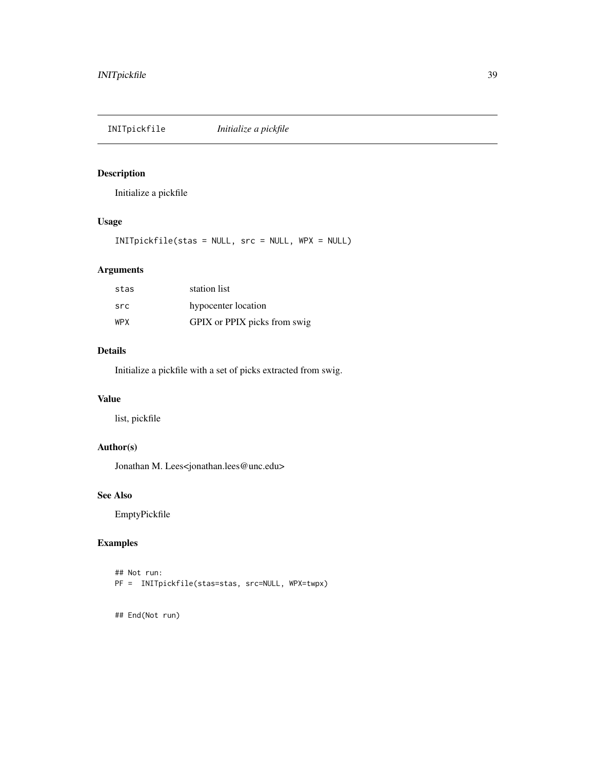# INITpickfile *Initialize a pickfile*

## Description

Initialize a pickfile

## Usage

```
INITpickfile(stas = NULL, src = NULL, WPX = NULL)
```

## Arguments

| | |
|---|---|
| stas | station list |
| src | hypocenter location |
| WPX | GPIX or PPIX picks from swig |

## Details

Initialize a pickfile with a set of picks extracted from swig.

## Value

list, pickfile

## Author(s)

Jonathan M. Lees<jonathan.lees@unc.edu>

## See Also

EmptyPickfile

## Examples

```
## Not run:
PF =  INITpickfile(stas=stas, src=NULL, WPX=twpx)


## End(Not run)
```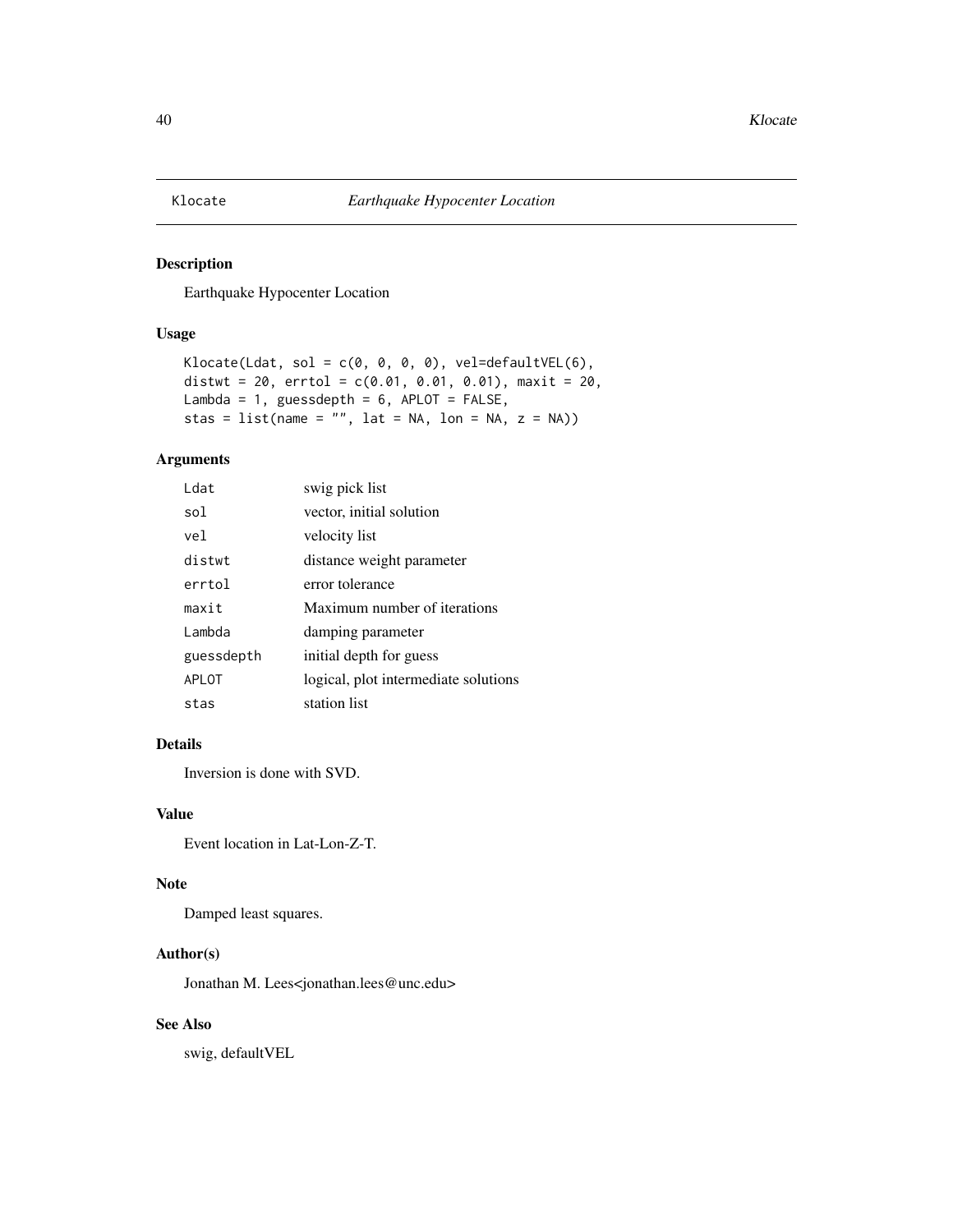Klocate *Earthquake Hypocenter Location*

## Description

Earthquake Hypocenter Location

## Usage

```
Klocate(Ldat, sol = c(0, 0, 0, 0), vel=defaultVEL(6),
distwt = 20, errtol = c(0.01, 0.01, 0.01), maxit = 20,
Lambda = 1, guessdepth = 6, APLOT = FALSE,
stas = list(name = "", lat = NA, lon = NA, z = NA))
```

## Arguments

| | |
|---|---|
| Ldat | swig pick list |
| sol | vector, initial solution |
| vel | velocity list |
| distwt | distance weight parameter |
| errtol | error tolerance |
| maxit | Maximum number of iterations |
| Lambda | damping parameter |
| guessdepth | initial depth for guess |
| APLOT | logical, plot intermediate solutions |
| stas | station list |

## Details

Inversion is done with SVD.

## Value

Event location in Lat-Lon-Z-T.

## Note

Damped least squares.

## Author(s)

Jonathan M. Lees<jonathan.lees@unc.edu>

## See Also

swig, defaultVEL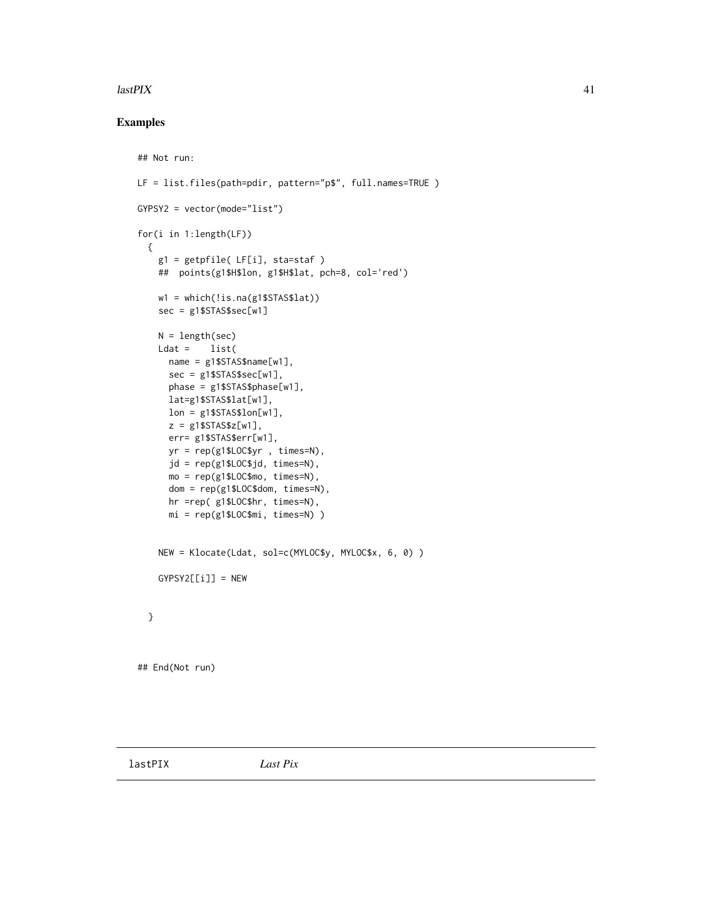## Examples

```
## Not run:

LF = list.files(path=pdir, pattern="p$", full.names=TRUE )

GYPSY2 = vector(mode="list")

for(i in 1:length(LF))
  {
    g1 = getpfile( LF[i], sta=staf )
    ##  points(g1$H$lon, g1$H$lat, pch=8, col='red')

    w1 = which(!is.na(g1$STAS$lat))
    sec = g1$STAS$sec[w1]

    N = length(sec)
    Ldat =    list(
      name = g1$STAS$name[w1],
      sec = g1$STAS$sec[w1],
      phase = g1$STAS$phase[w1],
      lat=g1$STAS$lat[w1],
      lon = g1$STAS$lon[w1],
      z = g1$STAS$z[w1],
      err= g1$STAS$err[w1],
      yr = rep(g1$LOC$yr , times=N),
      jd = rep(g1$LOC$jd, times=N),
      mo = rep(g1$LOC$mo, times=N),
      dom = rep(g1$LOC$dom, times=N),
      hr =rep( g1$LOC$hr, times=N),
      mi = rep(g1$LOC$mi, times=N) )


    NEW = Klocate(Ldat, sol=c(MYLOC$y, MYLOC$x, 6, 0) )

    GYPSY2[[i]] = NEW


  }


## End(Not run)
```

---

lastPIX *Last Pix*

---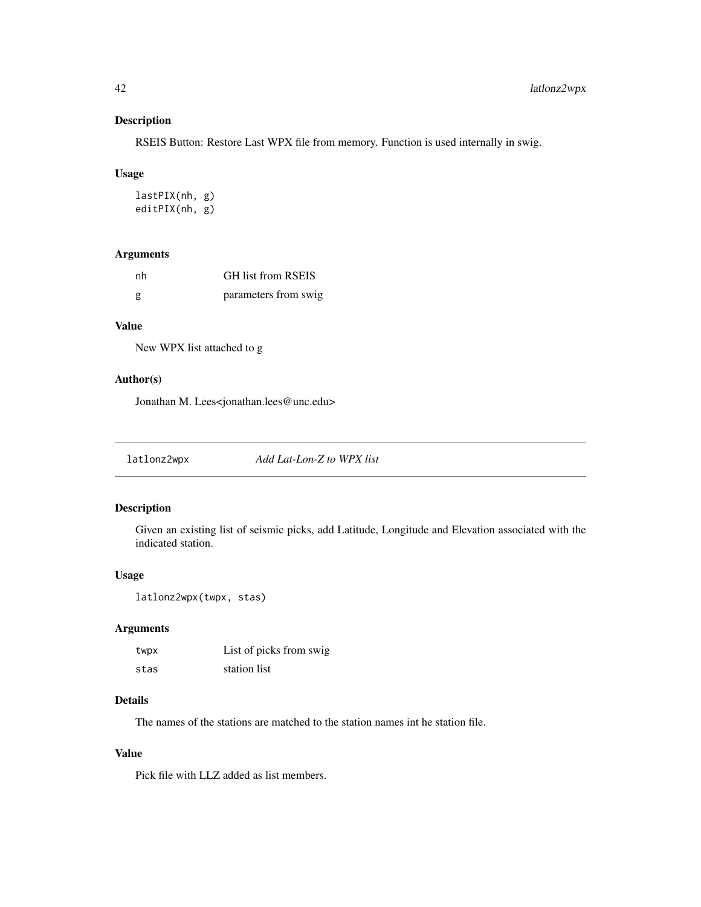## Description

RSEIS Button: Restore Last WPX file from memory. Function is used internally in swig.

## Usage

```
lastPIX(nh, g)
editPIX(nh, g)
```

## Arguments

| | |
|---|---|
| nh | GH list from RSEIS |
| g | parameters from swig |

## Value

New WPX list attached to g

## Author(s)

Jonathan M. Lees<jonathan.lees@unc.edu>

---

# latlonz2wpx — *Add Lat-Lon-Z to WPX list*

## Description

Given an existing list of seismic picks, add Latitude, Longitude and Elevation associated with the indicated station.

## Usage

```
latlonz2wpx(twpx, stas)
```

## Arguments

| | |
|---|---|
| twpx | List of picks from swig |
| stas | station list |

## Details

The names of the stations are matched to the station names int he station file.

## Value

Pick file with LLZ added as list members.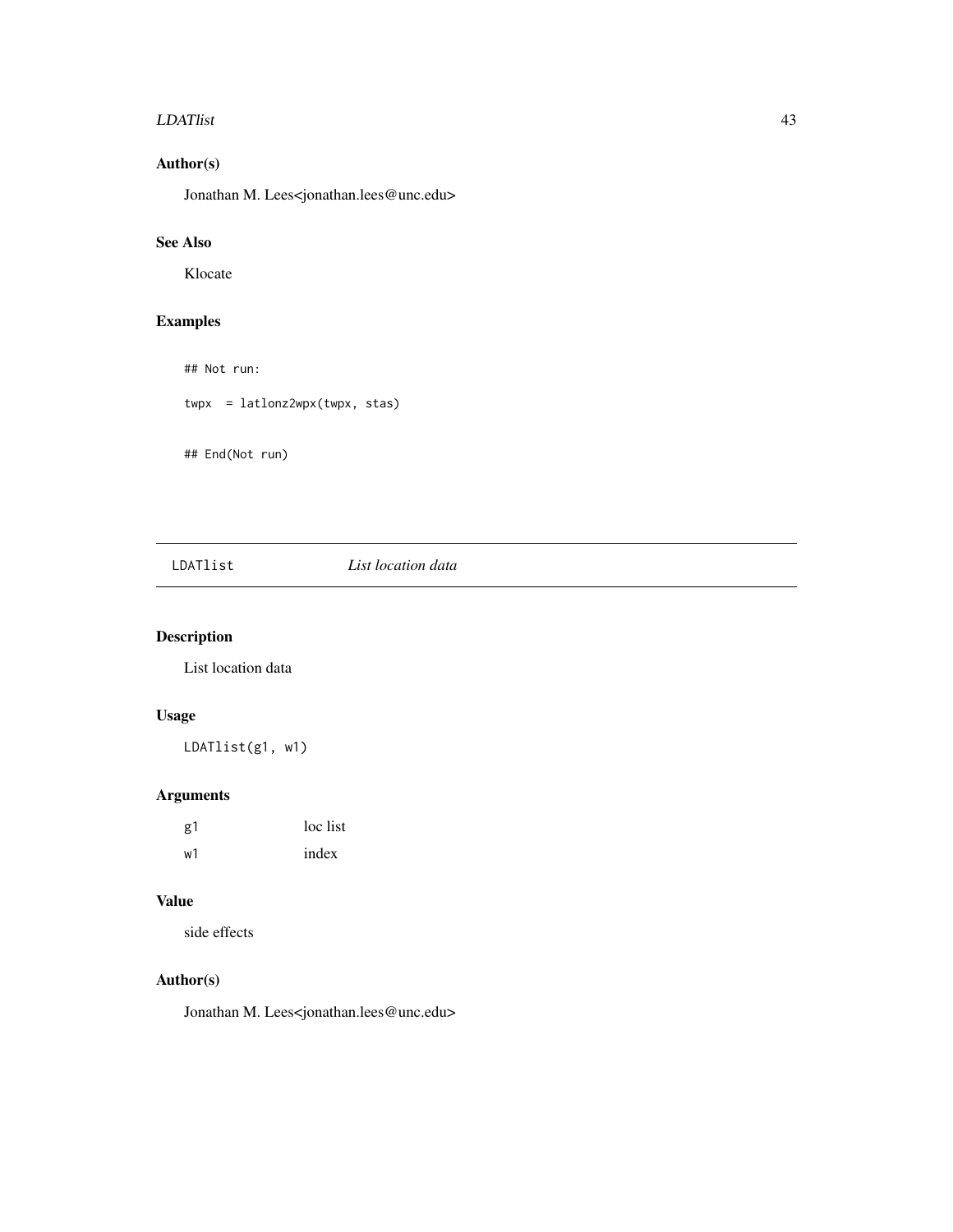## Author(s)

Jonathan M. Lees<jonathan.lees@unc.edu>

## See Also

Klocate

## Examples

```
## Not run:

twpx  = latlonz2wpx(twpx, stas)


## End(Not run)
```

---

# LDATlist — *List location data*

## Description

List location data

## Usage

```
LDATlist(g1, w1)
```

## Arguments

| | |
|---|---|
| g1 | loc list |
| w1 | index |

## Value

side effects

## Author(s)

Jonathan M. Lees<jonathan.lees@unc.edu>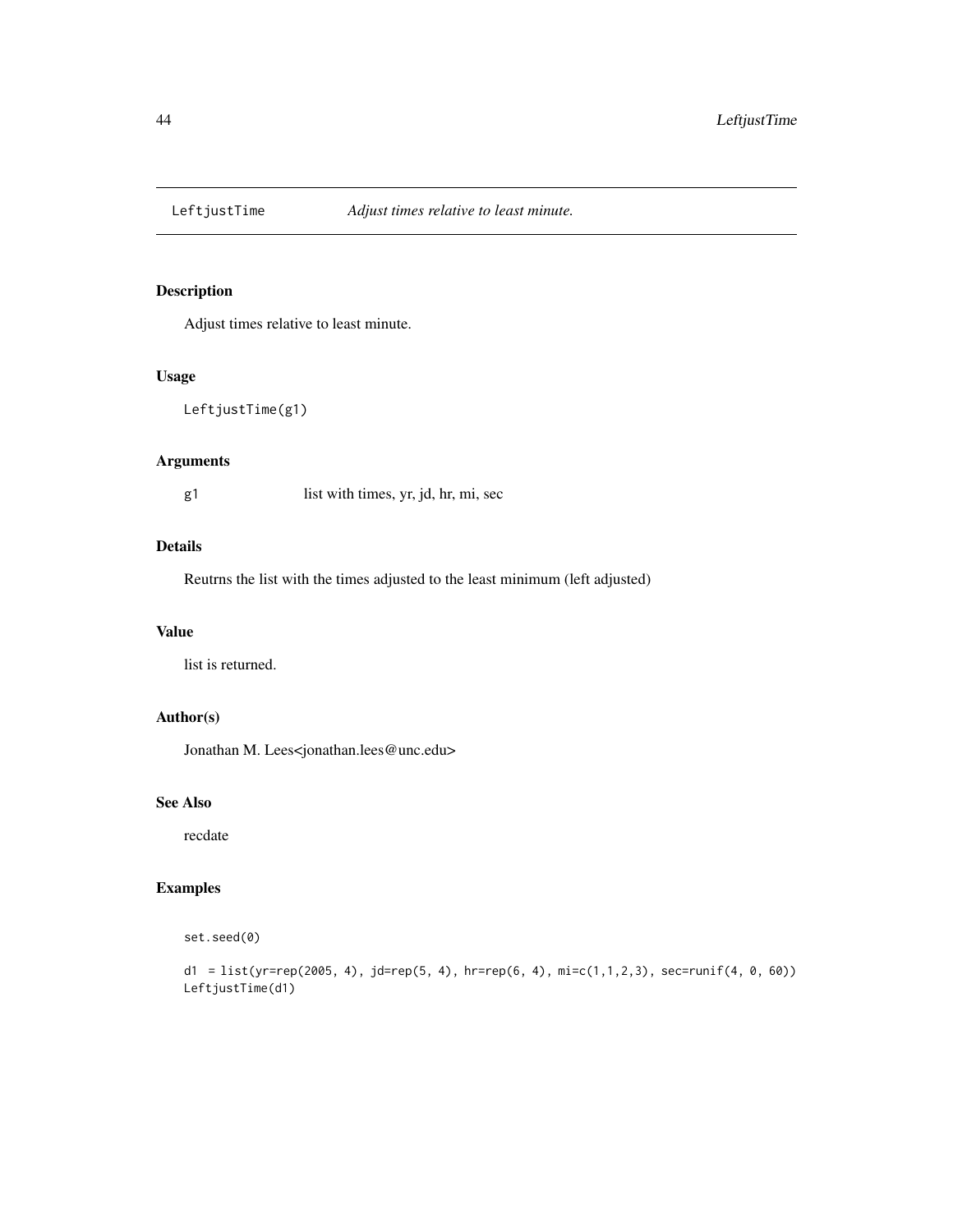# LeftjustTime *Adjust times relative to least minute.*

## Description

Adjust times relative to least minute.

## Usage

```
LeftjustTime(g1)
```

## Arguments

| | |
|---|---|
| g1 | list with times, yr, jd, hr, mi, sec |

## Details

Reutrns the list with the times adjusted to the least minimum (left adjusted)

## Value

list is returned.

## Author(s)

Jonathan M. Lees<jonathan.lees@unc.edu>

## See Also

recdate

## Examples

```
set.seed(0)

d1  = list(yr=rep(2005, 4), jd=rep(5, 4), hr=rep(6, 4), mi=c(1,1,2,3), sec=runif(4, 0, 60))
LeftjustTime(d1)
```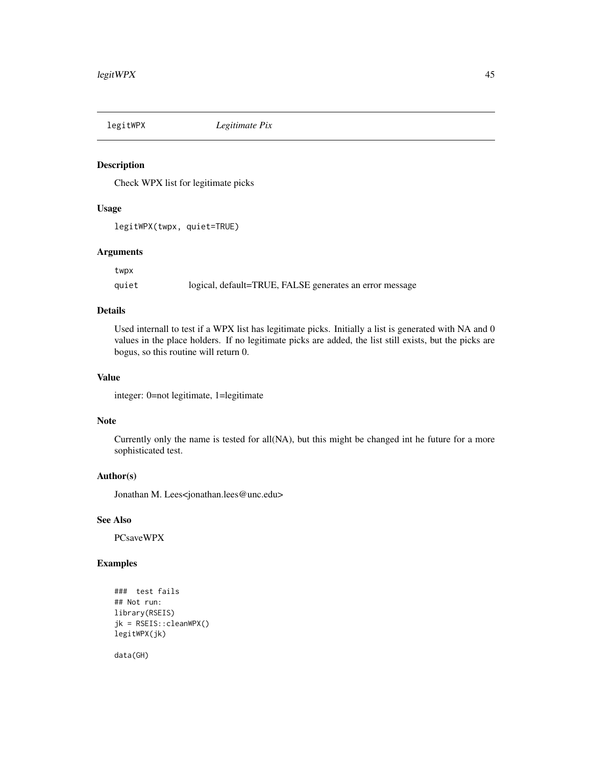# legitWPX *Legitimate Pix*

## Description

Check WPX list for legitimate picks

## Usage

```
legitWPX(twpx, quiet=TRUE)
```

## Arguments

| | |
|---|---|
| twpx | |
| quiet | logical, default=TRUE, FALSE generates an error message |

## Details

Used internall to test if a WPX list has legitimate picks. Initially a list is generated with NA and 0 values in the place holders. If no legitimate picks are added, the list still exists, but the picks are bogus, so this routine will return 0.

## Value

integer: 0=not legitimate, 1=legitimate

## Note

Currently only the name is tested for all(NA), but this might be changed int he future for a more sophisticated test.

## Author(s)

Jonathan M. Lees<jonathan.lees@unc.edu>

## See Also

PCsaveWPX

## Examples

```
###  test fails
## Not run:
library(RSEIS)
jk = RSEIS::cleanWPX()
legitWPX(jk)

data(GH)
```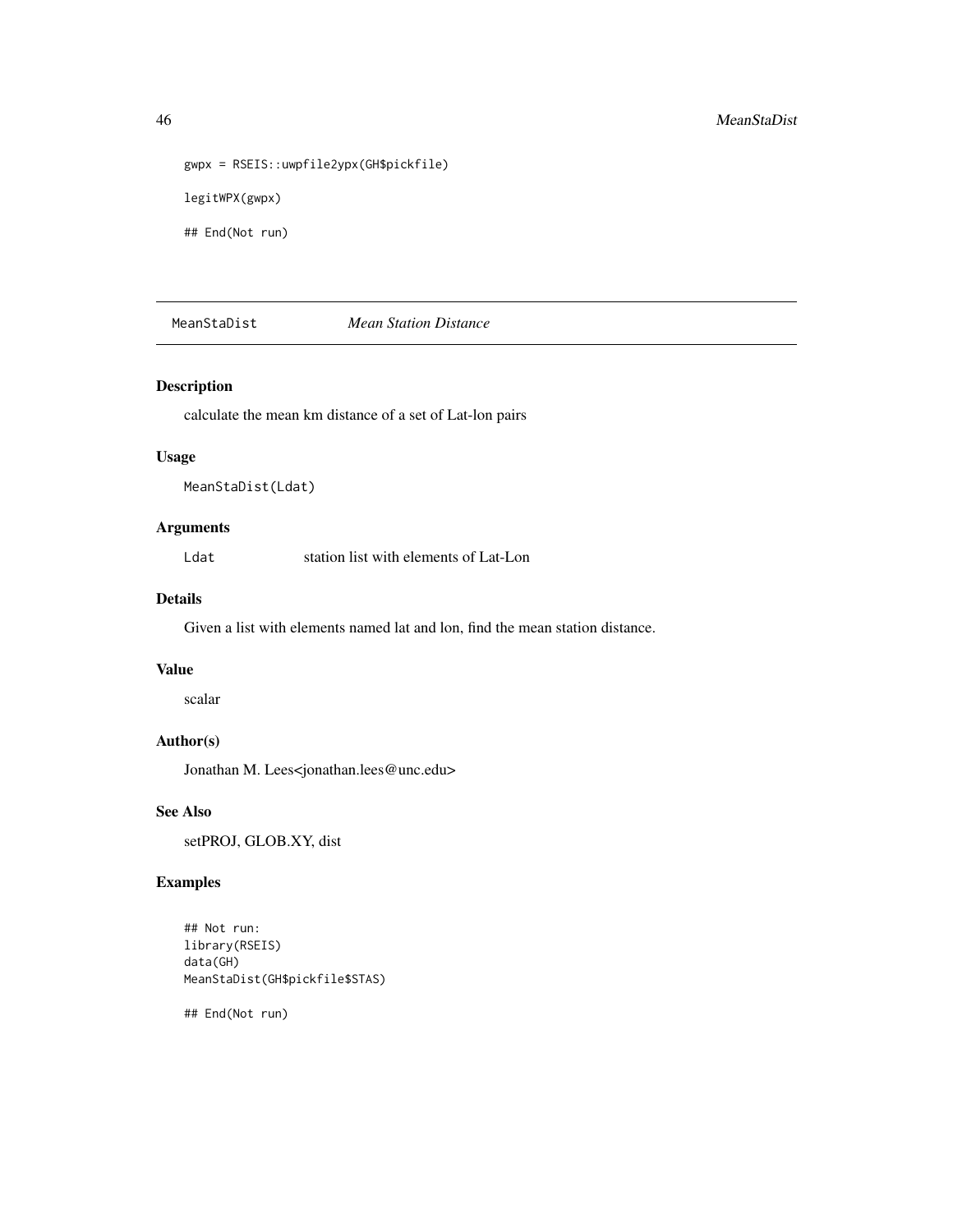```
gwpx = RSEIS::uwpfile2ypx(GH$pickfile)

legitWPX(gwpx)

## End(Not run)
```

## MeanStaDist *Mean Station Distance*

### Description

calculate the mean km distance of a set of Lat-lon pairs

### Usage

```
MeanStaDist(Ldat)
```

### Arguments

| | |
|---|---|
| Ldat | station list with elements of Lat-Lon |

### Details

Given a list with elements named lat and lon, find the mean station distance.

### Value

scalar

### Author(s)

Jonathan M. Lees<jonathan.lees@unc.edu>

### See Also

setPROJ, GLOB.XY, dist

### Examples

```
## Not run:
library(RSEIS)
data(GH)
MeanStaDist(GH$pickfile$STAS)

## End(Not run)
```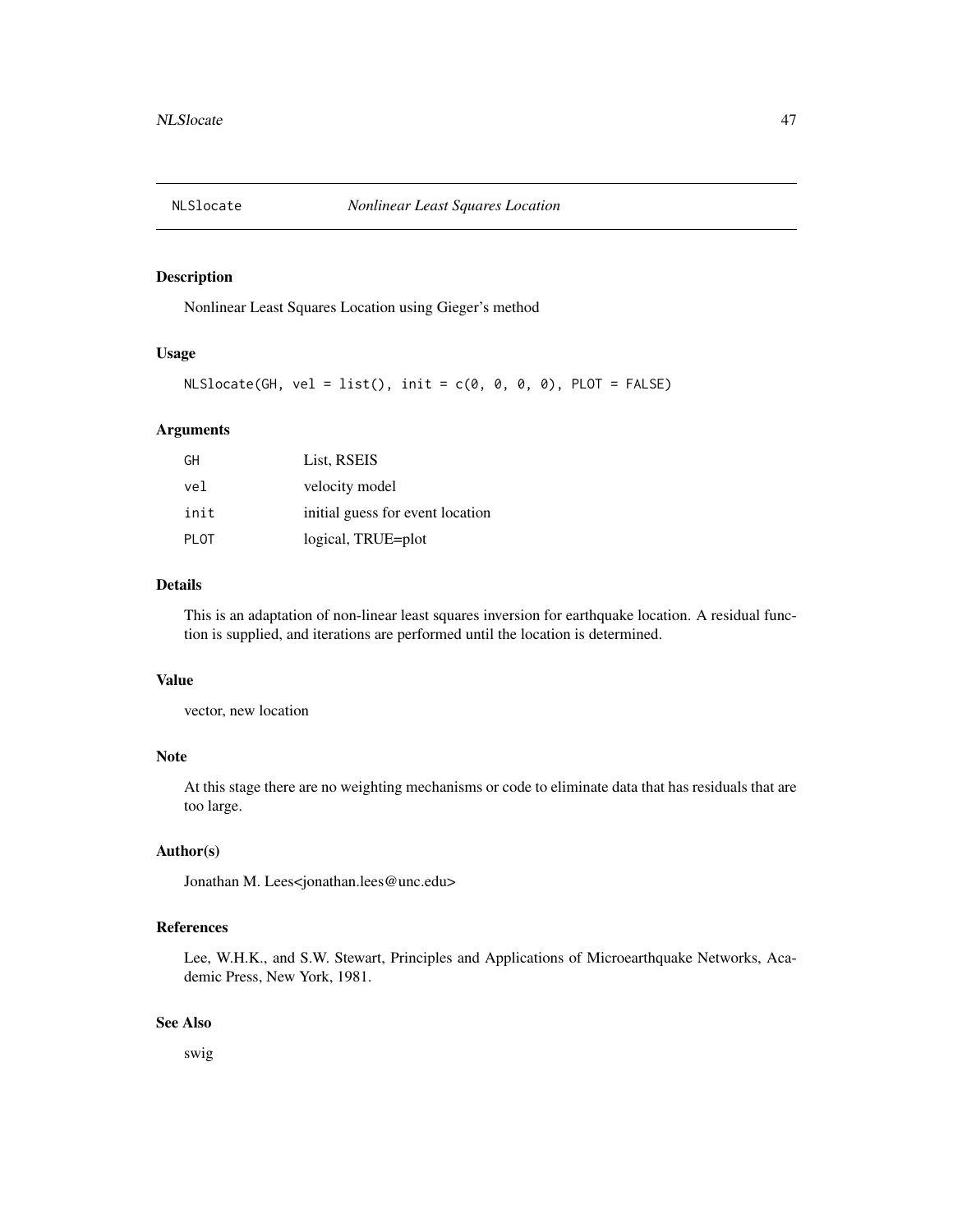# NLSlocate *Nonlinear Least Squares Location*

## Description

Nonlinear Least Squares Location using Gieger's method

## Usage

```
NLSlocate(GH, vel = list(), init = c(0, 0, 0, 0), PLOT = FALSE)
```

## Arguments

| | |
|---|---|
| GH | List, RSEIS |
| vel | velocity model |
| init | initial guess for event location |
| PLOT | logical, TRUE=plot |

## Details

This is an adaptation of non-linear least squares inversion for earthquake location. A residual function is supplied, and iterations are performed until the location is determined.

## Value

vector, new location

## Note

At this stage there are no weighting mechanisms or code to eliminate data that has residuals that are too large.

## Author(s)

Jonathan M. Lees<jonathan.lees@unc.edu>

## References

Lee, W.H.K., and S.W. Stewart, Principles and Applications of Microearthquake Networks, Academic Press, New York, 1981.

## See Also

swig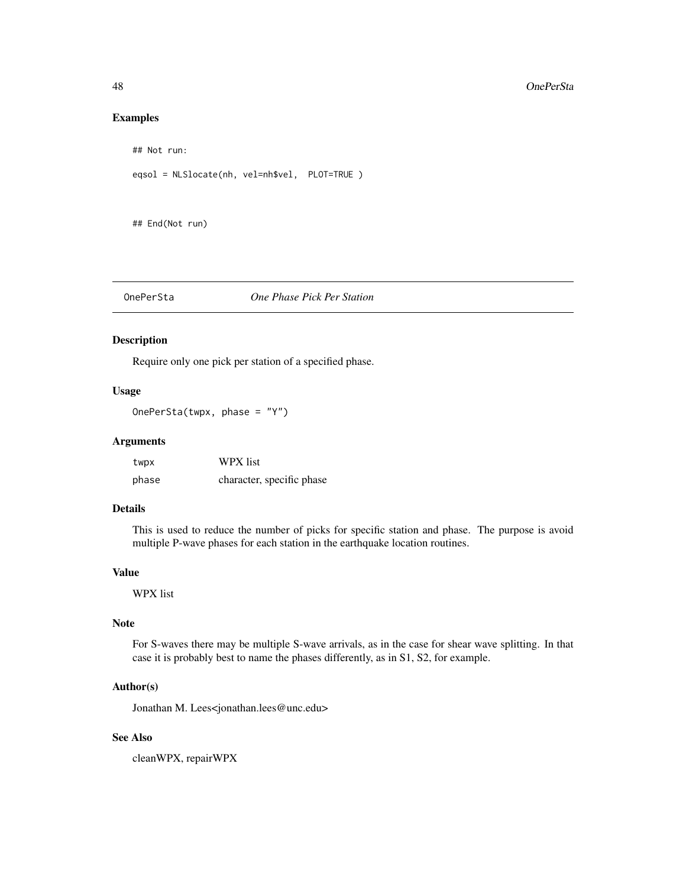## Examples

```
## Not run:

eqsol = NLSlocate(nh, vel=nh$vel,  PLOT=TRUE )


## End(Not run)
```

---

## OnePerSta *One Phase Pick Per Station*

### Description

Require only one pick per station of a specified phase.

### Usage

```
OnePerSta(twpx, phase = "Y")
```

### Arguments

| | |
|---|---|
| twpx | WPX list |
| phase | character, specific phase |

### Details

This is used to reduce the number of picks for specific station and phase. The purpose is avoid multiple P-wave phases for each station in the earthquake location routines.

### Value

WPX list

### Note

For S-waves there may be multiple S-wave arrivals, as in the case for shear wave splitting. In that case it is probably best to name the phases differently, as in S1, S2, for example.

### Author(s)

Jonathan M. Lees<jonathan.lees@unc.edu>

### See Also

cleanWPX, repairWPX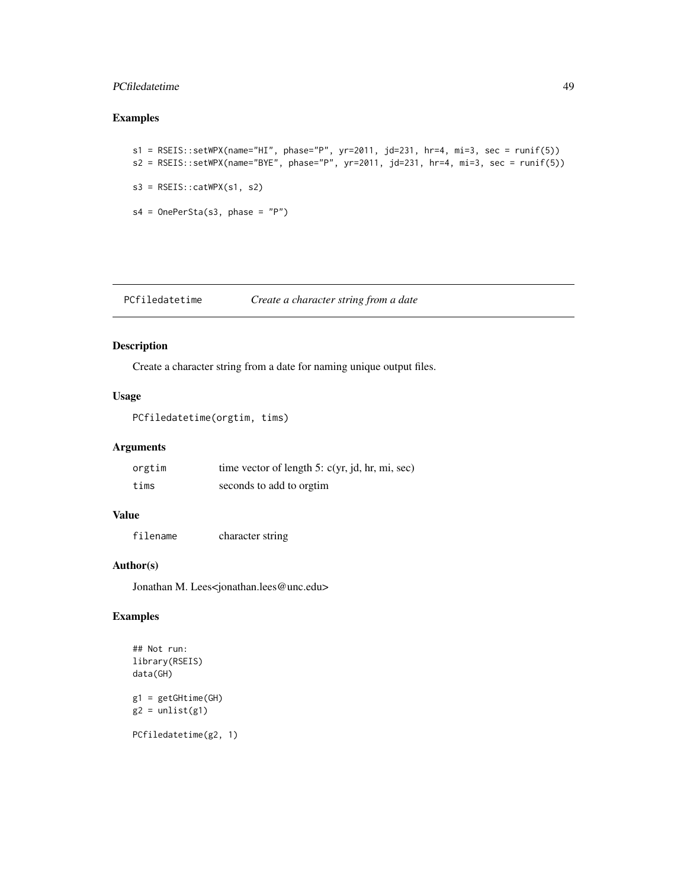## Examples

```
s1 = RSEIS::setWPX(name="HI", phase="P", yr=2011, jd=231, hr=4, mi=3, sec = runif(5))
s2 = RSEIS::setWPX(name="BYE", phase="P", yr=2011, jd=231, hr=4, mi=3, sec = runif(5))

s3 = RSEIS::catWPX(s1, s2)

s4 = OnePerSta(s3, phase = "P")
```

---

# PCfiledatetime *Create a character string from a date*

## Description

Create a character string from a date for naming unique output files.

## Usage

```
PCfiledatetime(orgtim, tims)
```

## Arguments

| | |
|---|---|
| orgtim | time vector of length 5: c(yr, jd, hr, mi, sec) |
| tims | seconds to add to orgtim |

## Value

| | |
|---|---|
| filename | character string |

## Author(s)

Jonathan M. Lees<jonathan.lees@unc.edu>

## Examples

```
## Not run:
library(RSEIS)
data(GH)

g1 = getGHtime(GH)
g2 = unlist(g1)

PCfiledatetime(g2, 1)
```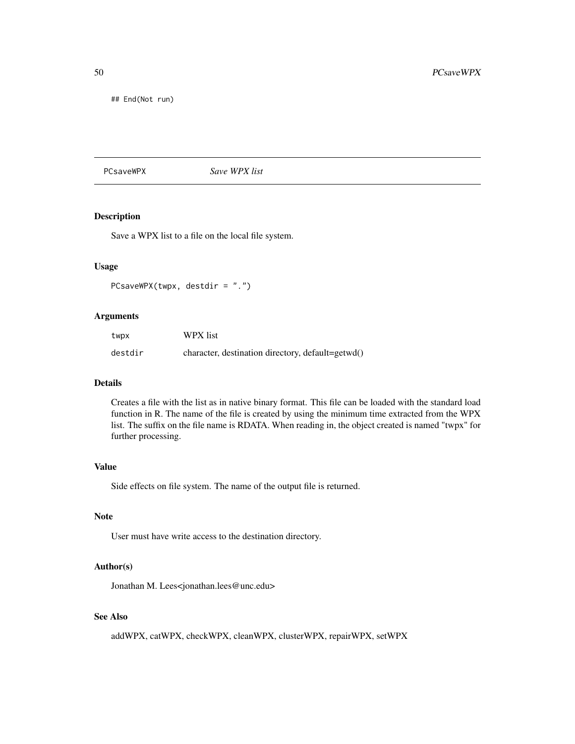```
## End(Not run)
```

## PCsaveWPX *Save WPX list*

### Description

Save a WPX list to a file on the local file system.

### Usage

```
PCsaveWPX(twpx, destdir = ".")
```

### Arguments

| | |
|---|---|
| twpx | WPX list |
| destdir | character, destination directory, default=getwd() |

### Details

Creates a file with the list as in native binary format. This file can be loaded with the standard load function in R. The name of the file is created by using the minimum time extracted from the WPX list. The suffix on the file name is RDATA. When reading in, the object created is named "twpx" for further processing.

### Value

Side effects on file system. The name of the output file is returned.

### Note

User must have write access to the destination directory.

### Author(s)

Jonathan M. Lees<jonathan.lees@unc.edu>

### See Also

addWPX, catWPX, checkWPX, cleanWPX, clusterWPX, repairWPX, setWPX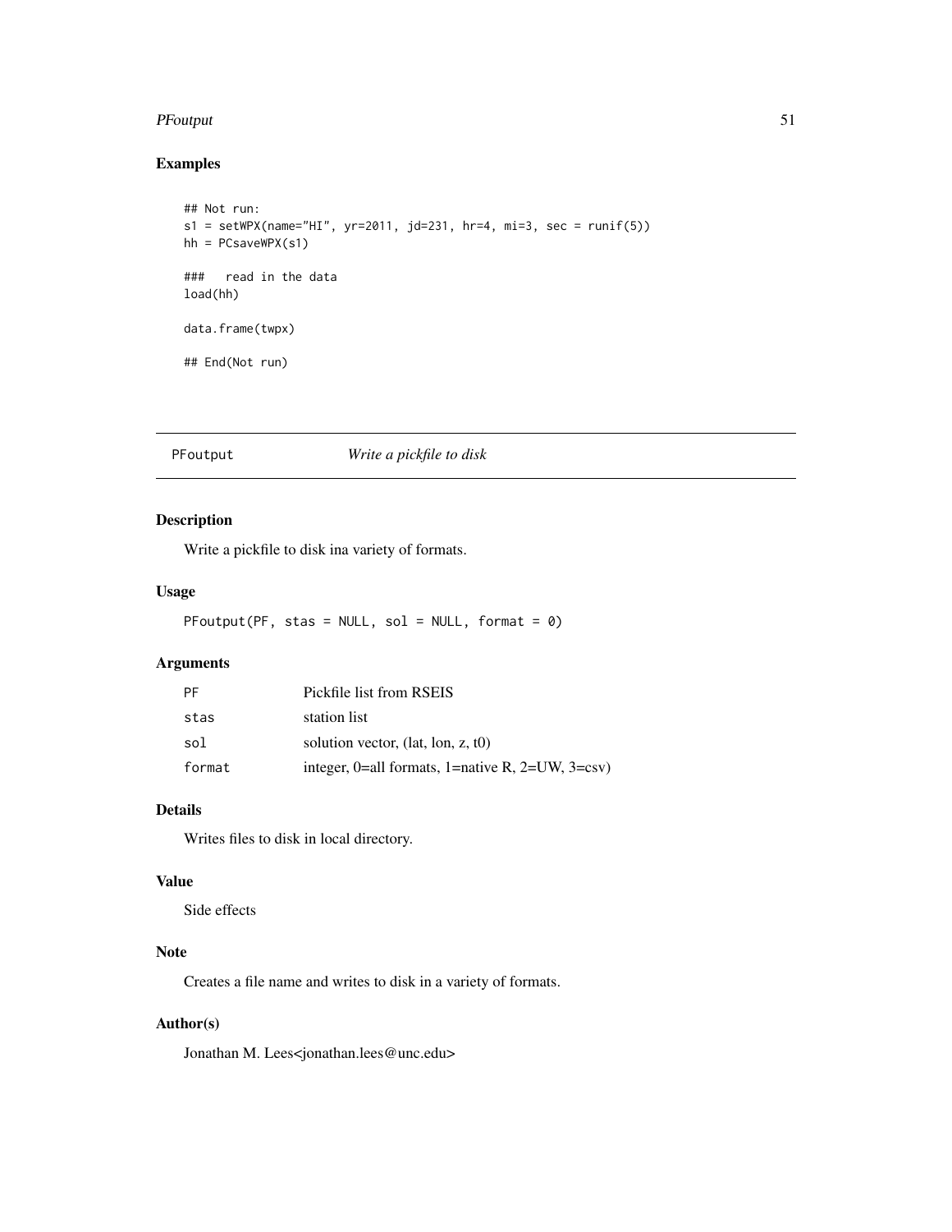## Examples

```
## Not run:
s1 = setWPX(name="HI", yr=2011, jd=231, hr=4, mi=3, sec = runif(5))
hh = PCsaveWPX(s1)

###   read in the data
load(hh)

data.frame(twpx)

## End(Not run)
```

---

# PFoutput *Write a pickfile to disk*

---

## Description

Write a pickfile to disk ina variety of formats.

## Usage

```
PFoutput(PF, stas = NULL, sol = NULL, format = 0)
```

## Arguments

| | |
|---|---|
| PF | Pickfile list from RSEIS |
| stas | station list |
| sol | solution vector, (lat, lon, z, t0) |
| format | integer, 0=all formats, 1=native R, 2=UW, 3=csv) |

## Details

Writes files to disk in local directory.

## Value

Side effects

## Note

Creates a file name and writes to disk in a variety of formats.

## Author(s)

Jonathan M. Lees<jonathan.lees@unc.edu>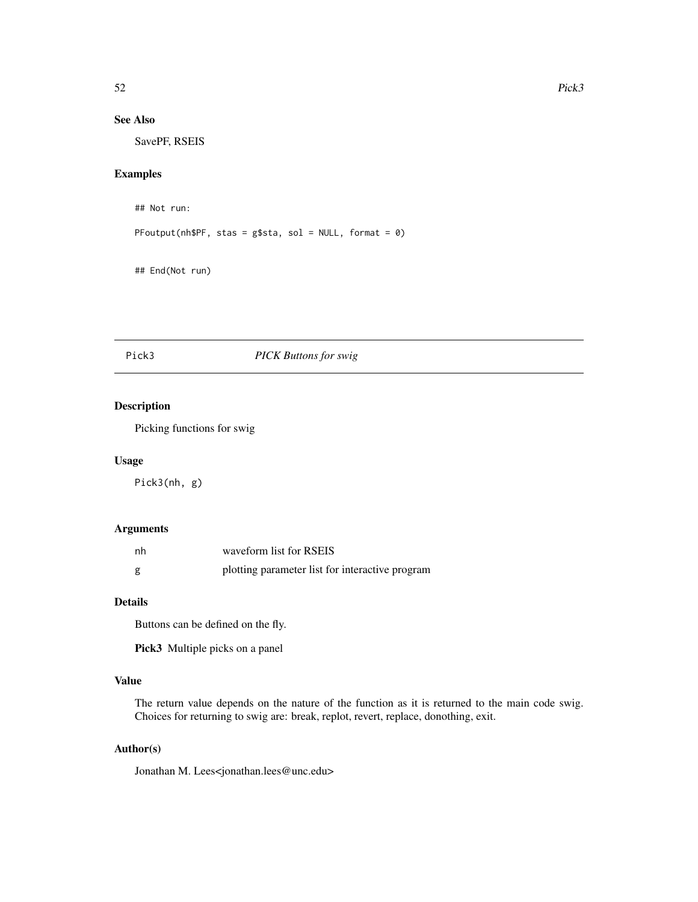## See Also

SavePF, RSEIS

## Examples

```
## Not run:

PFoutput(nh$PF, stas = g$sta, sol = NULL, format = 0)


## End(Not run)
```

---

# Pick3 *PICK Buttons for swig*

## Description

Picking functions for swig

## Usage

```
Pick3(nh, g)
```

## Arguments

| | |
|---|---|
| nh | waveform list for RSEIS |
| g | plotting parameter list for interactive program |

## Details

Buttons can be defined on the fly.

**Pick3** Multiple picks on a panel

## Value

The return value depends on the nature of the function as it is returned to the main code swig. Choices for returning to swig are: break, replot, revert, replace, donothing, exit.

## Author(s)

Jonathan M. Lees<jonathan.lees@unc.edu>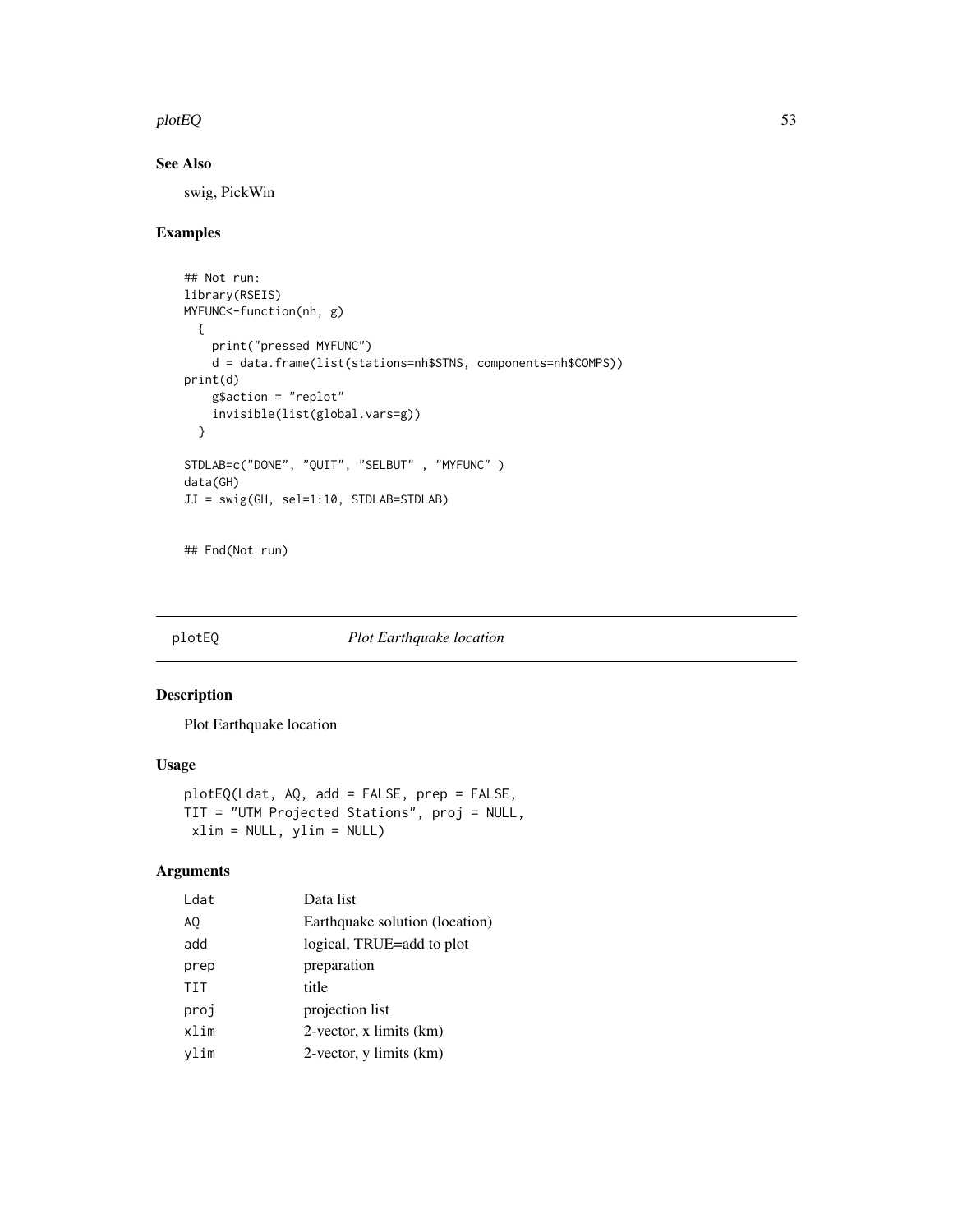## See Also

swig, PickWin

## Examples

```
## Not run:
library(RSEIS)
MYFUNC<-function(nh, g)
  {
    print("pressed MYFUNC")
    d = data.frame(list(stations=nh$STNS, components=nh$COMPS))
print(d)
    g$action = "replot"
    invisible(list(global.vars=g))
  }

STDLAB=c("DONE", "QUIT", "SELBUT" , "MYFUNC" )
data(GH)
JJ = swig(GH, sel=1:10, STDLAB=STDLAB)


## End(Not run)
```

---

# plotEQ *Plot Earthquake location*

## Description

Plot Earthquake location

## Usage

```
plotEQ(Ldat, AQ, add = FALSE, prep = FALSE,
TIT = "UTM Projected Stations", proj = NULL,
 xlim = NULL, ylim = NULL)
```

## Arguments

| | |
|---|---|
| Ldat | Data list |
| AQ | Earthquake solution (location) |
| add | logical, TRUE=add to plot |
| prep | preparation |
| TIT | title |
| proj | projection list |
| xlim | 2-vector, x limits (km) |
| ylim | 2-vector, y limits (km) |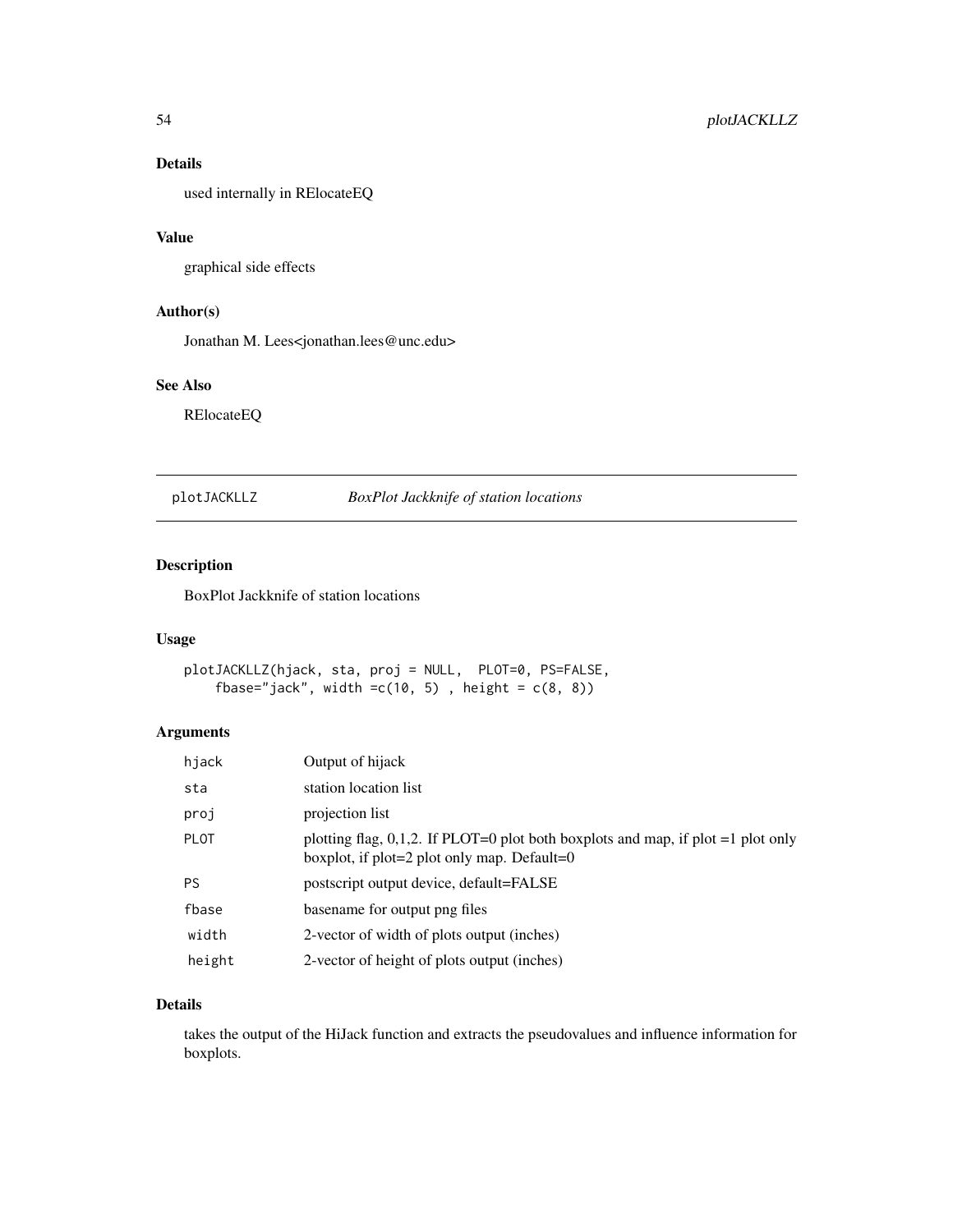## Details

used internally in RElocateEQ

## Value

graphical side effects

## Author(s)

Jonathan M. Lees<jonathan.lees@unc.edu>

## See Also

RElocateEQ

---

# plotJACKLLZ *BoxPlot Jackknife of station locations*

## Description

BoxPlot Jackknife of station locations

## Usage

```
plotJACKLLZ(hjack, sta, proj = NULL,  PLOT=0, PS=FALSE,
    fbase="jack", width =c(10, 5) , height = c(8, 8))
```

## Arguments

| | |
|---|---|
| hjack | Output of hijack |
| sta | station location list |
| proj | projection list |
| PLOT | plotting flag, 0,1,2. If PLOT=0 plot both boxplots and map, if plot =1 plot only boxplot, if plot=2 plot only map. Default=0 |
| PS | postscript output device, default=FALSE |
| fbase | basename for output png files |
| width | 2-vector of width of plots output (inches) |
| height | 2-vector of height of plots output (inches) |

## Details

takes the output of the HiJack function and extracts the pseudovalues and influence information for boxplots.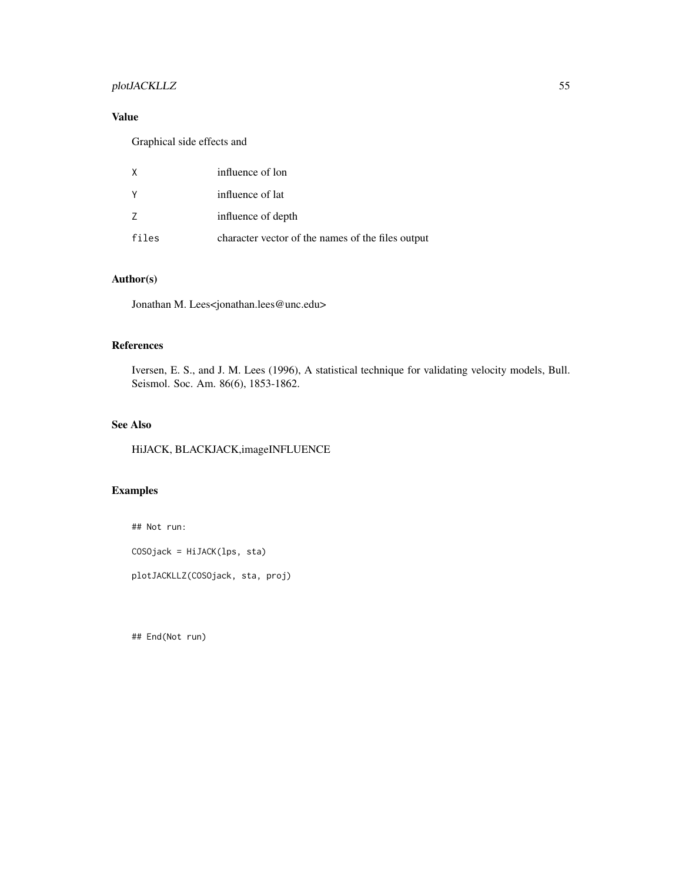## Value

Graphical side effects and

| | |
|---|---|
| X | influence of lon |
| Y | influence of lat |
| Z | influence of depth |
| files | character vector of the names of the files output |

## Author(s)

Jonathan M. Lees<jonathan.lees@unc.edu>

## References

Iversen, E. S., and J. M. Lees (1996), A statistical technique for validating velocity models, Bull. Seismol. Soc. Am. 86(6), 1853-1862.

## See Also

HiJACK, BLACKJACK,imageINFLUENCE

## Examples

```
## Not run:

COSOjack = HiJACK(lps, sta)

plotJACKLLZ(COSOjack, sta, proj)



## End(Not run)
```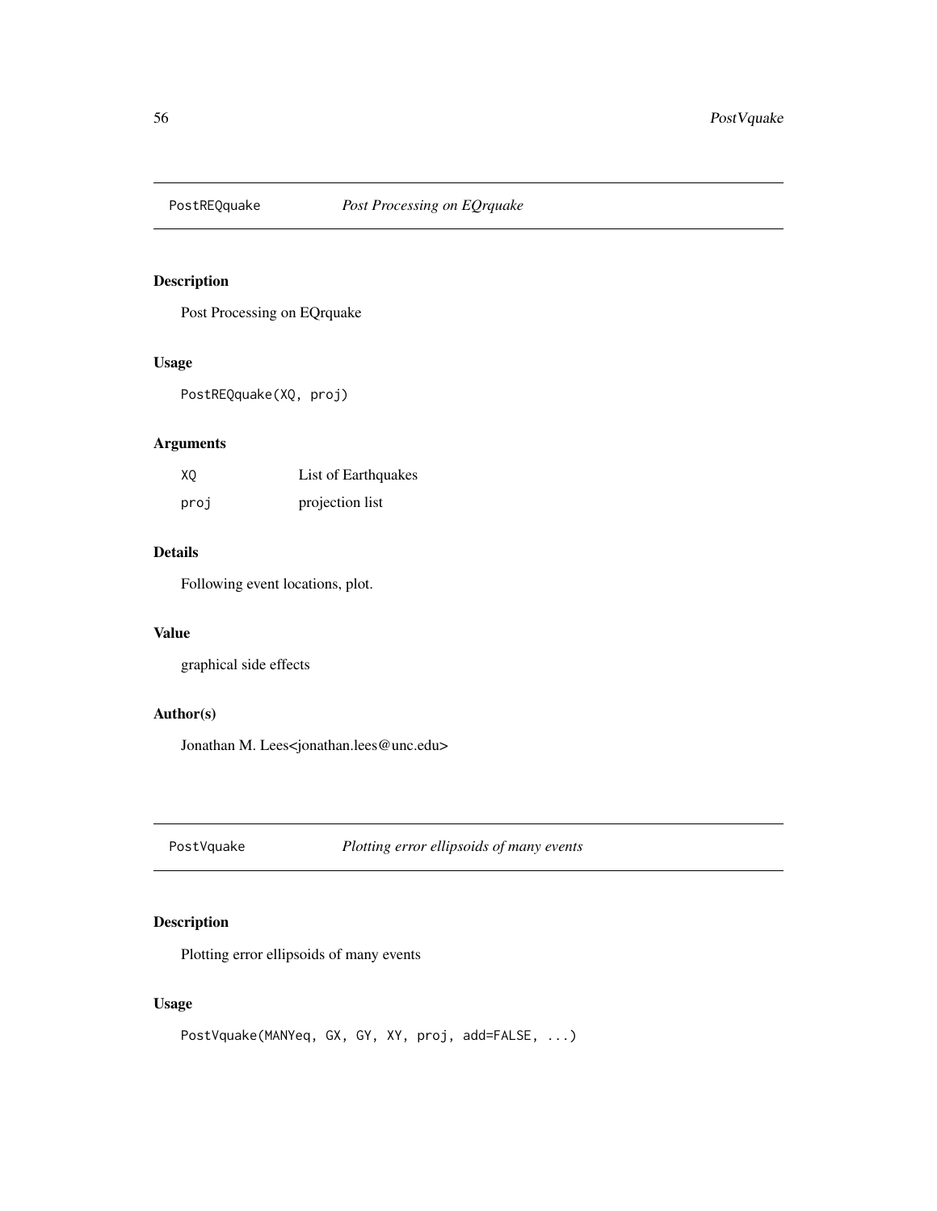## PostREQquake *Post Processing on EQrquake*

### Description

Post Processing on EQrquake

### Usage

```
PostREQquake(XQ, proj)
```

### Arguments

| | |
|---|---|
| XQ | List of Earthquakes |
| proj | projection list |

### Details

Following event locations, plot.

### Value

graphical side effects

### Author(s)

Jonathan M. Lees<jonathan.lees@unc.edu>

## PostVquake *Plotting error ellipsoids of many events*

### Description

Plotting error ellipsoids of many events

### Usage

```
PostVquake(MANYeq, GX, GY, XY, proj, add=FALSE, ...)
```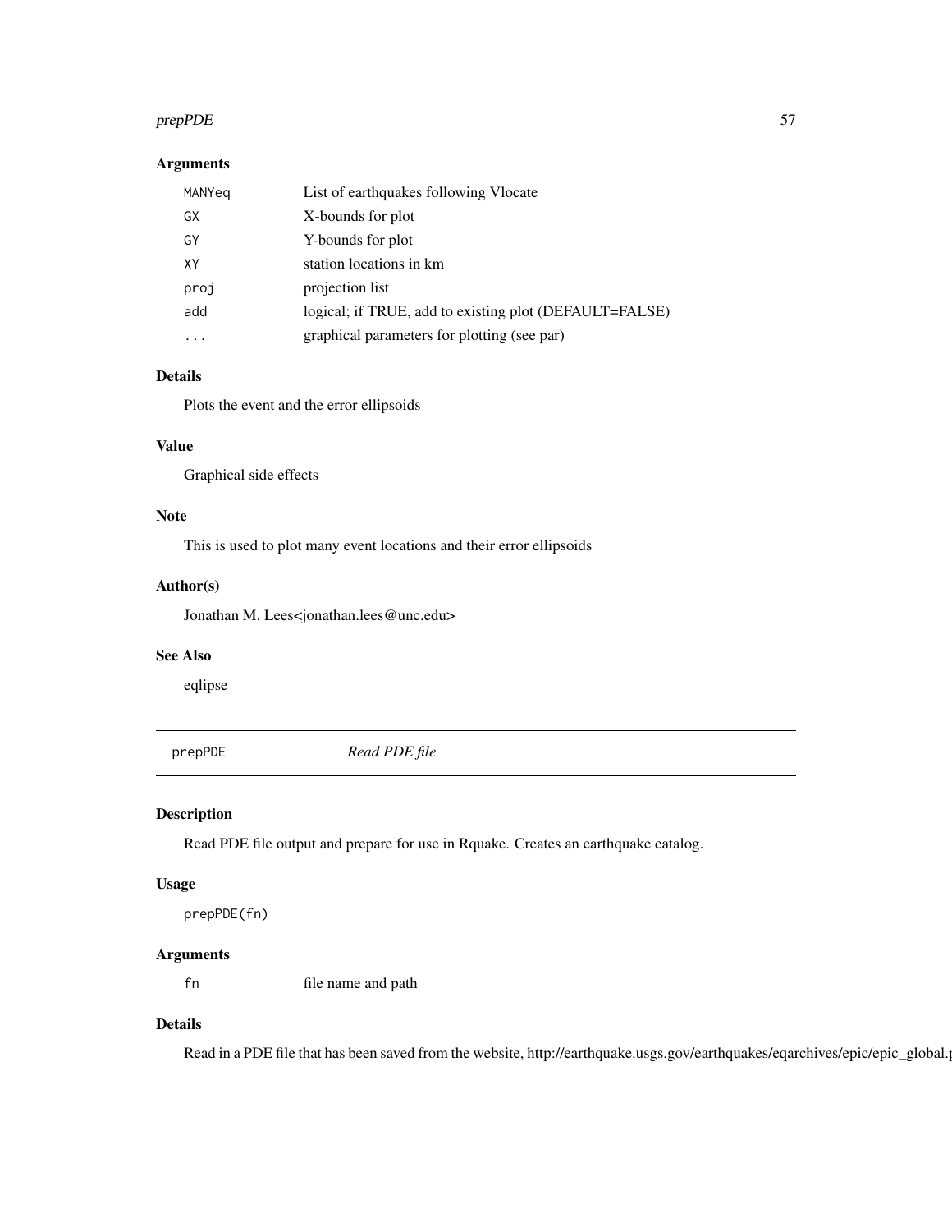## Arguments

| | |
|---|---|
| MANYeq | List of earthquakes following Vlocate |
| GX | X-bounds for plot |
| GY | Y-bounds for plot |
| XY | station locations in km |
| proj | projection list |
| add | logical; if TRUE, add to existing plot (DEFAULT=FALSE) |
| ... | graphical parameters for plotting (see par) |

## Details

Plots the event and the error ellipsoids

## Value

Graphical side effects

## Note

This is used to plot many event locations and their error ellipsoids

## Author(s)

Jonathan M. Lees<jonathan.lees@unc.edu>

## See Also

eqlipse

---

# prepPDE *Read PDE file*

## Description

Read PDE file output and prepare for use in Rquake. Creates an earthquake catalog.

## Usage

```
prepPDE(fn)
```

## Arguments

| | |
|---|---|
| fn | file name and path |

## Details

Read in a PDE file that has been saved from the website, http://earthquake.usgs.gov/earthquakes/eqarchives/epic/epic_global.p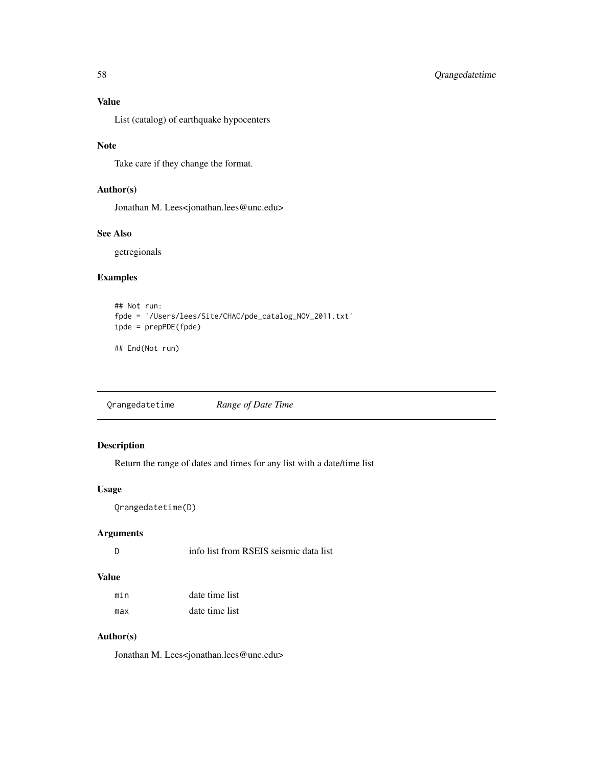### Value

List (catalog) of earthquake hypocenters

### Note

Take care if they change the format.

### Author(s)

Jonathan M. Lees<jonathan.lees@unc.edu>

### See Also

getregionals

### Examples

```
## Not run:
fpde = '/Users/lees/Site/CHAC/pde_catalog_NOV_2011.txt'
ipde = prepPDE(fpde)

## End(Not run)
```

---

## Qrangedatetime *Range of Date Time*

---

### Description

Return the range of dates and times for any list with a date/time list

### Usage

```
Qrangedatetime(D)
```

### Arguments

| | |
|---|---|
| D | info list from RSEIS seismic data list |

### Value

| | |
|---|---|
| min | date time list |
| max | date time list |

### Author(s)

Jonathan M. Lees<jonathan.lees@unc.edu>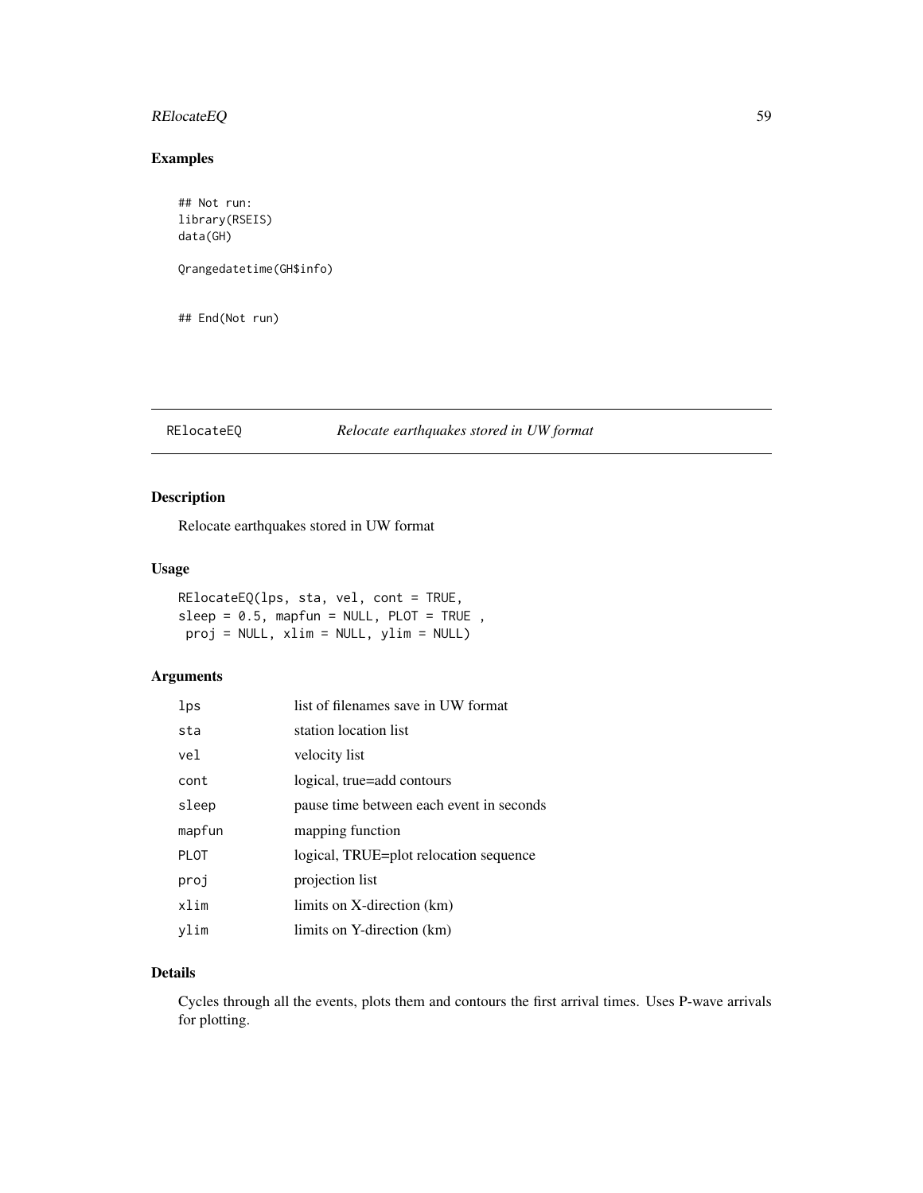## Examples

```
## Not run:
library(RSEIS)
data(GH)

Qrangedatetime(GH$info)


## End(Not run)
```

---

# RElocateEQ — *Relocate earthquakes stored in UW format*

---

## Description

Relocate earthquakes stored in UW format

## Usage

```
RElocateEQ(lps, sta, vel, cont = TRUE,
sleep = 0.5, mapfun = NULL, PLOT = TRUE ,
 proj = NULL, xlim = NULL, ylim = NULL)
```

## Arguments

| | |
|---|---|
| `lps` | list of filenames save in UW format |
| `sta` | station location list |
| `vel` | velocity list |
| `cont` | logical, true=add contours |
| `sleep` | pause time between each event in seconds |
| `mapfun` | mapping function |
| `PLOT` | logical, TRUE=plot relocation sequence |
| `proj` | projection list |
| `xlim` | limits on X-direction (km) |
| `ylim` | limits on Y-direction (km) |

## Details

Cycles through all the events, plots them and contours the first arrival times. Uses P-wave arrivals for plotting.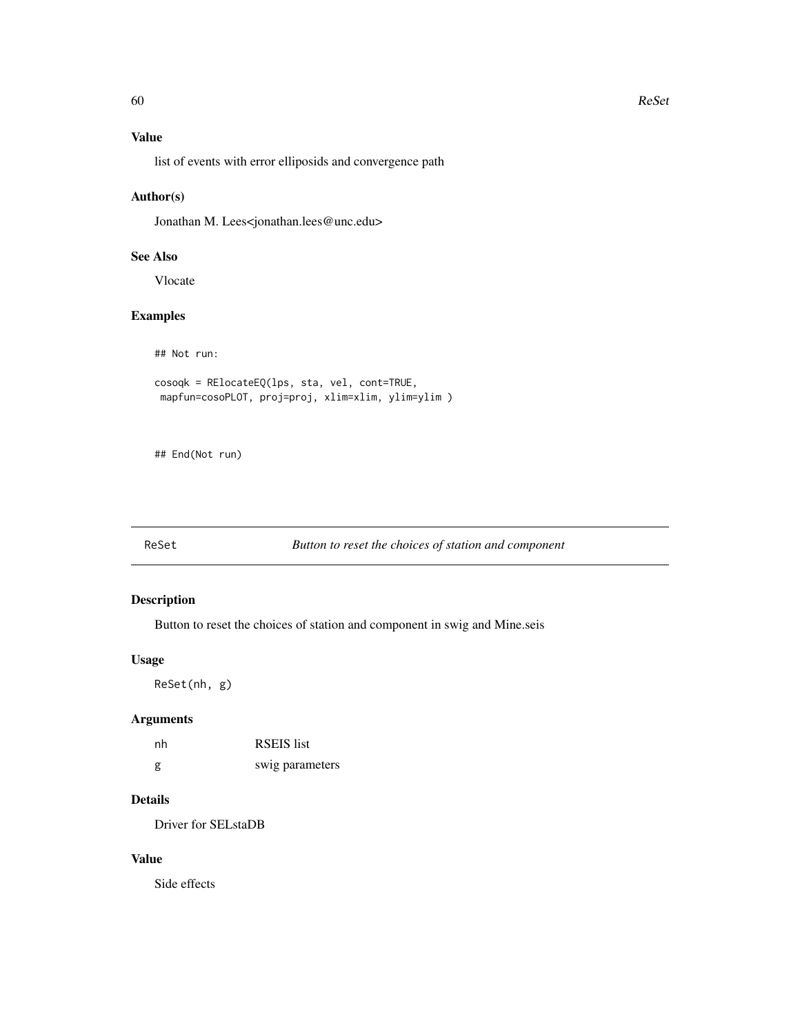## Value

list of events with error elliposids and convergence path

## Author(s)

Jonathan M. Lees<jonathan.lees@unc.edu>

## See Also

Vlocate

## Examples

```
## Not run:

cosoqk = RElocateEQ(lps, sta, vel, cont=TRUE,
 mapfun=cosoPLOT, proj=proj, xlim=xlim, ylim=ylim )


## End(Not run)
```

---

# ReSet &nbsp;&nbsp;&nbsp;&nbsp; *Button to reset the choices of station and component*

## Description

Button to reset the choices of station and component in swig and Mine.seis

## Usage

```
ReSet(nh, g)
```

## Arguments

| | |
|---|---|
| nh | RSEIS list |
| g | swig parameters |

## Details

Driver for SELstaDB

## Value

Side effects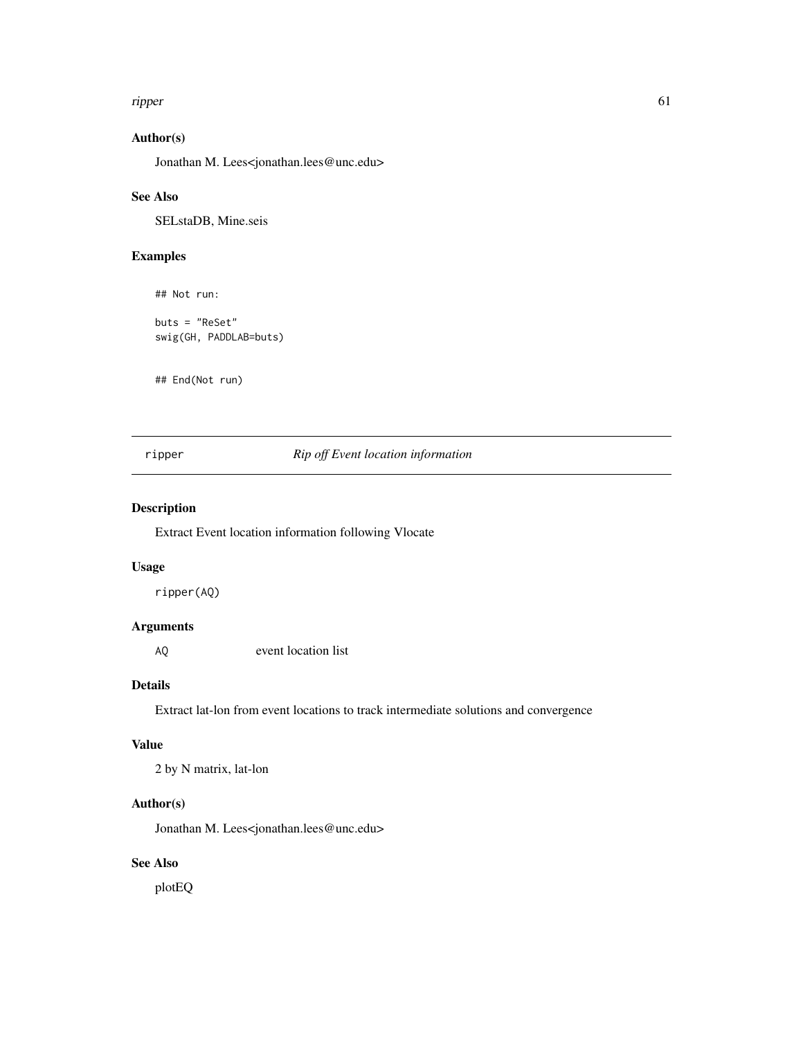## Author(s)

Jonathan M. Lees<jonathan.lees@unc.edu>

## See Also

SELstaDB, Mine.seis

## Examples

```
## Not run:

buts = "ReSet"
swig(GH, PADDLAB=buts)


## End(Not run)
```

---

# ripper *Rip off Event location information*

---

## Description

Extract Event location information following Vlocate

## Usage

```
ripper(AQ)
```

## Arguments

| | |
|---|---|
| AQ | event location list |

## Details

Extract lat-lon from event locations to track intermediate solutions and convergence

## Value

2 by N matrix, lat-lon

## Author(s)

Jonathan M. Lees<jonathan.lees@unc.edu>

## See Also

plotEQ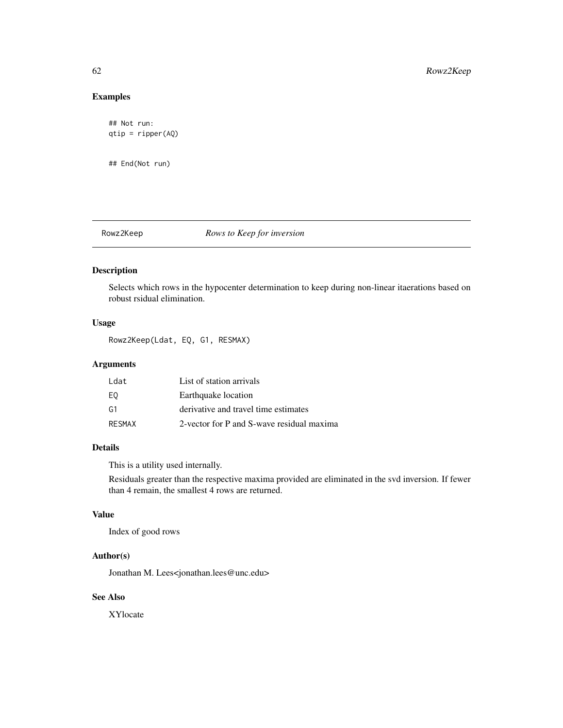## Examples

```
## Not run:
qtip = ripper(AQ)


## End(Not run)
```

---

# Rowz2Keep *Rows to Keep for inversion*

---

## Description

Selects which rows in the hypocenter determination to keep during non-linear itaerations based on robust rsidual elimination.

## Usage

```
Rowz2Keep(Ldat, EQ, G1, RESMAX)
```

## Arguments

| | |
|---|---|
| Ldat | List of station arrivals |
| EQ | Earthquake location |
| G1 | derivative and travel time estimates |
| RESMAX | 2-vector for P and S-wave residual maxima |

## Details

This is a utility used internally.

Residuals greater than the respective maxima provided are eliminated in the svd inversion. If fewer than 4 remain, the smallest 4 rows are returned.

## Value

Index of good rows

## Author(s)

Jonathan M. Lees<jonathan.lees@unc.edu>

## See Also

XYlocate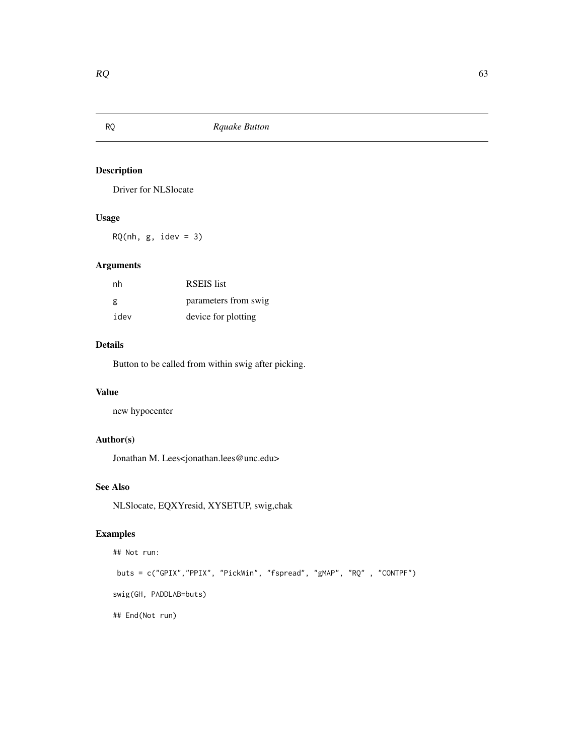RQ *Rquake Button*

## Description

Driver for NLSlocate

## Usage

```
RQ(nh, g, idev = 3)
```

## Arguments

| | |
|---|---|
| nh | RSEIS list |
| g | parameters from swig |
| idev | device for plotting |

## Details

Button to be called from within swig after picking.

## Value

new hypocenter

## Author(s)

Jonathan M. Lees<jonathan.lees@unc.edu>

## See Also

NLSlocate, EQXYresid, XYSETUP, swig,chak

## Examples

```
## Not run:

 buts = c("GPIX","PPIX", "PickWin", "fspread", "gMAP", "RQ" , "CONTPF")

swig(GH, PADDLAB=buts)

## End(Not run)
```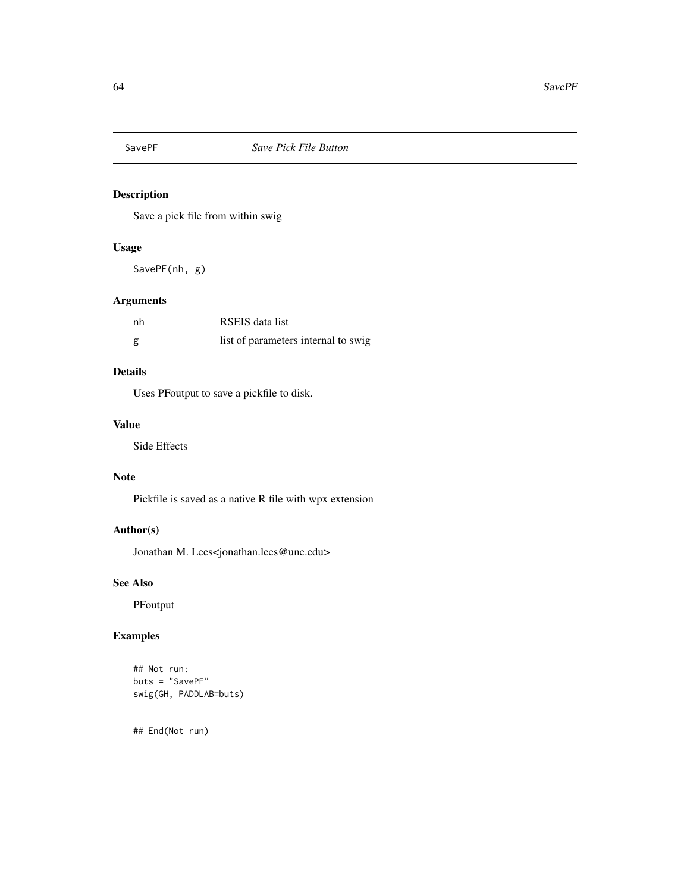SavePF *Save Pick File Button*

## Description

Save a pick file from within swig

## Usage

```
SavePF(nh, g)
```

## Arguments

| | |
|---|---|
| nh | RSEIS data list |
| g | list of parameters internal to swig |

## Details

Uses PFoutput to save a pickfile to disk.

## Value

Side Effects

## Note

Pickfile is saved as a native R file with wpx extension

## Author(s)

Jonathan M. Lees<jonathan.lees@unc.edu>

## See Also

PFoutput

## Examples

```
## Not run:
buts = "SavePF"
swig(GH, PADDLAB=buts)


## End(Not run)
```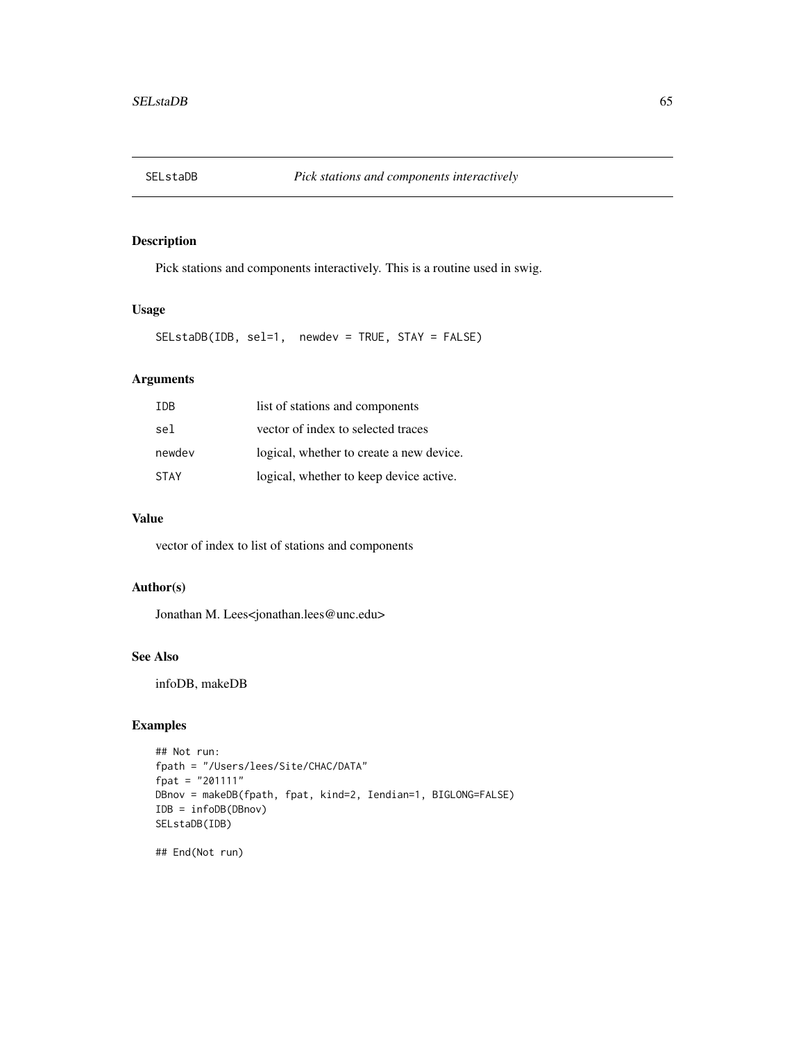# SELstaDB — *Pick stations and components interactively*

## Description

Pick stations and components interactively. This is a routine used in swig.

## Usage

```
SELstaDB(IDB, sel=1,  newdev = TRUE, STAY = FALSE)
```

## Arguments

| | |
|---|---|
| `IDB` | list of stations and components |
| `sel` | vector of index to selected traces |
| `newdev` | logical, whether to create a new device. |
| `STAY` | logical, whether to keep device active. |

## Value

vector of index to list of stations and components

## Author(s)

Jonathan M. Lees<jonathan.lees@unc.edu>

## See Also

infoDB, makeDB

## Examples

```
## Not run:
fpath = "/Users/lees/Site/CHAC/DATA"
fpat = "201111"
DBnov = makeDB(fpath, fpat, kind=2, Iendian=1, BIGLONG=FALSE)
IDB = infoDB(DBnov)
SELstaDB(IDB)

## End(Not run)
```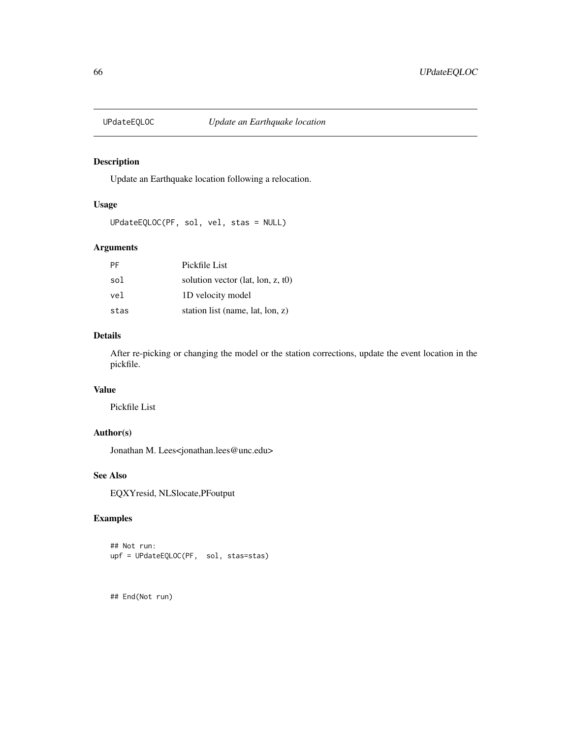# UPdateEQLOC — *Update an Earthquake location*

## Description

Update an Earthquake location following a relocation.

## Usage

```
UPdateEQLOC(PF, sol, vel, stas = NULL)
```

## Arguments

| | |
|---|---|
| PF | Pickfile List |
| sol | solution vector (lat, lon, z, t0) |
| vel | 1D velocity model |
| stas | station list (name, lat, lon, z) |

## Details

After re-picking or changing the model or the station corrections, update the event location in the pickfile.

## Value

Pickfile List

## Author(s)

Jonathan M. Lees<jonathan.lees@unc.edu>

## See Also

EQXYresid, NLSlocate,PFoutput

## Examples

```
## Not run:
upf = UPdateEQLOC(PF,  sol, stas=stas)



## End(Not run)
```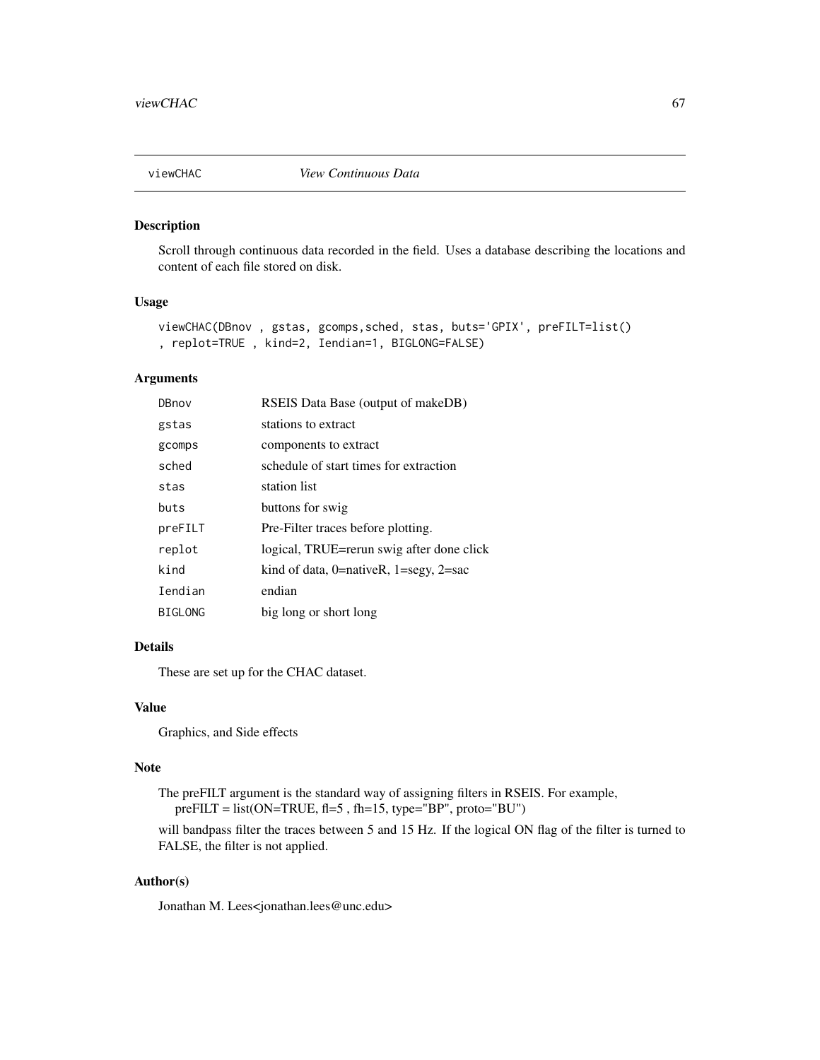viewCHAC *View Continuous Data*

## Description

Scroll through continuous data recorded in the field. Uses a database describing the locations and content of each file stored on disk.

## Usage

```
viewCHAC(DBnov , gstas, gcomps,sched, stas, buts='GPIX', preFILT=list()
, replot=TRUE , kind=2, Iendian=1, BIGLONG=FALSE)
```

## Arguments

| | |
|---|---|
| DBnov | RSEIS Data Base (output of makeDB) |
| gstas | stations to extract |
| gcomps | components to extract |
| sched | schedule of start times for extraction |
| stas | station list |
| buts | buttons for swig |
| preFILT | Pre-Filter traces before plotting. |
| replot | logical, TRUE=rerun swig after done click |
| kind | kind of data, 0=nativeR, 1=segy, 2=sac |
| Iendian | endian |
| BIGLONG | big long or short long |

## Details

These are set up for the CHAC dataset.

## Value

Graphics, and Side effects

## Note

The preFILT argument is the standard way of assigning filters in RSEIS. For example,
preFILT = list(ON=TRUE, fl=5 , fh=15, type="BP", proto="BU")
will bandpass filter the traces between 5 and 15 Hz. If the logical ON flag of the filter is turned to FALSE, the filter is not applied.

## Author(s)

Jonathan M. Lees<jonathan.lees@unc.edu>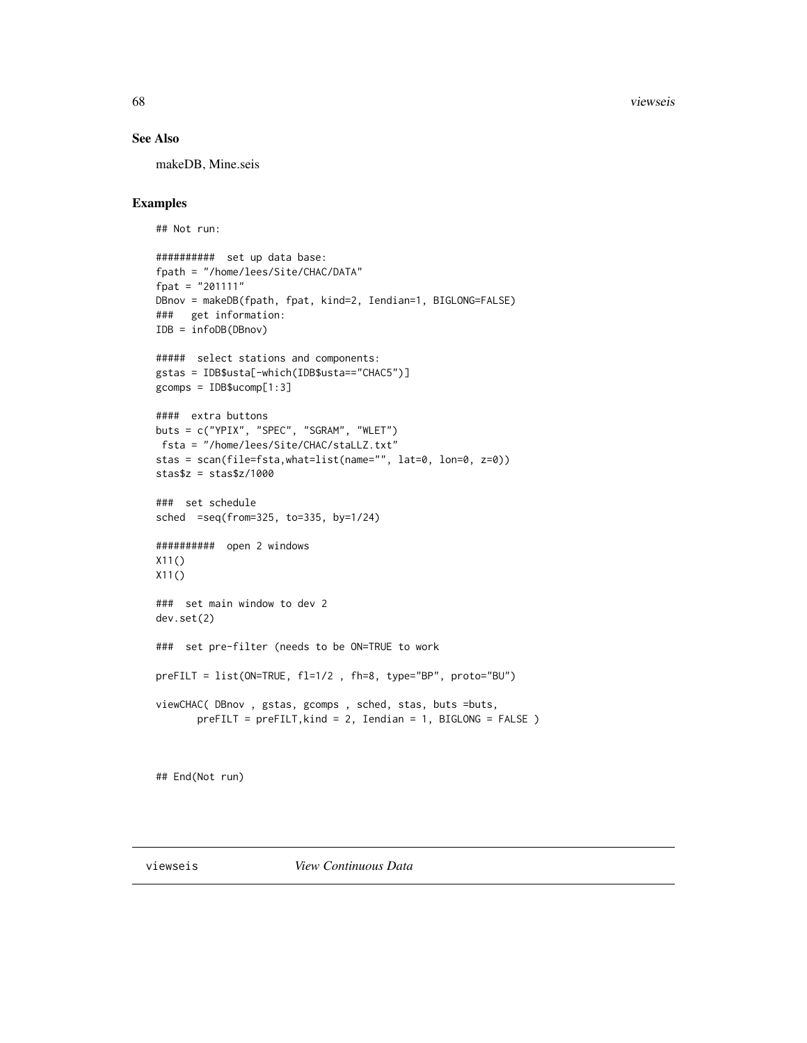## See Also

makeDB, Mine.seis

## Examples

```
## Not run:

##########  set up data base:
fpath = "/home/lees/Site/CHAC/DATA"
fpat = "201111"
DBnov = makeDB(fpath, fpat, kind=2, Iendian=1, BIGLONG=FALSE)
###   get information:
IDB = infoDB(DBnov)

#####  select stations and components:
gstas = IDB$usta[-which(IDB$usta=="CHAC5")]
gcomps = IDB$ucomp[1:3]

####  extra buttons
buts = c("YPIX", "SPEC", "SGRAM", "WLET")
 fsta = "/home/lees/Site/CHAC/staLLZ.txt"
stas = scan(file=fsta,what=list(name="", lat=0, lon=0, z=0))
stas$z = stas$z/1000

###  set schedule
sched  =seq(from=325, to=335, by=1/24)

##########  open 2 windows
X11()
X11()

###  set main window to dev 2
dev.set(2)

###  set pre-filter (needs to be ON=TRUE to work

preFILT = list(ON=TRUE, fl=1/2 , fh=8, type="BP", proto="BU")

viewCHAC( DBnov , gstas, gcomps , sched, stas, buts =buts,
       preFILT = preFILT,kind = 2, Iendian = 1, BIGLONG = FALSE )


## End(Not run)
```

# viewseis — *View Continuous Data*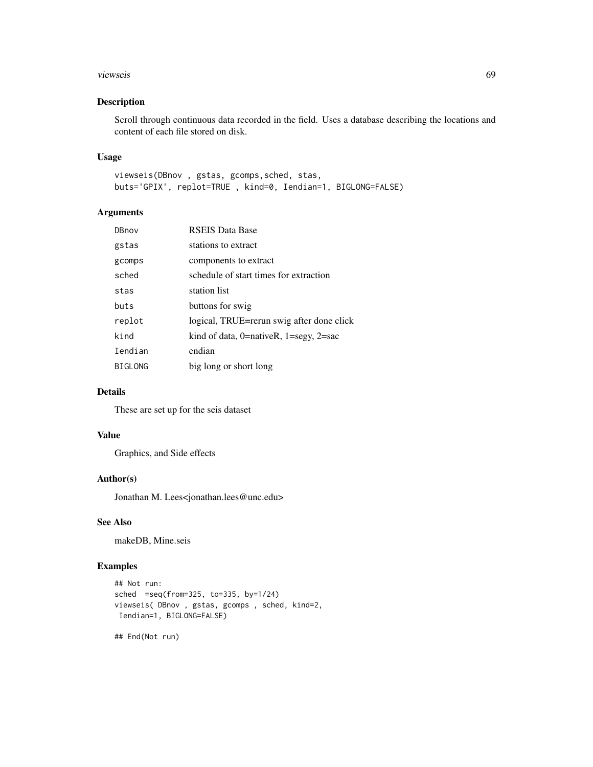## Description

Scroll through continuous data recorded in the field. Uses a database describing the locations and content of each file stored on disk.

## Usage

```
viewseis(DBnov , gstas, gcomps,sched, stas,
buts='GPIX', replot=TRUE , kind=0, Iendian=1, BIGLONG=FALSE)
```

## Arguments

| | |
|---|---|
| DBnov | RSEIS Data Base |
| gstas | stations to extract |
| gcomps | components to extract |
| sched | schedule of start times for extraction |
| stas | station list |
| buts | buttons for swig |
| replot | logical, TRUE=rerun swig after done click |
| kind | kind of data, 0=nativeR, 1=segy, 2=sac |
| Iendian | endian |
| BIGLONG | big long or short long |

## Details

These are set up for the seis dataset

## Value

Graphics, and Side effects

## Author(s)

Jonathan M. Lees<jonathan.lees@unc.edu>

## See Also

makeDB, Mine.seis

## Examples

```
## Not run:
sched  =seq(from=325, to=335, by=1/24)
viewseis( DBnov , gstas, gcomps , sched, kind=2,
 Iendian=1, BIGLONG=FALSE)

## End(Not run)
```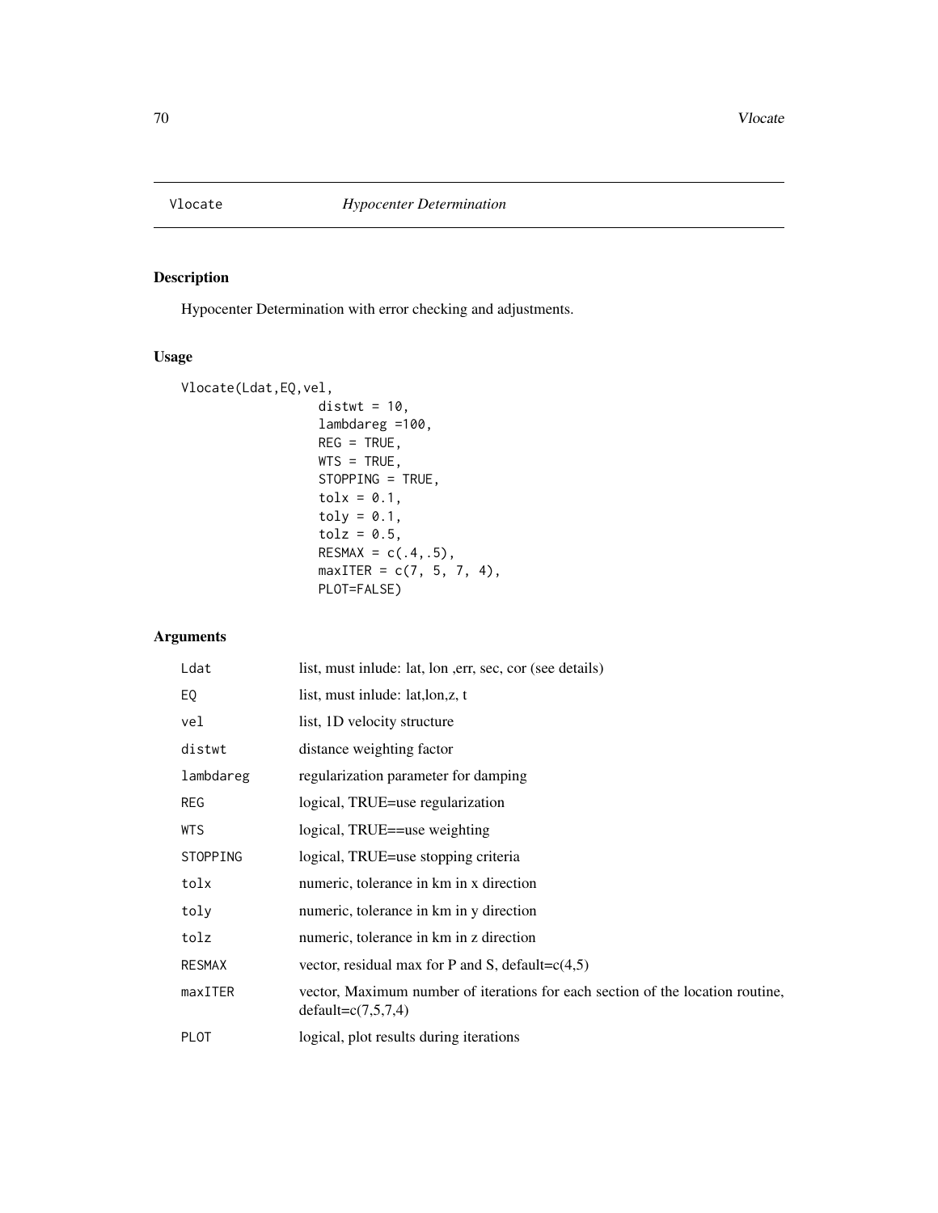# Vlocate *Hypocenter Determination*

## Description

Hypocenter Determination with error checking and adjustments.

## Usage

```
Vlocate(Ldat,EQ,vel,
                  distwt = 10,
                  lambdareg =100,
                  REG = TRUE,
                  WTS = TRUE,
                  STOPPING = TRUE,
                  tolx = 0.1,
                  toly = 0.1,
                  tolz = 0.5,
                  RESMAX = c(.4,.5),
                  maxITER = c(7, 5, 7, 4),
                  PLOT=FALSE)
```

## Arguments

| | |
|---|---|
| Ldat | list, must inlude: lat, lon ,err, sec, cor (see details) |
| EQ | list, must inlude: lat,lon,z, t |
| vel | list, 1D velocity structure |
| distwt | distance weighting factor |
| lambdareg | regularization parameter for damping |
| REG | logical, TRUE=use regularization |
| WTS | logical, TRUE==use weighting |
| STOPPING | logical, TRUE=use stopping criteria |
| tolx | numeric, tolerance in km in x direction |
| toly | numeric, tolerance in km in y direction |
| tolz | numeric, tolerance in km in z direction |
| RESMAX | vector, residual max for P and S, default=c(4,5) |
| maxITER | vector, Maximum number of iterations for each section of the location routine, default=c(7,5,7,4) |
| PLOT | logical, plot results during iterations |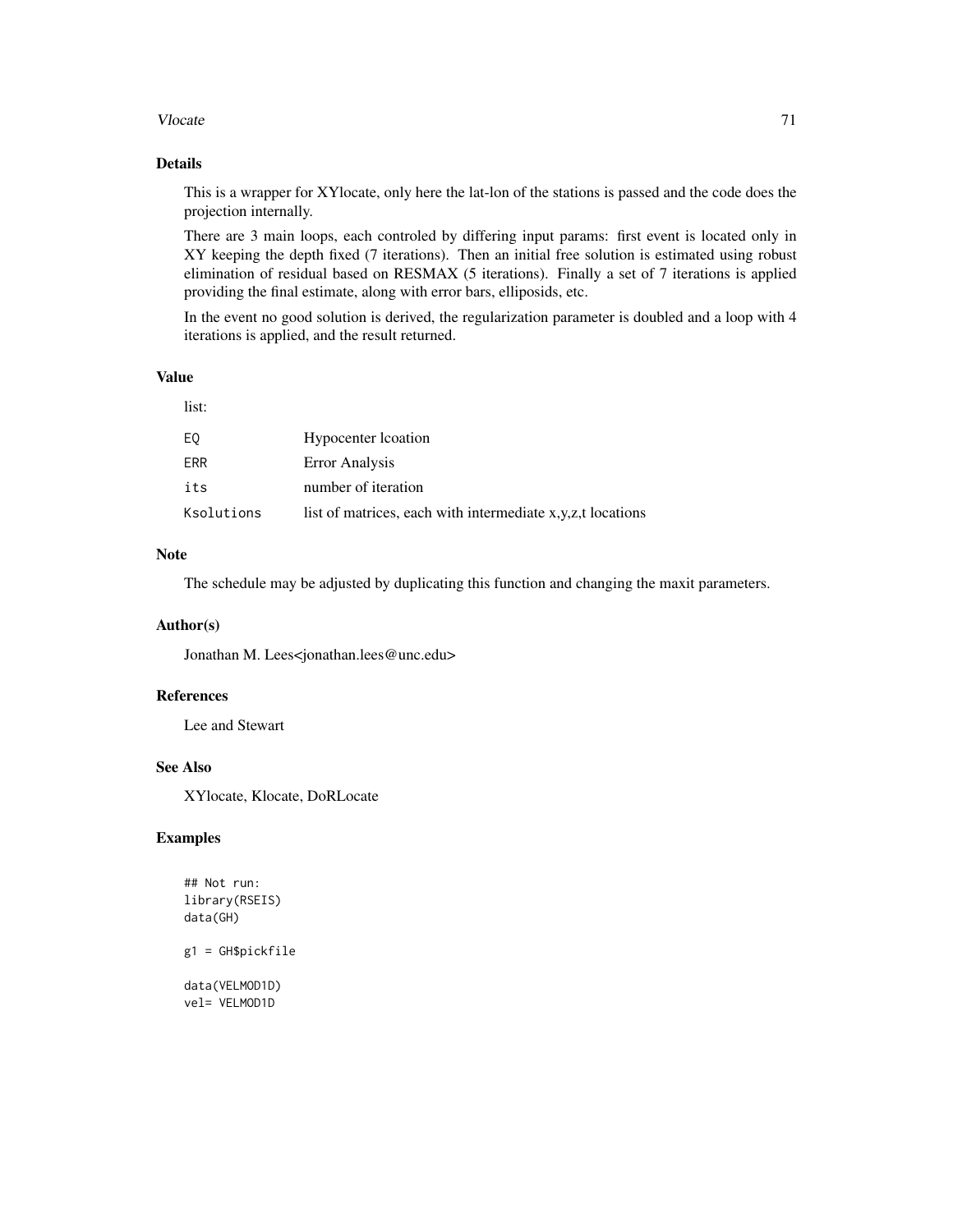## Details

This is a wrapper for XYlocate, only here the lat-lon of the stations is passed and the code does the projection internally.

There are 3 main loops, each controled by differing input params: first event is located only in XY keeping the depth fixed (7 iterations). Then an initial free solution is estimated using robust elimination of residual based on RESMAX (5 iterations). Finally a set of 7 iterations is applied providing the final estimate, along with error bars, elliposids, etc.

In the event no good solution is derived, the regularization parameter is doubled and a loop with 4 iterations is applied, and the result returned.

## Value

list:

| | |
|---|---|
| `EQ` | Hypocenter lcoation |
| `ERR` | Error Analysis |
| `its` | number of iteration |
| `Ksolutions` | list of matrices, each with intermediate x,y,z,t locations |

## Note

The schedule may be adjusted by duplicating this function and changing the maxit parameters.

## Author(s)

Jonathan M. Lees<jonathan.lees@unc.edu>

## References

Lee and Stewart

## See Also

XYlocate, Klocate, DoRLocate

## Examples

```
## Not run:
library(RSEIS)
data(GH)

g1 = GH$pickfile

data(VELMOD1D)
vel= VELMOD1D
```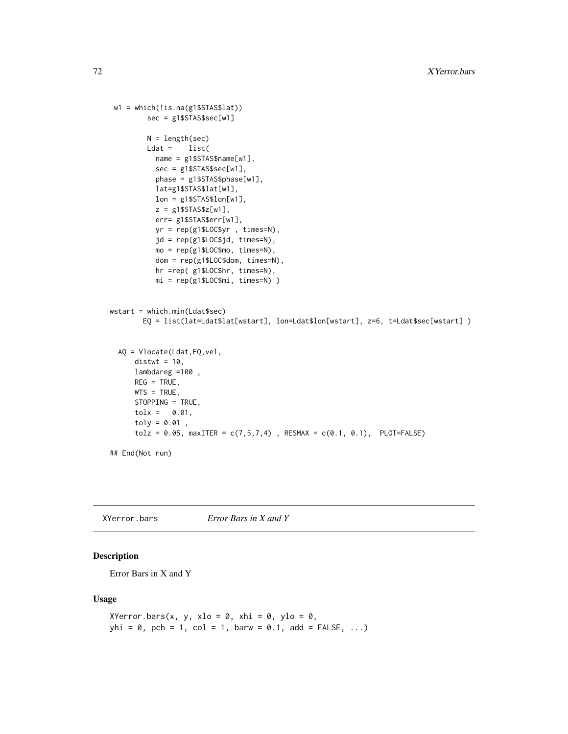```
w1 = which(!is.na(g1$STAS$lat))
        sec = g1$STAS$sec[w1]

        N = length(sec)
        Ldat =    list(
          name = g1$STAS$name[w1],
          sec = g1$STAS$sec[w1],
          phase = g1$STAS$phase[w1],
          lat=g1$STAS$lat[w1],
          lon = g1$STAS$lon[w1],
          z = g1$STAS$z[w1],
          err= g1$STAS$err[w1],
          yr = rep(g1$LOC$yr , times=N),
          jd = rep(g1$LOC$jd, times=N),
          mo = rep(g1$LOC$mo, times=N),
          dom = rep(g1$LOC$dom, times=N),
          hr =rep( g1$LOC$hr, times=N),
          mi = rep(g1$LOC$mi, times=N) )


wstart = which.min(Ldat$sec)
       EQ = list(lat=Ldat$lat[wstart], lon=Ldat$lon[wstart], z=6, t=Ldat$sec[wstart] )


  AQ = Vlocate(Ldat,EQ,vel,
      distwt = 10,
      lambdareg =100 ,
      REG = TRUE,
      WTS = TRUE,
      STOPPING = TRUE,
      tolx =   0.01,
      toly = 0.01 ,
      tolz = 0.05, maxITER = c(7,5,7,4) , RESMAX = c(0.1, 0.1),  PLOT=FALSE)

## End(Not run)
```

---

`XYerror.bars` *Error Bars in X and Y*

## Description

Error Bars in X and Y

## Usage

```
XYerror.bars(x, y, xlo = 0, xhi = 0, ylo = 0,
yhi = 0, pch = 1, col = 1, barw = 0.1, add = FALSE, ...)
```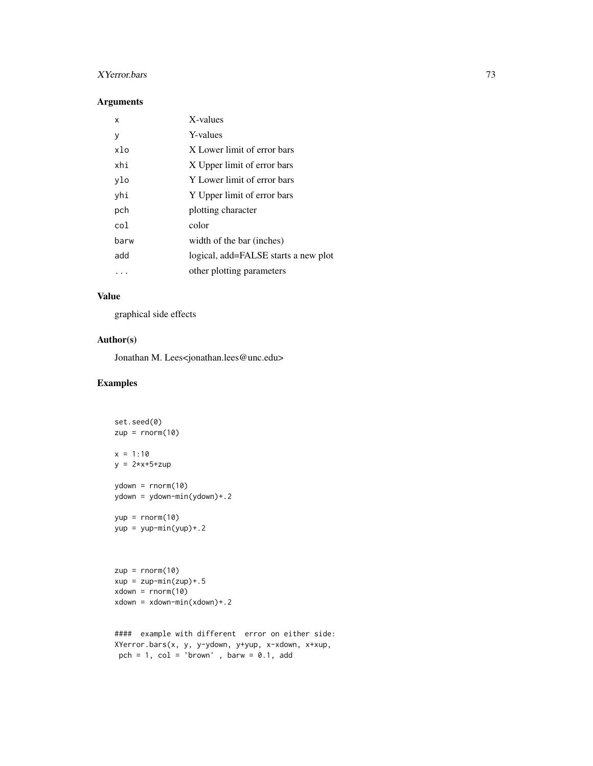## Arguments

| | |
|---|---|
| `x` | X-values |
| `y` | Y-values |
| `xlo` | X Lower limit of error bars |
| `xhi` | X Upper limit of error bars |
| `ylo` | Y Lower limit of error bars |
| `yhi` | Y Upper limit of error bars |
| `pch` | plotting character |
| `col` | color |
| `barw` | width of the bar (inches) |
| `add` | logical, add=FALSE starts a new plot |
| `...` | other plotting parameters |

## Value

graphical side effects

## Author(s)

Jonathan M. Lees<jonathan.lees@unc.edu>

## Examples

```
set.seed(0)
zup = rnorm(10)

x = 1:10
y = 2*x+5+zup

ydown = rnorm(10)
ydown = ydown-min(ydown)+.2

yup = rnorm(10)
yup = yup-min(yup)+.2



zup = rnorm(10)
xup = zup-min(zup)+.5
xdown = rnorm(10)
xdown = xdown-min(xdown)+.2


####  example with different  error on either side:
XYerror.bars(x, y, y-ydown, y+yup, x-xdown, x+xup,
 pch = 1, col = 'brown' , barw = 0.1, add
```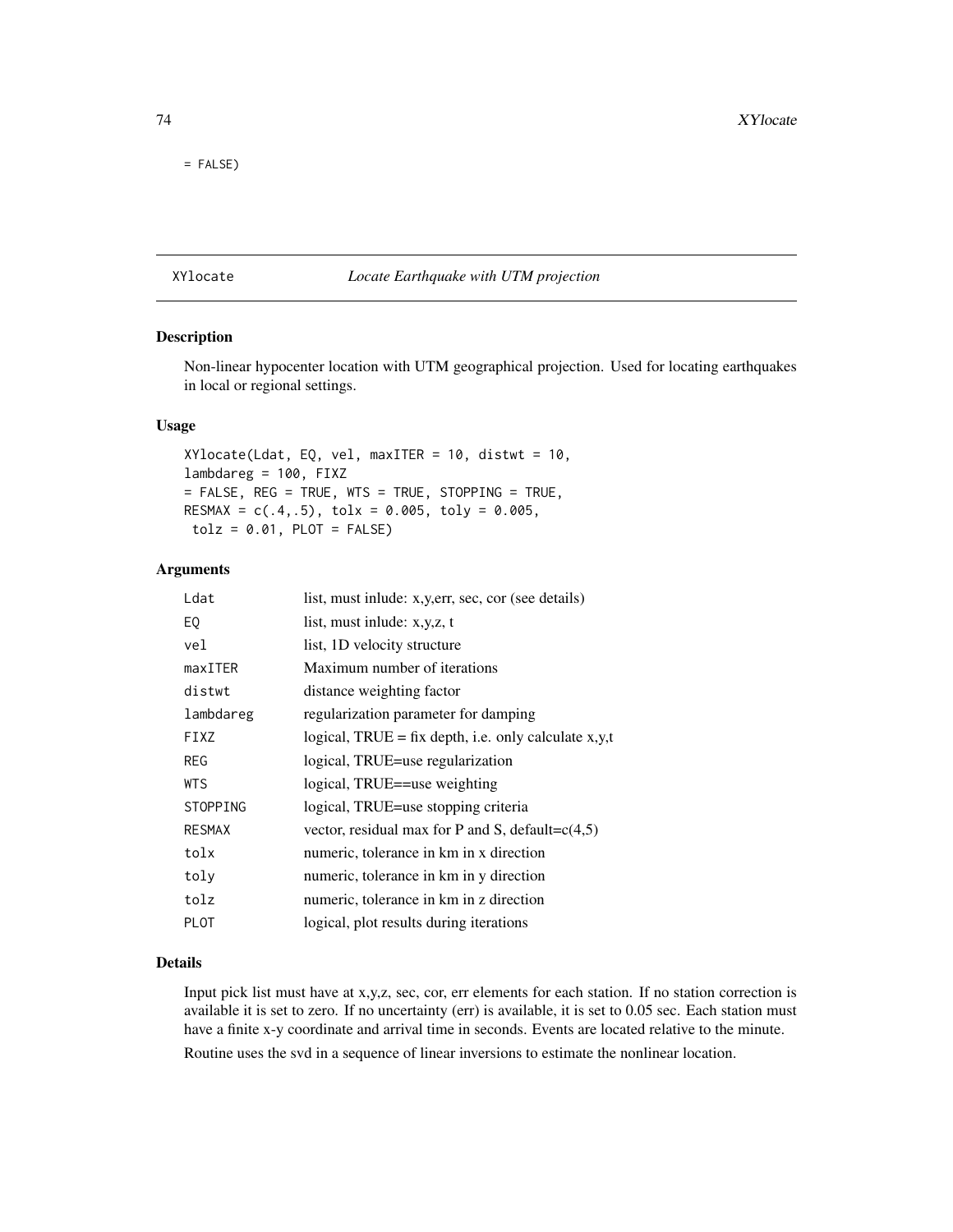```
= FALSE)
```

## XYlocate *Locate Earthquake with UTM projection*

### Description

Non-linear hypocenter location with UTM geographical projection. Used for locating earthquakes in local or regional settings.

### Usage

```
XYlocate(Ldat, EQ, vel, maxITER = 10, distwt = 10,
lambdareg = 100, FIXZ
= FALSE, REG = TRUE, WTS = TRUE, STOPPING = TRUE,
RESMAX = c(.4,.5), tolx = 0.005, toly = 0.005,
 tolz = 0.01, PLOT = FALSE)
```

### Arguments

| | |
|---|---|
| Ldat | list, must inlude: x,y,err, sec, cor (see details) |
| EQ | list, must inlude: x,y,z, t |
| vel | list, 1D velocity structure |
| maxITER | Maximum number of iterations |
| distwt | distance weighting factor |
| lambdareg | regularization parameter for damping |
| FIXZ | logical, TRUE = fix depth, i.e. only calculate x,y,t |
| REG | logical, TRUE=use regularization |
| WTS | logical, TRUE==use weighting |
| STOPPING | logical, TRUE=use stopping criteria |
| RESMAX | vector, residual max for P and S, default=c(4,5) |
| tolx | numeric, tolerance in km in x direction |
| toly | numeric, tolerance in km in y direction |
| tolz | numeric, tolerance in km in z direction |
| PLOT | logical, plot results during iterations |

### Details

Input pick list must have at x,y,z, sec, cor, err elements for each station. If no station correction is available it is set to zero. If no uncertainty (err) is available, it is set to 0.05 sec. Each station must have a finite x-y coordinate and arrival time in seconds. Events are located relative to the minute.

Routine uses the svd in a sequence of linear inversions to estimate the nonlinear location.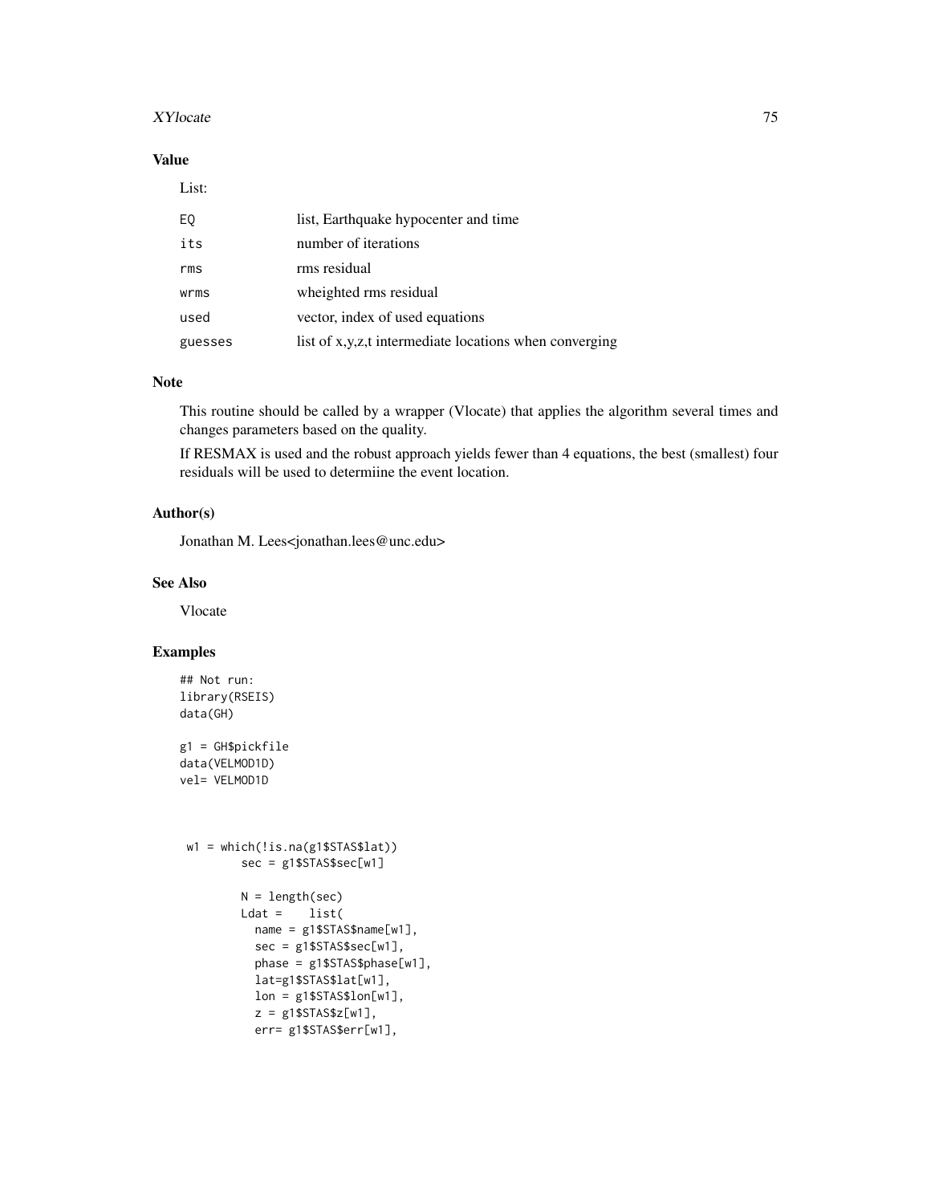## Value

List:

| | |
|---|---|
| EQ | list, Earthquake hypocenter and time |
| its | number of iterations |
| rms | rms residual |
| wrms | wheighted rms residual |
| used | vector, index of used equations |
| guesses | list of x,y,z,t intermediate locations when converging |

## Note

This routine should be called by a wrapper (Vlocate) that applies the algorithm several times and changes parameters based on the quality.

If RESMAX is used and the robust approach yields fewer than 4 equations, the best (smallest) four residuals will be used to determiine the event location.

## Author(s)

Jonathan M. Lees<jonathan.lees@unc.edu>

## See Also

Vlocate

## Examples

```
## Not run:
library(RSEIS)
data(GH)

g1 = GH$pickfile
data(VELMOD1D)
vel= VELMOD1D



 w1 = which(!is.na(g1$STAS$lat))
         sec = g1$STAS$sec[w1]

         N = length(sec)
         Ldat =    list(
           name = g1$STAS$name[w1],
           sec = g1$STAS$sec[w1],
           phase = g1$STAS$phase[w1],
           lat=g1$STAS$lat[w1],
           lon = g1$STAS$lon[w1],
           z = g1$STAS$z[w1],
           err= g1$STAS$err[w1],
```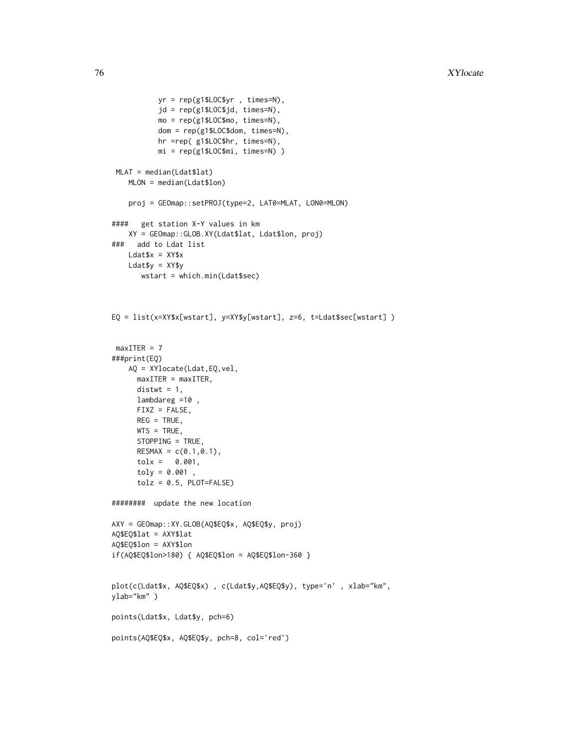```
          yr = rep(g1$LOC$yr , times=N),
          jd = rep(g1$LOC$jd, times=N),
          mo = rep(g1$LOC$mo, times=N),
          dom = rep(g1$LOC$dom, times=N),
          hr =rep( g1$LOC$hr, times=N),
          mi = rep(g1$LOC$mi, times=N) )

 MLAT = median(Ldat$lat)
   MLON = median(Ldat$lon)

   proj = GEOmap::setPROJ(type=2, LAT0=MLAT, LON0=MLON)

####   get station X-Y values in km
   XY = GEOmap::GLOB.XY(Ldat$lat, Ldat$lon, proj)
###   add to Ldat list
   Ldat$x = XY$x
   Ldat$y = XY$y
      wstart = which.min(Ldat$sec)



EQ = list(x=XY$x[wstart], y=XY$y[wstart], z=6, t=Ldat$sec[wstart] )


 maxITER = 7
###print(EQ)
   AQ = XYlocate(Ldat,EQ,vel,
     maxITER = maxITER,
     distwt = 1,
     lambdareg =10 ,
     FIXZ = FALSE,
     REG = TRUE,
     WTS = TRUE,
     STOPPING = TRUE,
     RESMAX = c(0.1,0.1),
     tolx =   0.001,
     toly = 0.001 ,
     tolz = 0.5, PLOT=FALSE)

########  update the new location

AXY = GEOmap::XY.GLOB(AQ$EQ$x, AQ$EQ$y, proj)
AQ$EQ$lat = AXY$lat
AQ$EQ$lon = AXY$lon
if(AQ$EQ$lon>180) { AQ$EQ$lon = AQ$EQ$lon-360 }


plot(c(Ldat$x, AQ$EQ$x) , c(Ldat$y,AQ$EQ$y), type='n' , xlab="km",
ylab="km" )

points(Ldat$x, Ldat$y, pch=6)

points(AQ$EQ$x, AQ$EQ$y, pch=8, col='red')
```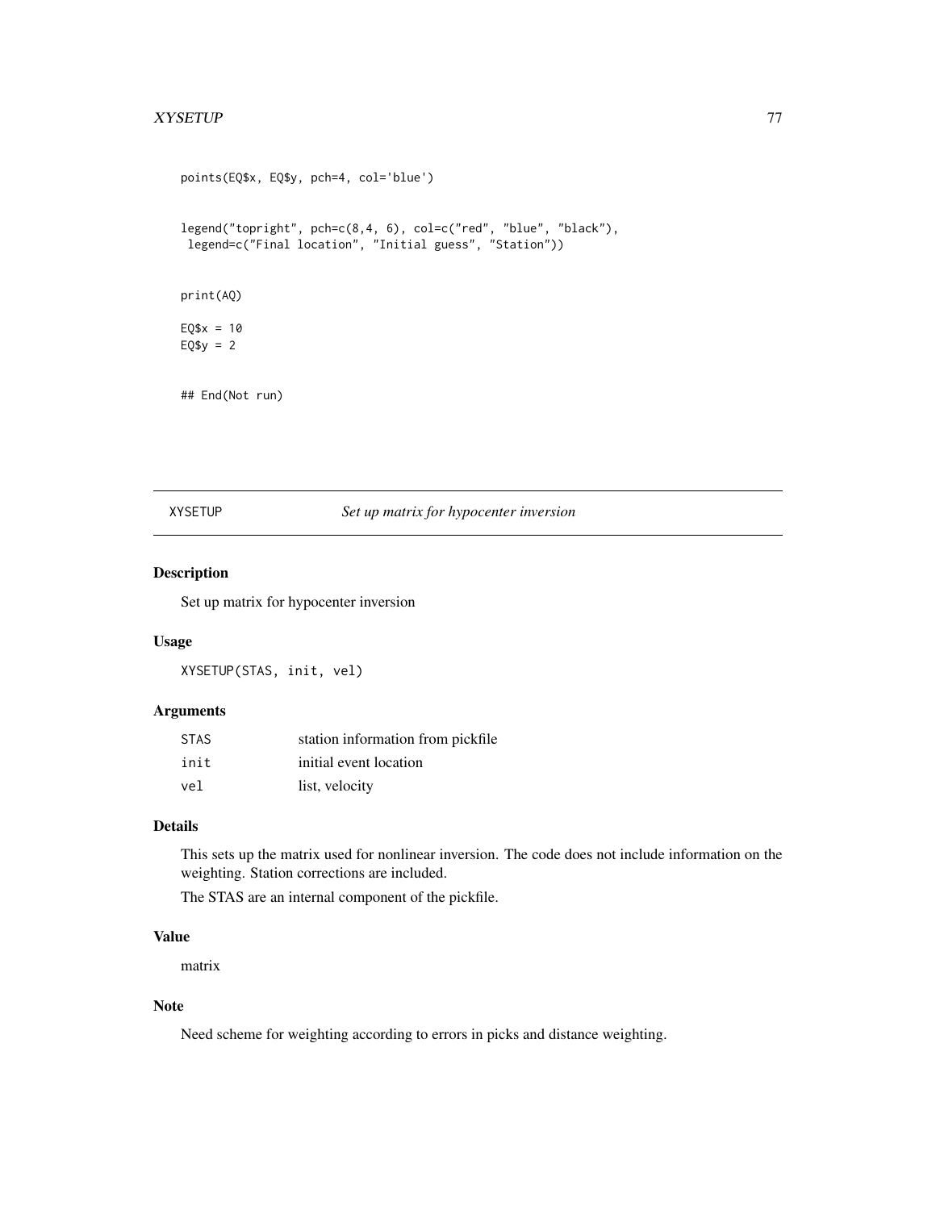```
points(EQ$x, EQ$y, pch=4, col='blue')


legend("topright", pch=c(8,4, 6), col=c("red", "blue", "black"),
 legend=c("Final location", "Initial guess", "Station"))


print(AQ)

EQ$x = 10
EQ$y = 2


## End(Not run)
```

---

## XYSETUP *Set up matrix for hypocenter inversion*

### Description

Set up matrix for hypocenter inversion

### Usage

```
XYSETUP(STAS, init, vel)
```

### Arguments

| | |
|---|---|
| STAS | station information from pickfile |
| init | initial event location |
| vel | list, velocity |

### Details

This sets up the matrix used for nonlinear inversion. The code does not include information on the weighting. Station corrections are included.

The STAS are an internal component of the pickfile.

### Value

matrix

### Note

Need scheme for weighting according to errors in picks and distance weighting.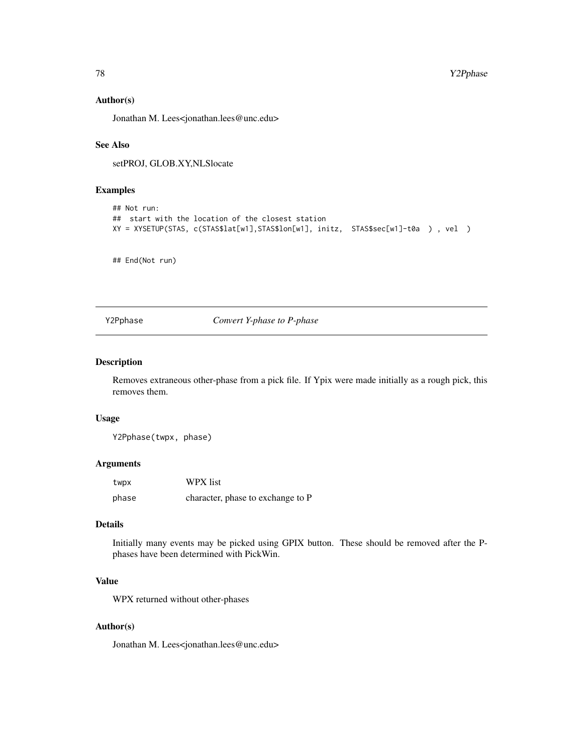### Author(s)

Jonathan M. Lees<jonathan.lees@unc.edu>

### See Also

setPROJ, GLOB.XY,NLSlocate

### Examples

```
## Not run:
##  start with the location of the closest station
XY = XYSETUP(STAS, c(STAS$lat[w1],STAS$lon[w1], initz,  STAS$sec[w1]-t0a  ) , vel  )


## End(Not run)
```

---

## Y2Pphase — *Convert Y-phase to P-phase*

### Description

Removes extraneous other-phase from a pick file. If Ypix were made initially as a rough pick, this removes them.

### Usage

```
Y2Pphase(twpx, phase)
```

### Arguments

| | |
|---|---|
| twpx | WPX list |
| phase | character, phase to exchange to P |

### Details

Initially many events may be picked using GPIX button. These should be removed after the P-phases have been determined with PickWin.

### Value

WPX returned without other-phases

### Author(s)

Jonathan M. Lees<jonathan.lees@unc.edu>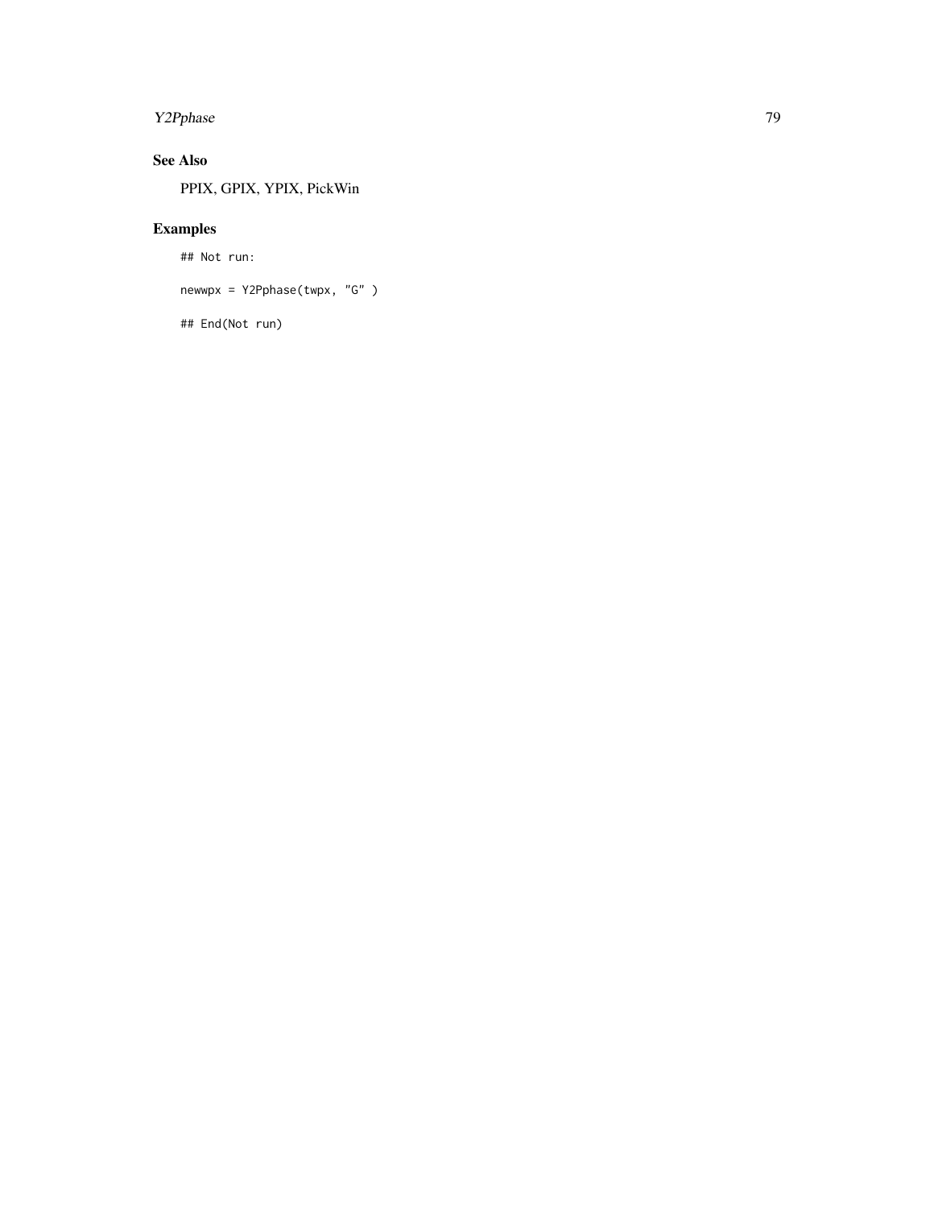## See Also

PPIX, GPIX, YPIX, PickWin

## Examples

```
## Not run:

newwpx = Y2Pphase(twpx, "G" )

## End(Not run)
```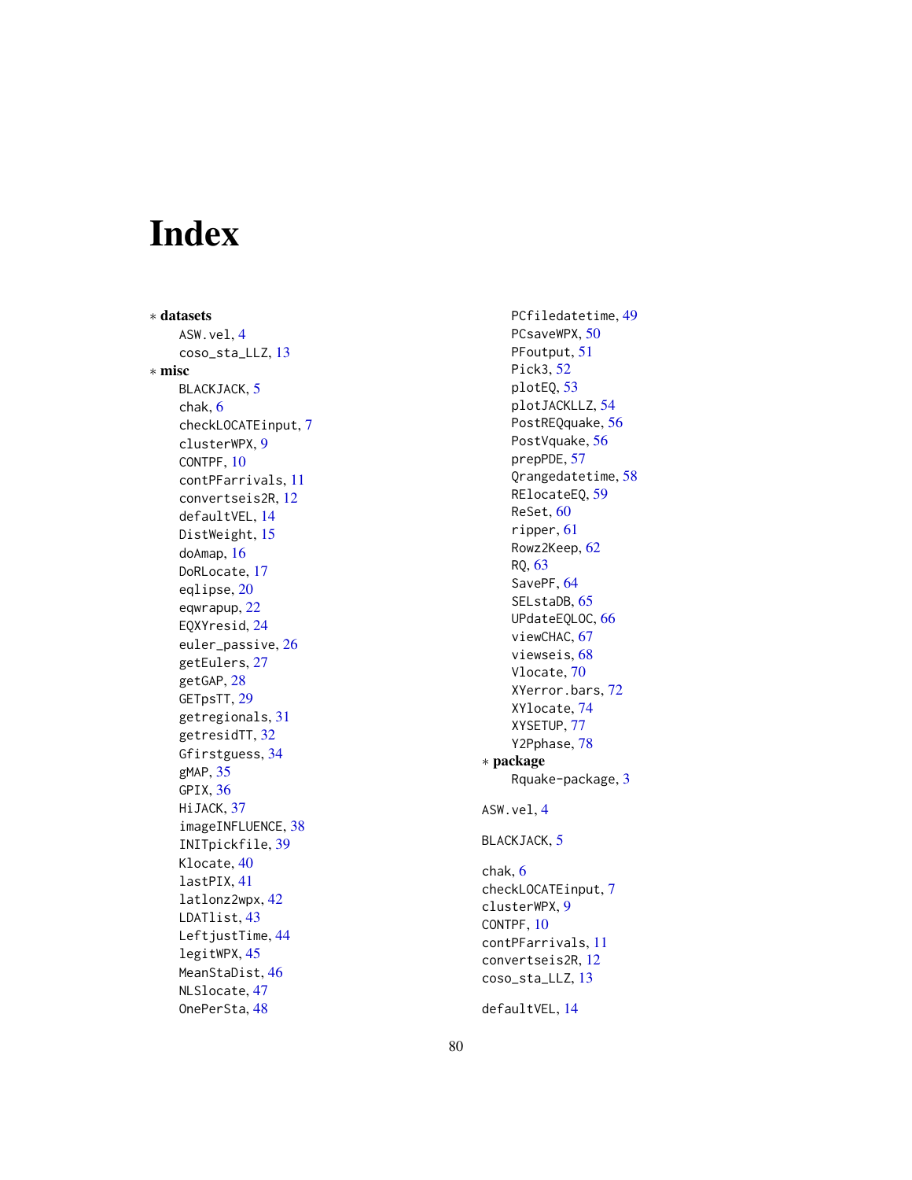# Index

∗ **datasets**
- ASW.vel, 4
- coso_sta_LLZ, 13

∗ **misc**
- BLACKJACK, 5
- chak, 6
- checkLOCATEinput, 7
- clusterWPX, 9
- CONTPF, 10
- contPFarrivals, 11
- convertseis2R, 12
- defaultVEL, 14
- DistWeight, 15
- doAmap, 16
- DoRLocate, 17
- eqlipse, 20
- eqwrapup, 22
- EQXYresid, 24
- euler_passive, 26
- getEulers, 27
- getGAP, 28
- GETpsTT, 29
- getregionals, 31
- getresidTT, 32
- Gfirstguess, 34
- gMAP, 35
- GPIX, 36
- HiJACK, 37
- imageINFLUENCE, 38
- INITpickfile, 39
- Klocate, 40
- lastPIX, 41
- latlonz2wpx, 42
- LDATlist, 43
- LeftjustTime, 44
- legitWPX, 45
- MeanStaDist, 46
- NLSlocate, 47
- OnePerSta, 48
- PCfiledatetime, 49
- PCsaveWPX, 50
- PFoutput, 51
- Pick3, 52
- plotEQ, 53
- plotJACKLLZ, 54
- PostREQquake, 56
- PostVquake, 56
- prepPDE, 57
- Qrangedatetime, 58
- RElocateEQ, 59
- ReSet, 60
- ripper, 61
- Rowz2Keep, 62
- RQ, 63
- SavePF, 64
- SELstaDB, 65
- UPdateEQLOC, 66
- viewCHAC, 67
- viewseis, 68
- Vlocate, 70
- XYerror.bars, 72
- XYlocate, 74
- XYSETUP, 77
- Y2Pphase, 78

∗ **package**
- Rquake-package, 3

ASW.vel, 4

BLACKJACK, 5

chak, 6
checkLOCATEinput, 7
clusterWPX, 9
CONTPF, 10
contPFarrivals, 11
convertseis2R, 12
coso_sta_LLZ, 13

defaultVEL, 14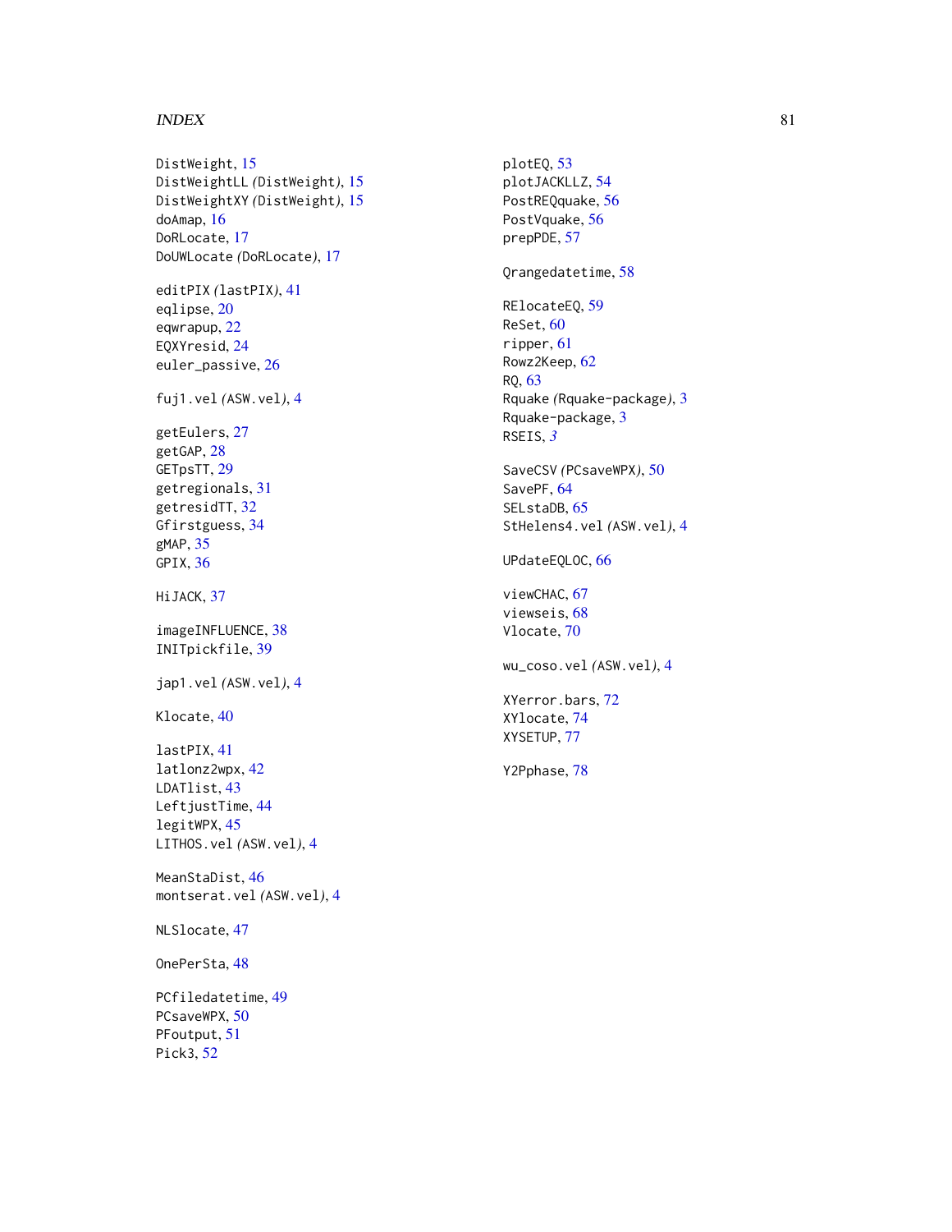DistWeight, 15
DistWeightLL *(DistWeight)*, 15
DistWeightXY *(DistWeight)*, 15
doAmap, 16
DoRLocate, 17
DoUWLocate *(DoRLocate)*, 17

editPIX *(lastPIX)*, 41
eqlipse, 20
eqwrapup, 22
EQXYresid, 24
euler_passive, 26

fuj1.vel *(ASW.vel)*, 4

getEulers, 27
getGAP, 28
GETpsTT, 29
getregionals, 31
getresidTT, 32
Gfirstguess, 34
gMAP, 35
GPIX, 36

HiJACK, 37

imageINFLUENCE, 38
INITpickfile, 39

jap1.vel *(ASW.vel)*, 4

Klocate, 40

lastPIX, 41
latlonz2wpx, 42
LDATlist, 43
LeftjustTime, 44
legitWPX, 45
LITHOS.vel *(ASW.vel)*, 4

MeanStaDist, 46
montserat.vel *(ASW.vel)*, 4

NLSlocate, 47

OnePerSta, 48

PCfiledatetime, 49
PCsaveWPX, 50
PFoutput, 51
Pick3, 52
plotEQ, 53
plotJACKLLZ, 54
PostREQquake, 56
PostVquake, 56
prepPDE, 57

Qrangedatetime, 58

RElocateEQ, 59
ReSet, 60
ripper, 61
Rowz2Keep, 62
RQ, 63
Rquake *(Rquake-package)*, 3
Rquake-package, 3
RSEIS, *3*

SaveCSV *(PCsaveWPX)*, 50
SavePF, 64
SELstaDB, 65
StHelens4.vel *(ASW.vel)*, 4

UPdateEQLOC, 66

viewCHAC, 67
viewseis, 68
Vlocate, 70

wu_coso.vel *(ASW.vel)*, 4

XYerror.bars, 72
XYlocate, 74
XYSETUP, 77

Y2Pphase, 78